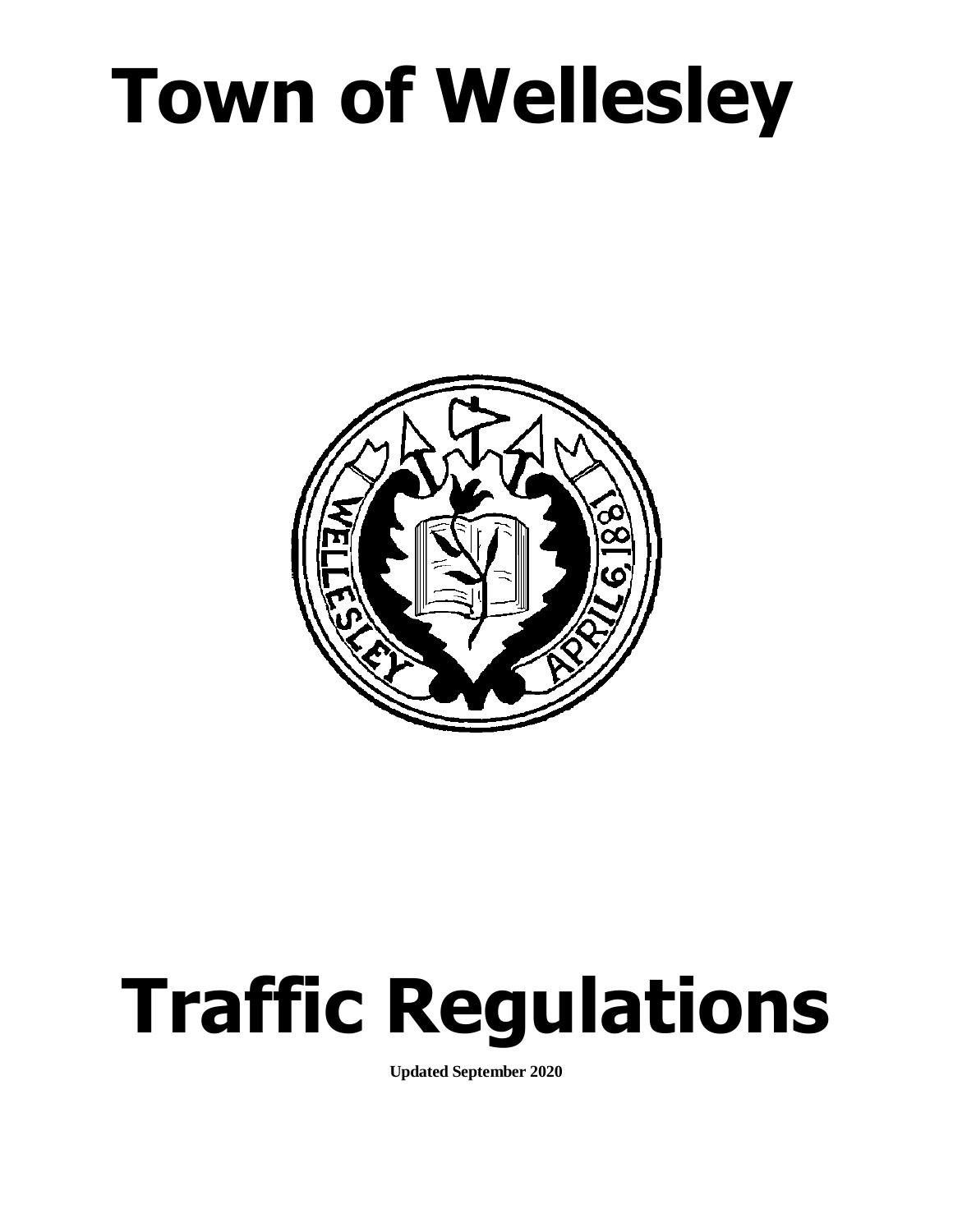# Town of Wellesley

# Traffic Regulations

**Updated September 2020**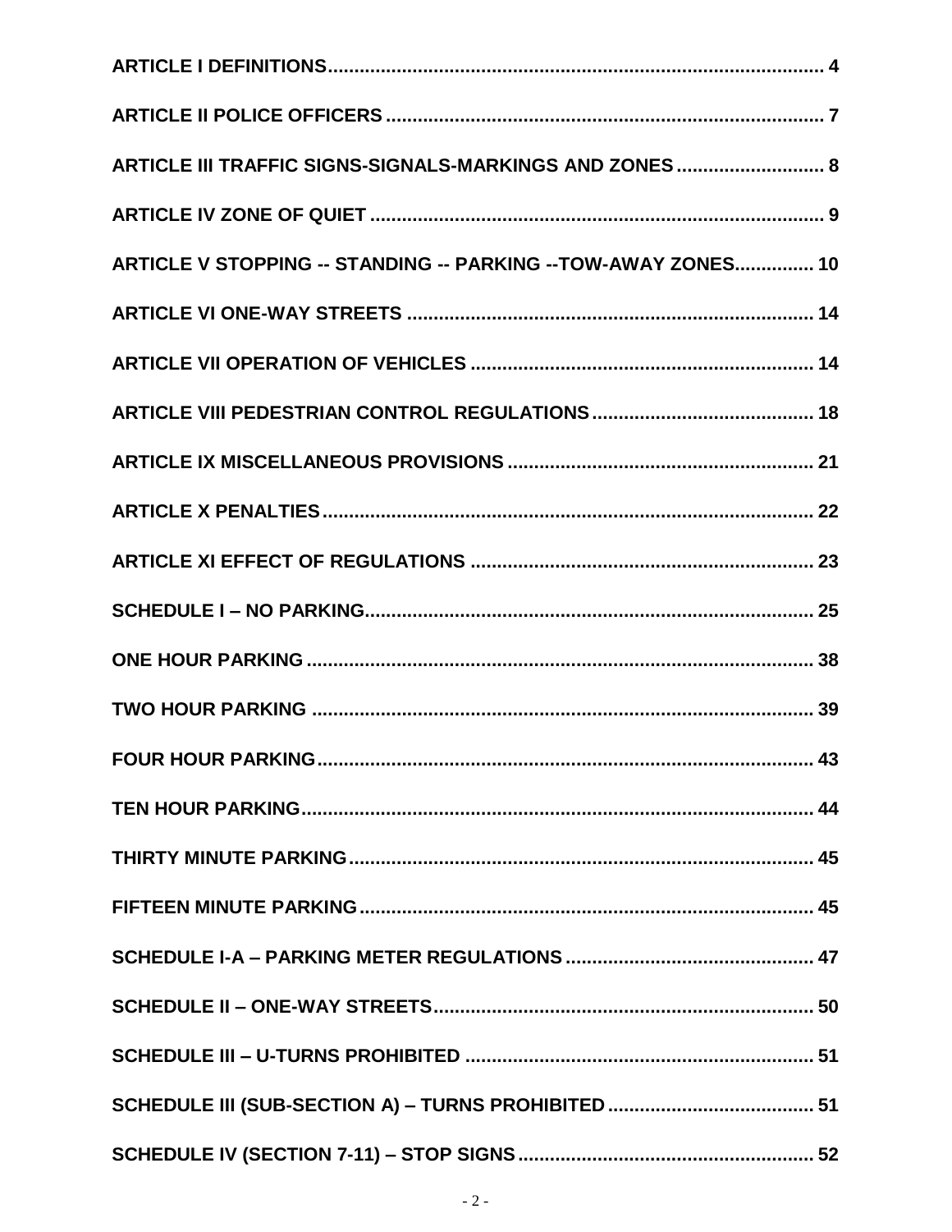**ARTICLE I DEFINITIONS** .......... 4

**ARTICLE II POLICE OFFICERS** .......... 7

**ARTICLE III TRAFFIC SIGNS-SIGNALS-MARKINGS AND ZONES** .......... 8

**ARTICLE IV ZONE OF QUIET** .......... 9

**ARTICLE V STOPPING -- STANDING -- PARKING --TOW-AWAY ZONES** .......... 10

**ARTICLE VI ONE-WAY STREETS** .......... 14

**ARTICLE VII OPERATION OF VEHICLES** .......... 14

**ARTICLE VIII PEDESTRIAN CONTROL REGULATIONS** .......... 18

**ARTICLE IX MISCELLANEOUS PROVISIONS** .......... 21

**ARTICLE X PENALTIES** .......... 22

**ARTICLE XI EFFECT OF REGULATIONS** .......... 23

**SCHEDULE I – NO PARKING** .......... 25

**ONE HOUR PARKING** .......... 38

**TWO HOUR PARKING** .......... 39

**FOUR HOUR PARKING** .......... 43

**TEN HOUR PARKING** .......... 44

**THIRTY MINUTE PARKING** .......... 45

**FIFTEEN MINUTE PARKING** .......... 45

**SCHEDULE I-A – PARKING METER REGULATIONS** .......... 47

**SCHEDULE II – ONE-WAY STREETS** .......... 50

**SCHEDULE III – U-TURNS PROHIBITED** .......... 51

**SCHEDULE III (SUB-SECTION A) – TURNS PROHIBITED** .......... 51

**SCHEDULE IV (SECTION 7-11) – STOP SIGNS** .......... 52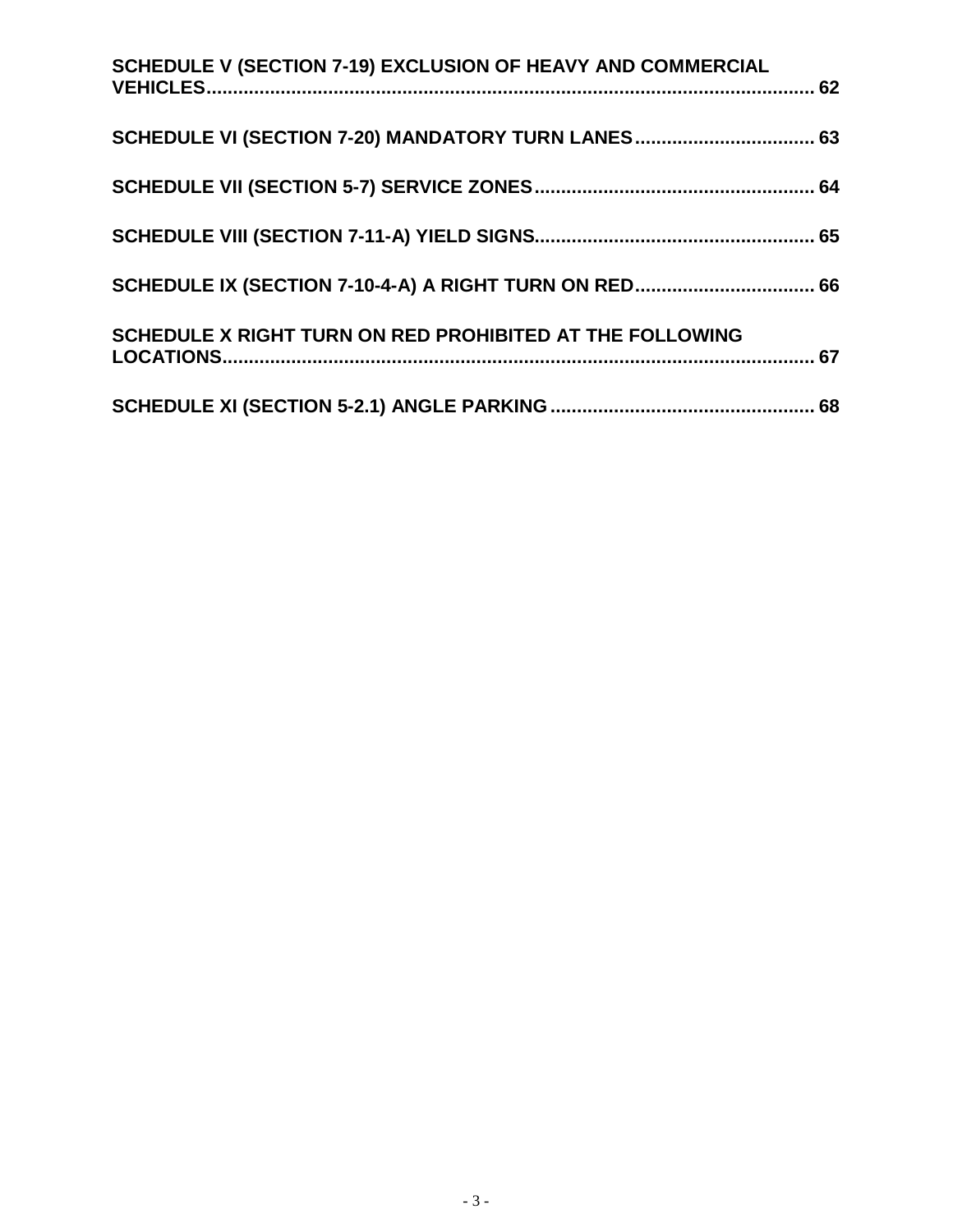**SCHEDULE V (SECTION 7-19) EXCLUSION OF HEAVY AND COMMERCIAL VEHICLES....................................................................................................................... 62**

**SCHEDULE VI (SECTION 7-20) MANDATORY TURN LANES.................................. 63**

**SCHEDULE VII (SECTION 5-7) SERVICE ZONES..................................................... 64**

**SCHEDULE VIII (SECTION 7-11-A) YIELD SIGNS..................................................... 65**

**SCHEDULE IX (SECTION 7-10-4-A) A RIGHT TURN ON RED.................................. 66**

**SCHEDULE X RIGHT TURN ON RED PROHIBITED AT THE FOLLOWING LOCATIONS................................................................................................................ 67**

**SCHEDULE XI (SECTION 5-2.1) ANGLE PARKING.................................................. 68**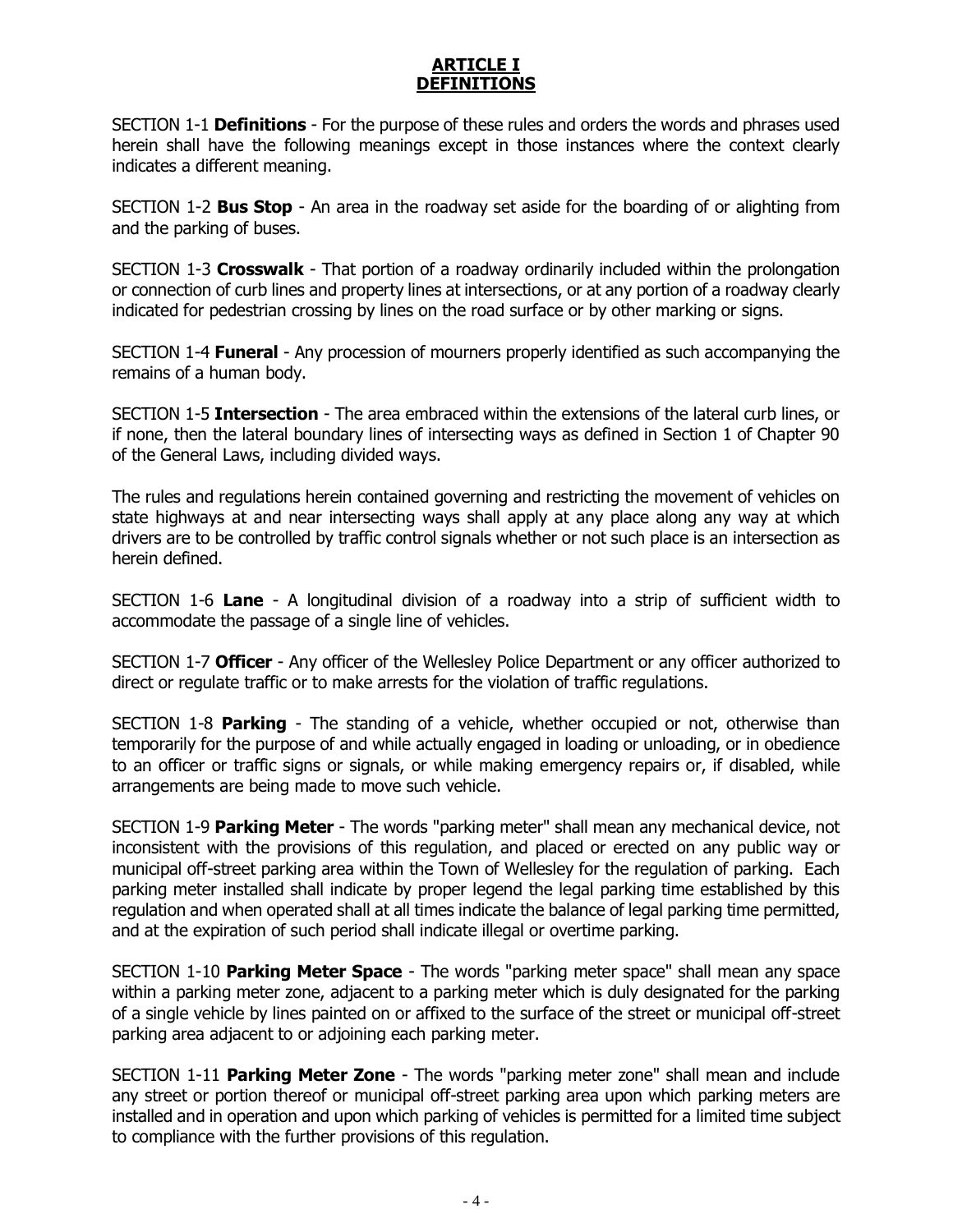# ARTICLE I
# DEFINITIONS

SECTION 1-1 **Definitions** - For the purpose of these rules and orders the words and phrases used herein shall have the following meanings except in those instances where the context clearly indicates a different meaning.

SECTION 1-2 **Bus Stop** - An area in the roadway set aside for the boarding of or alighting from and the parking of buses.

SECTION 1-3 **Crosswalk** - That portion of a roadway ordinarily included within the prolongation or connection of curb lines and property lines at intersections, or at any portion of a roadway clearly indicated for pedestrian crossing by lines on the road surface or by other marking or signs.

SECTION 1-4 **Funeral** - Any procession of mourners properly identified as such accompanying the remains of a human body.

SECTION 1-5 **Intersection** - The area embraced within the extensions of the lateral curb lines, or if none, then the lateral boundary lines of intersecting ways as defined in Section 1 of Chapter 90 of the General Laws, including divided ways.

The rules and regulations herein contained governing and restricting the movement of vehicles on state highways at and near intersecting ways shall apply at any place along any way at which drivers are to be controlled by traffic control signals whether or not such place is an intersection as herein defined.

SECTION 1-6 **Lane** - A longitudinal division of a roadway into a strip of sufficient width to accommodate the passage of a single line of vehicles.

SECTION 1-7 **Officer** - Any officer of the Wellesley Police Department or any officer authorized to direct or regulate traffic or to make arrests for the violation of traffic regulations.

SECTION 1-8 **Parking** - The standing of a vehicle, whether occupied or not, otherwise than temporarily for the purpose of and while actually engaged in loading or unloading, or in obedience to an officer or traffic signs or signals, or while making emergency repairs or, if disabled, while arrangements are being made to move such vehicle.

SECTION 1-9 **Parking Meter** - The words "parking meter" shall mean any mechanical device, not inconsistent with the provisions of this regulation, and placed or erected on any public way or municipal off-street parking area within the Town of Wellesley for the regulation of parking. Each parking meter installed shall indicate by proper legend the legal parking time established by this regulation and when operated shall at all times indicate the balance of legal parking time permitted, and at the expiration of such period shall indicate illegal or overtime parking.

SECTION 1-10 **Parking Meter Space** - The words "parking meter space" shall mean any space within a parking meter zone, adjacent to a parking meter which is duly designated for the parking of a single vehicle by lines painted on or affixed to the surface of the street or municipal off-street parking area adjacent to or adjoining each parking meter.

SECTION 1-11 **Parking Meter Zone** - The words "parking meter zone" shall mean and include any street or portion thereof or municipal off-street parking area upon which parking meters are installed and in operation and upon which parking of vehicles is permitted for a limited time subject to compliance with the further provisions of this regulation.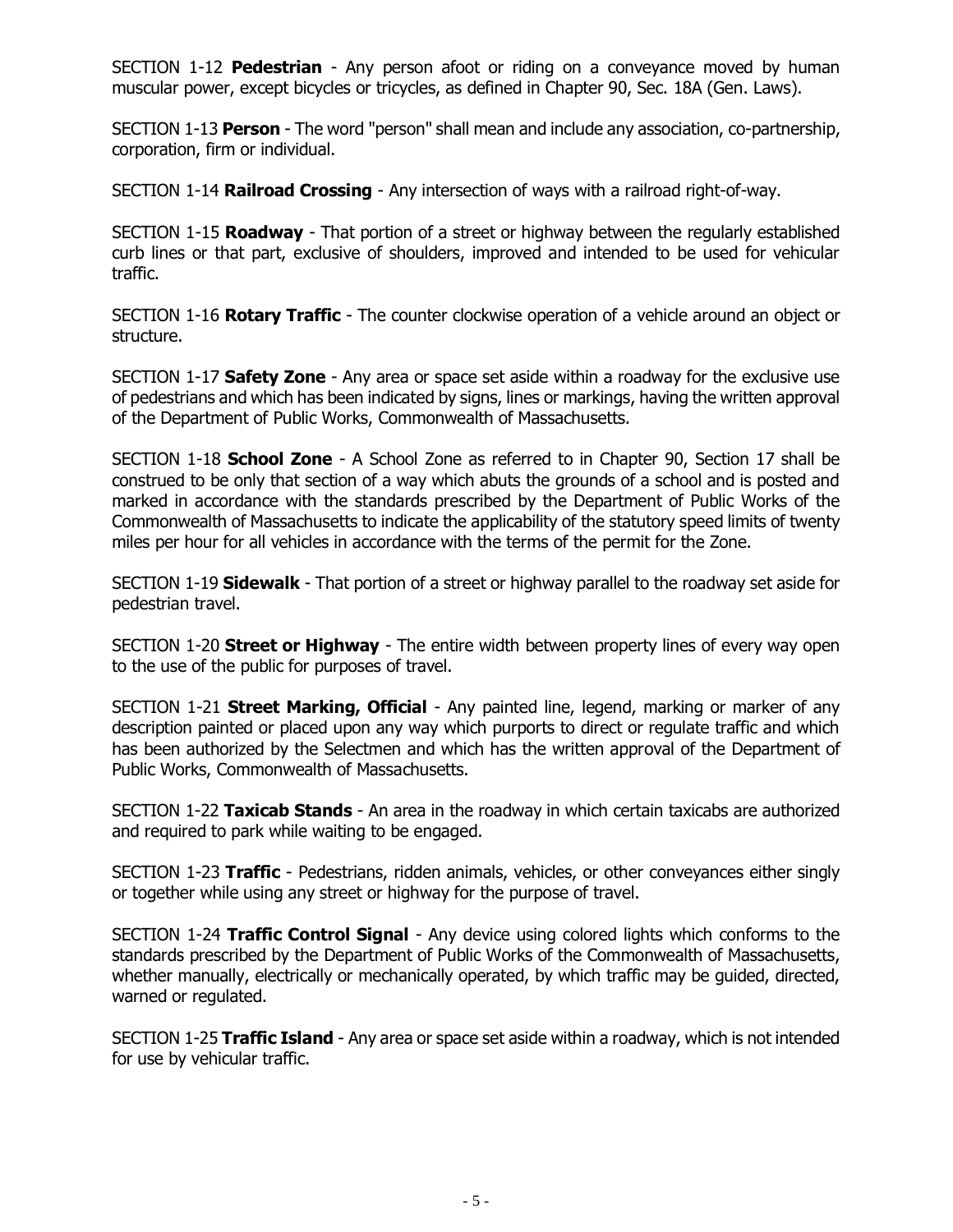SECTION 1-12 **Pedestrian** - Any person afoot or riding on a conveyance moved by human muscular power, except bicycles or tricycles, as defined in Chapter 90, Sec. 18A (Gen. Laws).

SECTION 1-13 **Person** - The word "person" shall mean and include any association, co-partnership, corporation, firm or individual.

SECTION 1-14 **Railroad Crossing** - Any intersection of ways with a railroad right-of-way.

SECTION 1-15 **Roadway** - That portion of a street or highway between the regularly established curb lines or that part, exclusive of shoulders, improved and intended to be used for vehicular traffic.

SECTION 1-16 **Rotary Traffic** - The counter clockwise operation of a vehicle around an object or structure.

SECTION 1-17 **Safety Zone** - Any area or space set aside within a roadway for the exclusive use of pedestrians and which has been indicated by signs, lines or markings, having the written approval of the Department of Public Works, Commonwealth of Massachusetts.

SECTION 1-18 **School Zone** - A School Zone as referred to in Chapter 90, Section 17 shall be construed to be only that section of a way which abuts the grounds of a school and is posted and marked in accordance with the standards prescribed by the Department of Public Works of the Commonwealth of Massachusetts to indicate the applicability of the statutory speed limits of twenty miles per hour for all vehicles in accordance with the terms of the permit for the Zone.

SECTION 1-19 **Sidewalk** - That portion of a street or highway parallel to the roadway set aside for pedestrian travel.

SECTION 1-20 **Street or Highway** - The entire width between property lines of every way open to the use of the public for purposes of travel.

SECTION 1-21 **Street Marking, Official** - Any painted line, legend, marking or marker of any description painted or placed upon any way which purports to direct or regulate traffic and which has been authorized by the Selectmen and which has the written approval of the Department of Public Works, Commonwealth of Massachusetts.

SECTION 1-22 **Taxicab Stands** - An area in the roadway in which certain taxicabs are authorized and required to park while waiting to be engaged.

SECTION 1-23 **Traffic** - Pedestrians, ridden animals, vehicles, or other conveyances either singly or together while using any street or highway for the purpose of travel.

SECTION 1-24 **Traffic Control Signal** - Any device using colored lights which conforms to the standards prescribed by the Department of Public Works of the Commonwealth of Massachusetts, whether manually, electrically or mechanically operated, by which traffic may be guided, directed, warned or regulated.

SECTION 1-25 **Traffic Island** - Any area or space set aside within a roadway, which is not intended for use by vehicular traffic.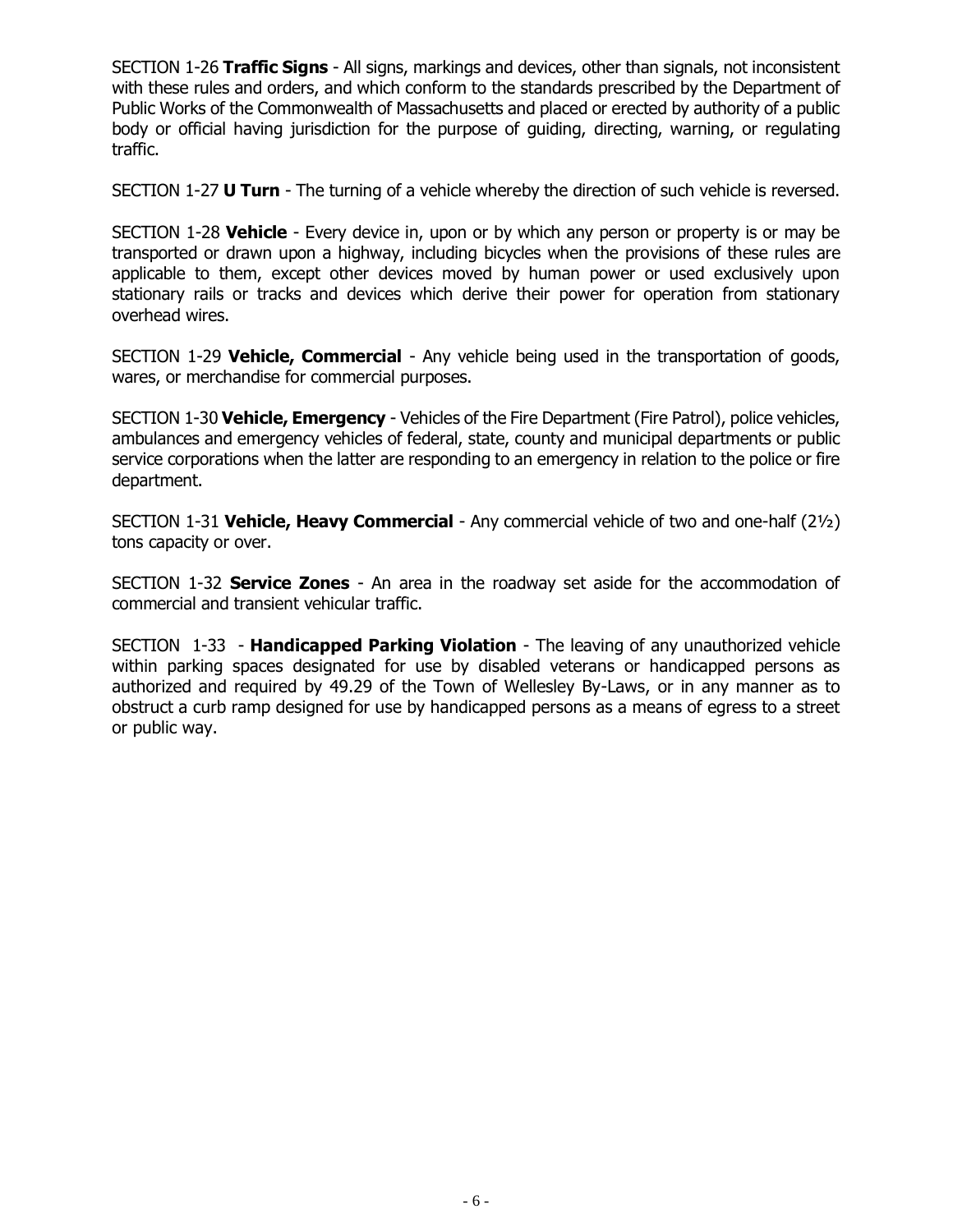SECTION 1-26 **Traffic Signs** - All signs, markings and devices, other than signals, not inconsistent with these rules and orders, and which conform to the standards prescribed by the Department of Public Works of the Commonwealth of Massachusetts and placed or erected by authority of a public body or official having jurisdiction for the purpose of guiding, directing, warning, or regulating traffic.

SECTION 1-27 **U Turn** - The turning of a vehicle whereby the direction of such vehicle is reversed.

SECTION 1-28 **Vehicle** - Every device in, upon or by which any person or property is or may be transported or drawn upon a highway, including bicycles when the provisions of these rules are applicable to them, except other devices moved by human power or used exclusively upon stationary rails or tracks and devices which derive their power for operation from stationary overhead wires.

SECTION 1-29 **Vehicle, Commercial** - Any vehicle being used in the transportation of goods, wares, or merchandise for commercial purposes.

SECTION 1-30 **Vehicle, Emergency** - Vehicles of the Fire Department (Fire Patrol), police vehicles, ambulances and emergency vehicles of federal, state, county and municipal departments or public service corporations when the latter are responding to an emergency in relation to the police or fire department.

SECTION 1-31 **Vehicle, Heavy Commercial** - Any commercial vehicle of two and one-half (2½) tons capacity or over.

SECTION 1-32 **Service Zones** - An area in the roadway set aside for the accommodation of commercial and transient vehicular traffic.

SECTION 1-33 - **Handicapped Parking Violation** - The leaving of any unauthorized vehicle within parking spaces designated for use by disabled veterans or handicapped persons as authorized and required by 49.29 of the Town of Wellesley By-Laws, or in any manner as to obstruct a curb ramp designed for use by handicapped persons as a means of egress to a street or public way.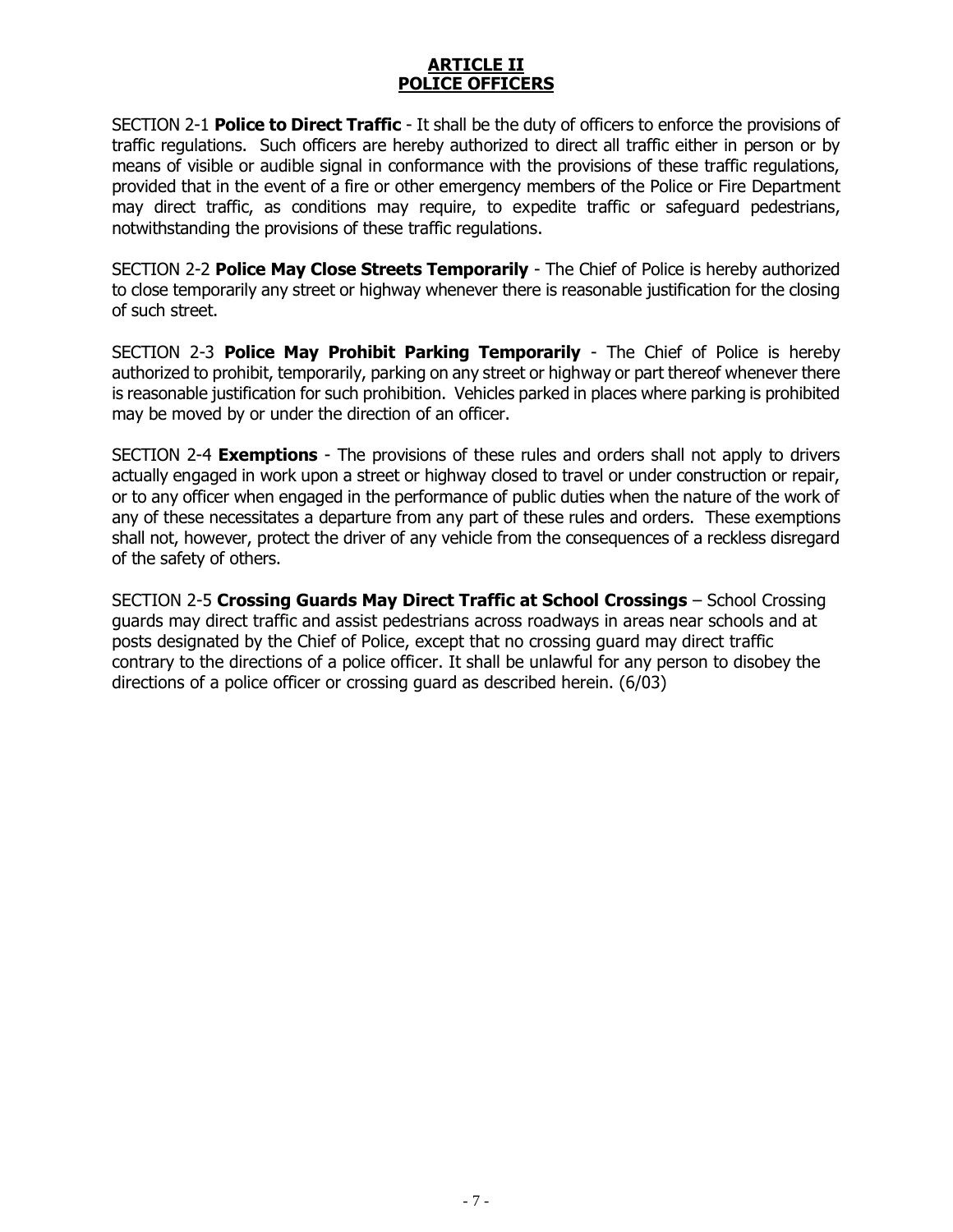# ARTICLE II
# POLICE OFFICERS

SECTION 2-1 **Police to Direct Traffic** - It shall be the duty of officers to enforce the provisions of traffic regulations. Such officers are hereby authorized to direct all traffic either in person or by means of visible or audible signal in conformance with the provisions of these traffic regulations, provided that in the event of a fire or other emergency members of the Police or Fire Department may direct traffic, as conditions may require, to expedite traffic or safeguard pedestrians, notwithstanding the provisions of these traffic regulations.

SECTION 2-2 **Police May Close Streets Temporarily** - The Chief of Police is hereby authorized to close temporarily any street or highway whenever there is reasonable justification for the closing of such street.

SECTION 2-3 **Police May Prohibit Parking Temporarily** - The Chief of Police is hereby authorized to prohibit, temporarily, parking on any street or highway or part thereof whenever there is reasonable justification for such prohibition. Vehicles parked in places where parking is prohibited may be moved by or under the direction of an officer.

SECTION 2-4 **Exemptions** - The provisions of these rules and orders shall not apply to drivers actually engaged in work upon a street or highway closed to travel or under construction or repair, or to any officer when engaged in the performance of public duties when the nature of the work of any of these necessitates a departure from any part of these rules and orders. These exemptions shall not, however, protect the driver of any vehicle from the consequences of a reckless disregard of the safety of others.

SECTION 2-5 **Crossing Guards May Direct Traffic at School Crossings** – School Crossing guards may direct traffic and assist pedestrians across roadways in areas near schools and at posts designated by the Chief of Police, except that no crossing guard may direct traffic contrary to the directions of a police officer. It shall be unlawful for any person to disobey the directions of a police officer or crossing guard as described herein. (6/03)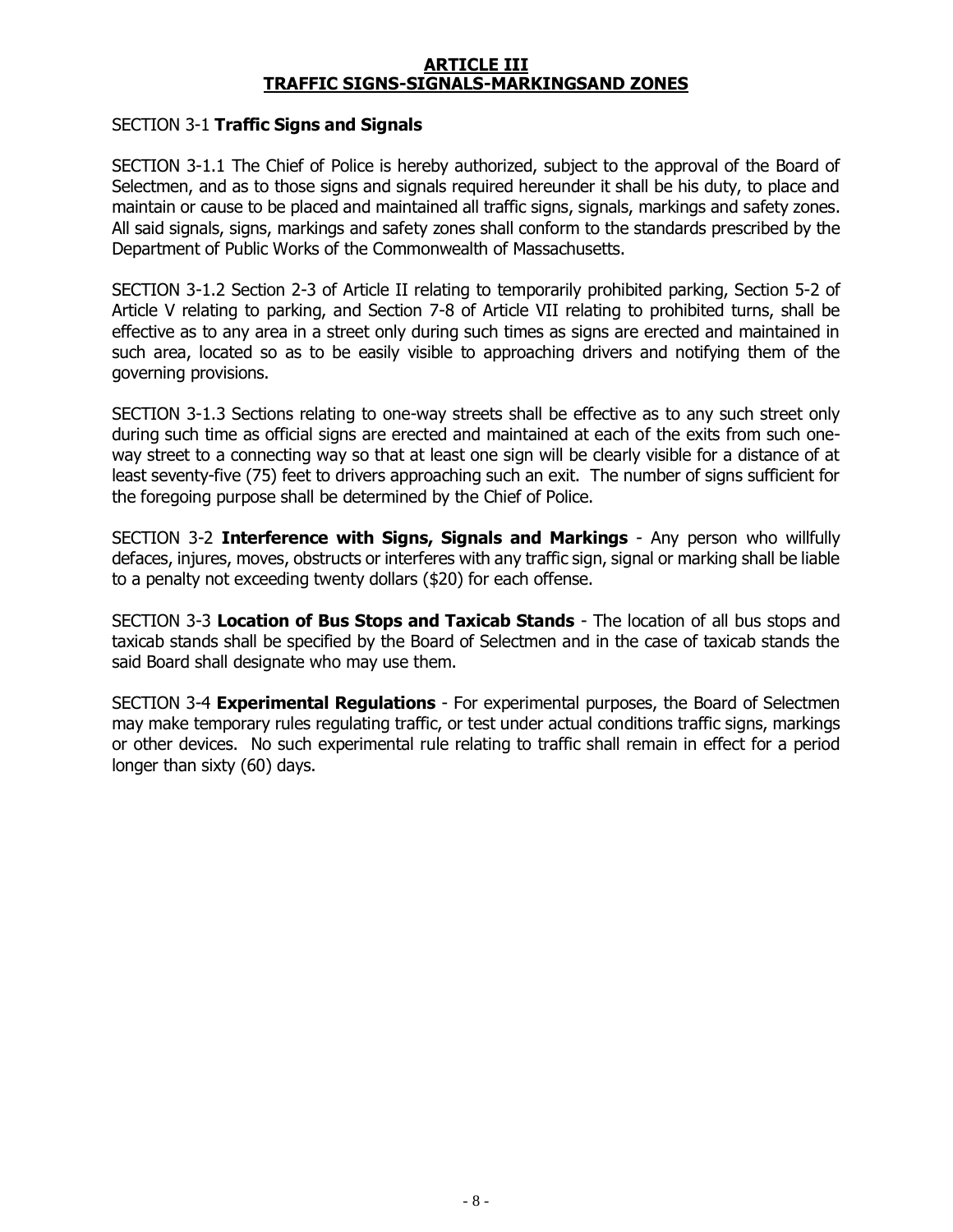# ARTICLE III
# TRAFFIC SIGNS-SIGNALS-MARKINGSAND ZONES

SECTION 3-1 **Traffic Signs and Signals**

SECTION 3-1.1 The Chief of Police is hereby authorized, subject to the approval of the Board of Selectmen, and as to those signs and signals required hereunder it shall be his duty, to place and maintain or cause to be placed and maintained all traffic signs, signals, markings and safety zones. All said signals, signs, markings and safety zones shall conform to the standards prescribed by the Department of Public Works of the Commonwealth of Massachusetts.

SECTION 3-1.2 Section 2-3 of Article II relating to temporarily prohibited parking, Section 5-2 of Article V relating to parking, and Section 7-8 of Article VII relating to prohibited turns, shall be effective as to any area in a street only during such times as signs are erected and maintained in such area, located so as to be easily visible to approaching drivers and notifying them of the governing provisions.

SECTION 3-1.3 Sections relating to one-way streets shall be effective as to any such street only during such time as official signs are erected and maintained at each of the exits from such one-way street to a connecting way so that at least one sign will be clearly visible for a distance of at least seventy-five (75) feet to drivers approaching such an exit. The number of signs sufficient for the foregoing purpose shall be determined by the Chief of Police.

SECTION 3-2 **Interference with Signs, Signals and Markings** - Any person who willfully defaces, injures, moves, obstructs or interferes with any traffic sign, signal or marking shall be liable to a penalty not exceeding twenty dollars ($20) for each offense.

SECTION 3-3 **Location of Bus Stops and Taxicab Stands** - The location of all bus stops and taxicab stands shall be specified by the Board of Selectmen and in the case of taxicab stands the said Board shall designate who may use them.

SECTION 3-4 **Experimental Regulations** - For experimental purposes, the Board of Selectmen may make temporary rules regulating traffic, or test under actual conditions traffic signs, markings or other devices. No such experimental rule relating to traffic shall remain in effect for a period longer than sixty (60) days.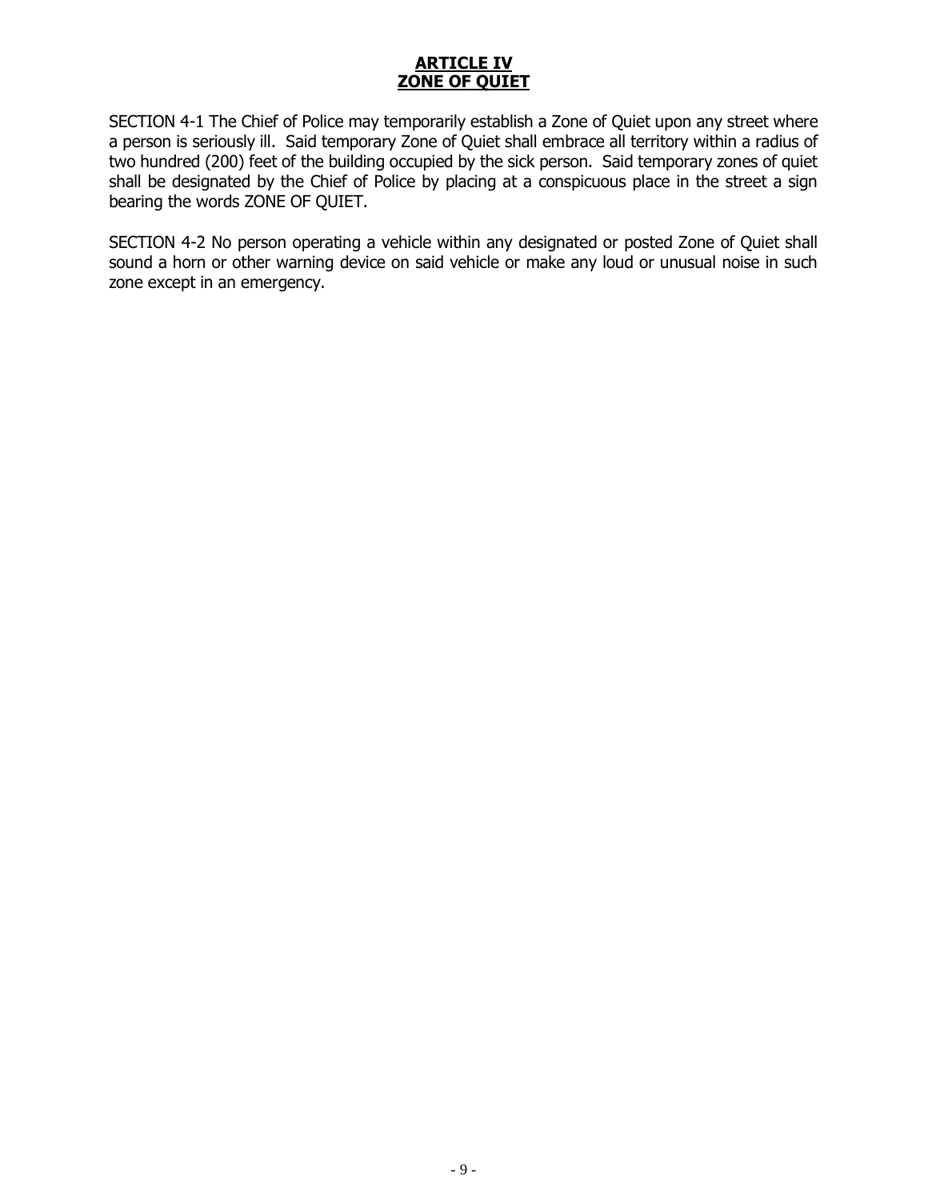# ARTICLE IV
# ZONE OF QUIET

SECTION 4-1 The Chief of Police may temporarily establish a Zone of Quiet upon any street where a person is seriously ill. Said temporary Zone of Quiet shall embrace all territory within a radius of two hundred (200) feet of the building occupied by the sick person. Said temporary zones of quiet shall be designated by the Chief of Police by placing at a conspicuous place in the street a sign bearing the words ZONE OF QUIET.

SECTION 4-2 No person operating a vehicle within any designated or posted Zone of Quiet shall sound a horn or other warning device on said vehicle or make any loud or unusual noise in such zone except in an emergency.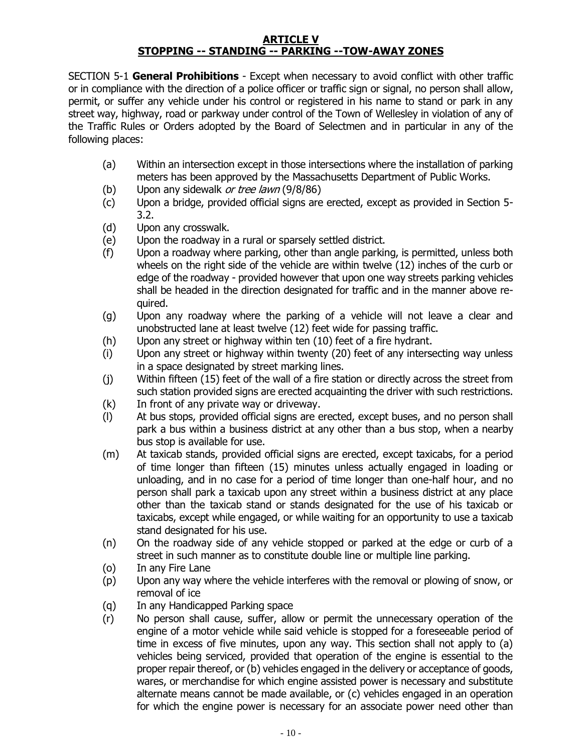## ARTICLE V
## STOPPING -- STANDING -- PARKING --TOW-AWAY ZONES

SECTION 5-1 **General Prohibitions** - Except when necessary to avoid conflict with other traffic or in compliance with the direction of a police officer or traffic sign or signal, no person shall allow, permit, or suffer any vehicle under his control or registered in his name to stand or park in any street way, highway, road or parkway under control of the Town of Wellesley in violation of any of the Traffic Rules or Orders adopted by the Board of Selectmen and in particular in any of the following places:

(a) Within an intersection except in those intersections where the installation of parking meters has been approved by the Massachusetts Department of Public Works.

(b) Upon any sidewalk *or tree lawn* (9/8/86)

(c) Upon a bridge, provided official signs are erected, except as provided in Section 5-3.2.

(d) Upon any crosswalk.

(e) Upon the roadway in a rural or sparsely settled district.

(f) Upon a roadway where parking, other than angle parking, is permitted, unless both wheels on the right side of the vehicle are within twelve (12) inches of the curb or edge of the roadway - provided however that upon one way streets parking vehicles shall be headed in the direction designated for traffic and in the manner above required.

(g) Upon any roadway where the parking of a vehicle will not leave a clear and unobstructed lane at least twelve (12) feet wide for passing traffic.

(h) Upon any street or highway within ten (10) feet of a fire hydrant.

(i) Upon any street or highway within twenty (20) feet of any intersecting way unless in a space designated by street marking lines.

(j) Within fifteen (15) feet of the wall of a fire station or directly across the street from such station provided signs are erected acquainting the driver with such restrictions.

(k) In front of any private way or driveway.

(l) At bus stops, provided official signs are erected, except buses, and no person shall park a bus within a business district at any other than a bus stop, when a nearby bus stop is available for use.

(m) At taxicab stands, provided official signs are erected, except taxicabs, for a period of time longer than fifteen (15) minutes unless actually engaged in loading or unloading, and in no case for a period of time longer than one-half hour, and no person shall park a taxicab upon any street within a business district at any place other than the taxicab stand or stands designated for the use of his taxicab or taxicabs, except while engaged, or while waiting for an opportunity to use a taxicab stand designated for his use.

(n) On the roadway side of any vehicle stopped or parked at the edge or curb of a street in such manner as to constitute double line or multiple line parking.

(o) In any Fire Lane

(p) Upon any way where the vehicle interferes with the removal or plowing of snow, or removal of ice

(q) In any Handicapped Parking space

(r) No person shall cause, suffer, allow or permit the unnecessary operation of the engine of a motor vehicle while said vehicle is stopped for a foreseeable period of time in excess of five minutes, upon any way. This section shall not apply to (a) vehicles being serviced, provided that operation of the engine is essential to the proper repair thereof, or (b) vehicles engaged in the delivery or acceptance of goods, wares, or merchandise for which engine assisted power is necessary and substitute alternate means cannot be made available, or (c) vehicles engaged in an operation for which the engine power is necessary for an associate power need other than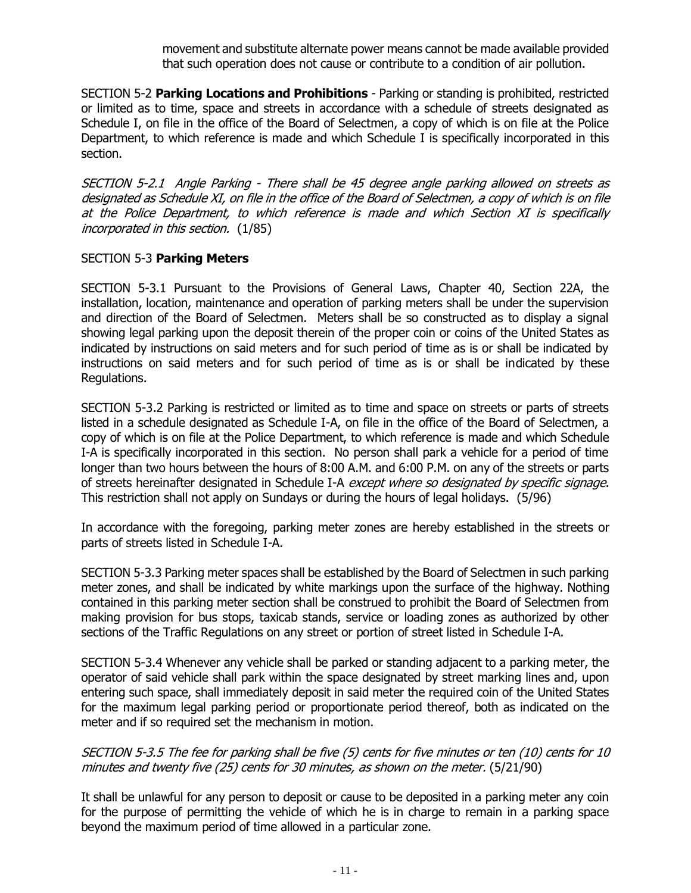movement and substitute alternate power means cannot be made available provided that such operation does not cause or contribute to a condition of air pollution.

SECTION 5-2 **Parking Locations and Prohibitions** - Parking or standing is prohibited, restricted or limited as to time, space and streets in accordance with a schedule of streets designated as Schedule I, on file in the office of the Board of Selectmen, a copy of which is on file at the Police Department, to which reference is made and which Schedule I is specifically incorporated in this section.

*SECTION 5-2.1 Angle Parking - There shall be 45 degree angle parking allowed on streets as designated as Schedule XI, on file in the office of the Board of Selectmen, a copy of which is on file at the Police Department, to which reference is made and which Section XI is specifically incorporated in this section.* (1/85)

SECTION 5-3 **Parking Meters**

SECTION 5-3.1 Pursuant to the Provisions of General Laws, Chapter 40, Section 22A, the installation, location, maintenance and operation of parking meters shall be under the supervision and direction of the Board of Selectmen. Meters shall be so constructed as to display a signal showing legal parking upon the deposit therein of the proper coin or coins of the United States as indicated by instructions on said meters and for such period of time as is or shall be indicated by instructions on said meters and for such period of time as is or shall be indicated by these Regulations.

SECTION 5-3.2 Parking is restricted or limited as to time and space on streets or parts of streets listed in a schedule designated as Schedule I-A, on file in the office of the Board of Selectmen, a copy of which is on file at the Police Department, to which reference is made and which Schedule I-A is specifically incorporated in this section. No person shall park a vehicle for a period of time longer than two hours between the hours of 8:00 A.M. and 6:00 P.M. on any of the streets or parts of streets hereinafter designated in Schedule I-A *except where so designated by specific signage*. This restriction shall not apply on Sundays or during the hours of legal holidays. (5/96)

In accordance with the foregoing, parking meter zones are hereby established in the streets or parts of streets listed in Schedule I-A.

SECTION 5-3.3 Parking meter spaces shall be established by the Board of Selectmen in such parking meter zones, and shall be indicated by white markings upon the surface of the highway. Nothing contained in this parking meter section shall be construed to prohibit the Board of Selectmen from making provision for bus stops, taxicab stands, service or loading zones as authorized by other sections of the Traffic Regulations on any street or portion of street listed in Schedule I-A.

SECTION 5-3.4 Whenever any vehicle shall be parked or standing adjacent to a parking meter, the operator of said vehicle shall park within the space designated by street marking lines and, upon entering such space, shall immediately deposit in said meter the required coin of the United States for the maximum legal parking period or proportionate period thereof, both as indicated on the meter and if so required set the mechanism in motion.

*SECTION 5-3.5 The fee for parking shall be five (5) cents for five minutes or ten (10) cents for 10 minutes and twenty five (25) cents for 30 minutes, as shown on the meter.* (5/21/90)

It shall be unlawful for any person to deposit or cause to be deposited in a parking meter any coin for the purpose of permitting the vehicle of which he is in charge to remain in a parking space beyond the maximum period of time allowed in a particular zone.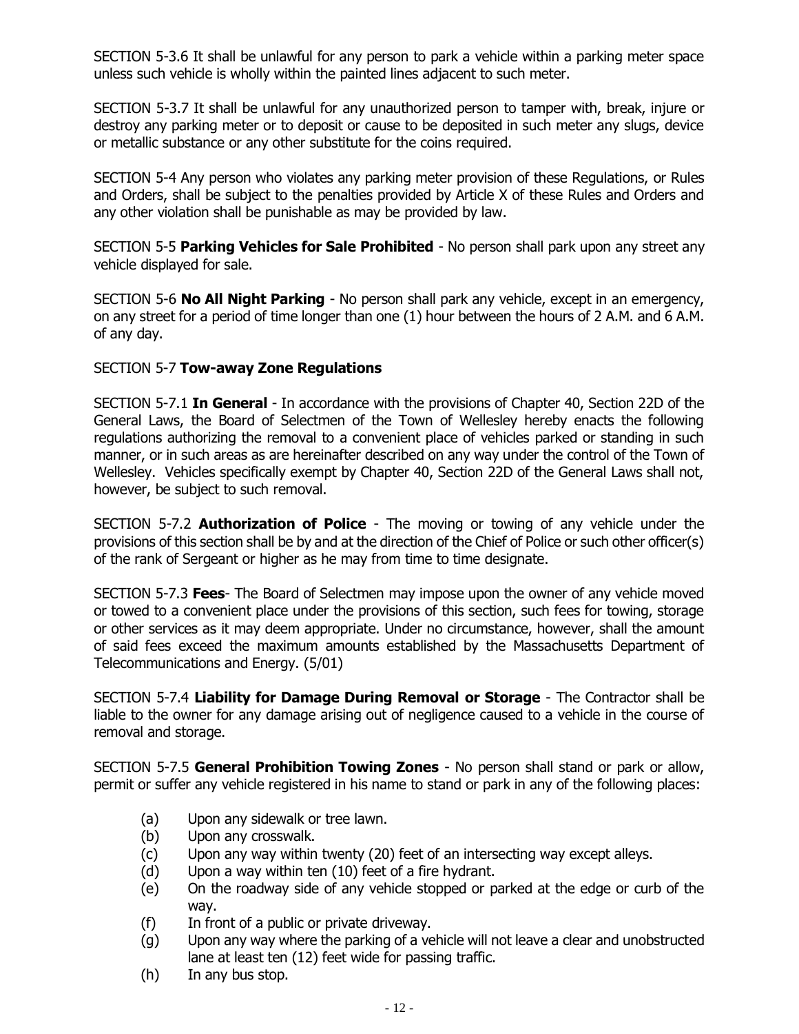SECTION 5-3.6 It shall be unlawful for any person to park a vehicle within a parking meter space unless such vehicle is wholly within the painted lines adjacent to such meter.

SECTION 5-3.7 It shall be unlawful for any unauthorized person to tamper with, break, injure or destroy any parking meter or to deposit or cause to be deposited in such meter any slugs, device or metallic substance or any other substitute for the coins required.

SECTION 5-4 Any person who violates any parking meter provision of these Regulations, or Rules and Orders, shall be subject to the penalties provided by Article X of these Rules and Orders and any other violation shall be punishable as may be provided by law.

SECTION 5-5 **Parking Vehicles for Sale Prohibited** - No person shall park upon any street any vehicle displayed for sale.

SECTION 5-6 **No All Night Parking** - No person shall park any vehicle, except in an emergency, on any street for a period of time longer than one (1) hour between the hours of 2 A.M. and 6 A.M. of any day.

SECTION 5-7 **Tow-away Zone Regulations**

SECTION 5-7.1 **In General** - In accordance with the provisions of Chapter 40, Section 22D of the General Laws, the Board of Selectmen of the Town of Wellesley hereby enacts the following regulations authorizing the removal to a convenient place of vehicles parked or standing in such manner, or in such areas as are hereinafter described on any way under the control of the Town of Wellesley. Vehicles specifically exempt by Chapter 40, Section 22D of the General Laws shall not, however, be subject to such removal.

SECTION 5-7.2 **Authorization of Police** - The moving or towing of any vehicle under the provisions of this section shall be by and at the direction of the Chief of Police or such other officer(s) of the rank of Sergeant or higher as he may from time to time designate.

SECTION 5-7.3 **Fees**- The Board of Selectmen may impose upon the owner of any vehicle moved or towed to a convenient place under the provisions of this section, such fees for towing, storage or other services as it may deem appropriate. Under no circumstance, however, shall the amount of said fees exceed the maximum amounts established by the Massachusetts Department of Telecommunications and Energy. (5/01)

SECTION 5-7.4 **Liability for Damage During Removal or Storage** - The Contractor shall be liable to the owner for any damage arising out of negligence caused to a vehicle in the course of removal and storage.

SECTION 5-7.5 **General Prohibition Towing Zones** - No person shall stand or park or allow, permit or suffer any vehicle registered in his name to stand or park in any of the following places:

(a) Upon any sidewalk or tree lawn.
(b) Upon any crosswalk.
(c) Upon any way within twenty (20) feet of an intersecting way except alleys.
(d) Upon a way within ten (10) feet of a fire hydrant.
(e) On the roadway side of any vehicle stopped or parked at the edge or curb of the way.
(f) In front of a public or private driveway.
(g) Upon any way where the parking of a vehicle will not leave a clear and unobstructed lane at least ten (12) feet wide for passing traffic.
(h) In any bus stop.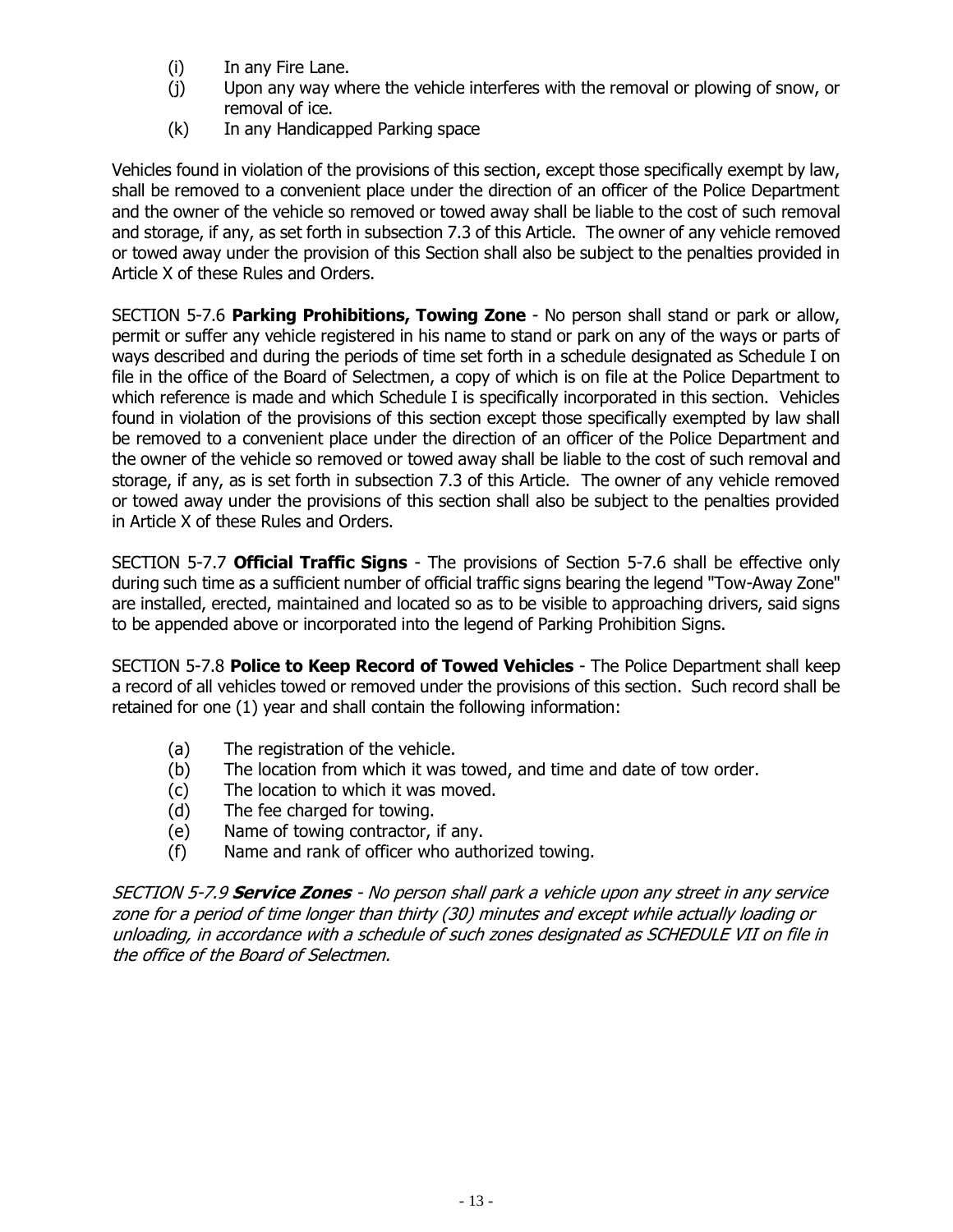(i) In any Fire Lane.
(j) Upon any way where the vehicle interferes with the removal or plowing of snow, or removal of ice.
(k) In any Handicapped Parking space

Vehicles found in violation of the provisions of this section, except those specifically exempt by law, shall be removed to a convenient place under the direction of an officer of the Police Department and the owner of the vehicle so removed or towed away shall be liable to the cost of such removal and storage, if any, as set forth in subsection 7.3 of this Article. The owner of any vehicle removed or towed away under the provision of this Section shall also be subject to the penalties provided in Article X of these Rules and Orders.

SECTION 5-7.6 **Parking Prohibitions, Towing Zone** - No person shall stand or park or allow, permit or suffer any vehicle registered in his name to stand or park on any of the ways or parts of ways described and during the periods of time set forth in a schedule designated as Schedule I on file in the office of the Board of Selectmen, a copy of which is on file at the Police Department to which reference is made and which Schedule I is specifically incorporated in this section. Vehicles found in violation of the provisions of this section except those specifically exempted by law shall be removed to a convenient place under the direction of an officer of the Police Department and the owner of the vehicle so removed or towed away shall be liable to the cost of such removal and storage, if any, as is set forth in subsection 7.3 of this Article. The owner of any vehicle removed or towed away under the provisions of this section shall also be subject to the penalties provided in Article X of these Rules and Orders.

SECTION 5-7.7 **Official Traffic Signs** - The provisions of Section 5-7.6 shall be effective only during such time as a sufficient number of official traffic signs bearing the legend "Tow-Away Zone" are installed, erected, maintained and located so as to be visible to approaching drivers, said signs to be appended above or incorporated into the legend of Parking Prohibition Signs.

SECTION 5-7.8 **Police to Keep Record of Towed Vehicles** - The Police Department shall keep a record of all vehicles towed or removed under the provisions of this section. Such record shall be retained for one (1) year and shall contain the following information:

(a) The registration of the vehicle.
(b) The location from which it was towed, and time and date of tow order.
(c) The location to which it was moved.
(d) The fee charged for towing.
(e) Name of towing contractor, if any.
(f) Name and rank of officer who authorized towing.

*SECTION 5-7.9* ***Service Zones*** *- No person shall park a vehicle upon any street in any service zone for a period of time longer than thirty (30) minutes and except while actually loading or unloading, in accordance with a schedule of such zones designated as SCHEDULE VII on file in the office of the Board of Selectmen.*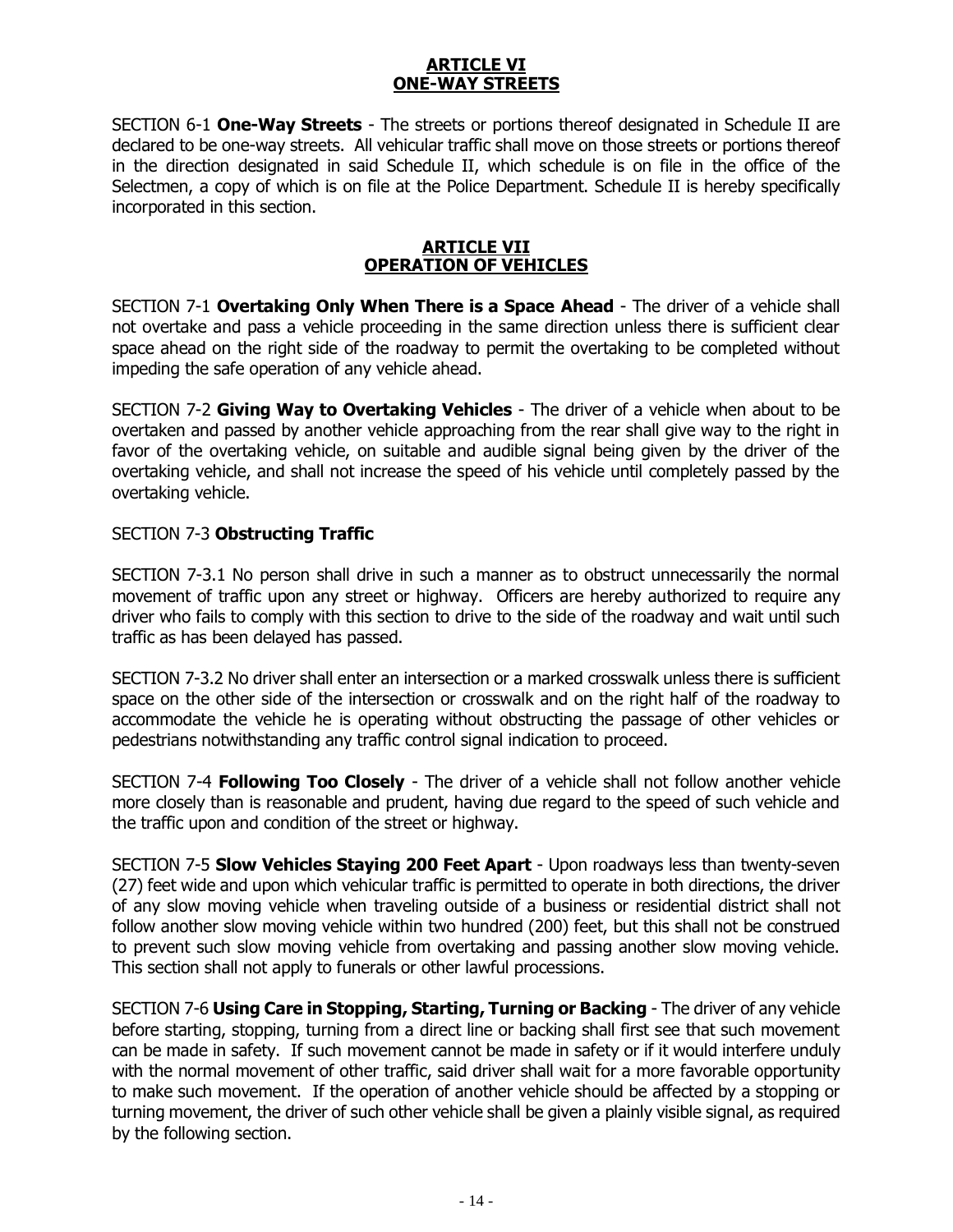## ARTICLE VI
## ONE-WAY STREETS

SECTION 6-1 **One-Way Streets** - The streets or portions thereof designated in Schedule II are declared to be one-way streets. All vehicular traffic shall move on those streets or portions thereof in the direction designated in said Schedule II, which schedule is on file in the office of the Selectmen, a copy of which is on file at the Police Department. Schedule II is hereby specifically incorporated in this section.

## ARTICLE VII
## OPERATION OF VEHICLES

SECTION 7-1 **Overtaking Only When There is a Space Ahead** - The driver of a vehicle shall not overtake and pass a vehicle proceeding in the same direction unless there is sufficient clear space ahead on the right side of the roadway to permit the overtaking to be completed without impeding the safe operation of any vehicle ahead.

SECTION 7-2 **Giving Way to Overtaking Vehicles** - The driver of a vehicle when about to be overtaken and passed by another vehicle approaching from the rear shall give way to the right in favor of the overtaking vehicle, on suitable and audible signal being given by the driver of the overtaking vehicle, and shall not increase the speed of his vehicle until completely passed by the overtaking vehicle.

SECTION 7-3 **Obstructing Traffic**

SECTION 7-3.1 No person shall drive in such a manner as to obstruct unnecessarily the normal movement of traffic upon any street or highway. Officers are hereby authorized to require any driver who fails to comply with this section to drive to the side of the roadway and wait until such traffic as has been delayed has passed.

SECTION 7-3.2 No driver shall enter an intersection or a marked crosswalk unless there is sufficient space on the other side of the intersection or crosswalk and on the right half of the roadway to accommodate the vehicle he is operating without obstructing the passage of other vehicles or pedestrians notwithstanding any traffic control signal indication to proceed.

SECTION 7-4 **Following Too Closely** - The driver of a vehicle shall not follow another vehicle more closely than is reasonable and prudent, having due regard to the speed of such vehicle and the traffic upon and condition of the street or highway.

SECTION 7-5 **Slow Vehicles Staying 200 Feet Apart** - Upon roadways less than twenty-seven (27) feet wide and upon which vehicular traffic is permitted to operate in both directions, the driver of any slow moving vehicle when traveling outside of a business or residential district shall not follow another slow moving vehicle within two hundred (200) feet, but this shall not be construed to prevent such slow moving vehicle from overtaking and passing another slow moving vehicle. This section shall not apply to funerals or other lawful processions.

SECTION 7-6 **Using Care in Stopping, Starting, Turning or Backing** - The driver of any vehicle before starting, stopping, turning from a direct line or backing shall first see that such movement can be made in safety. If such movement cannot be made in safety or if it would interfere unduly with the normal movement of other traffic, said driver shall wait for a more favorable opportunity to make such movement. If the operation of another vehicle should be affected by a stopping or turning movement, the driver of such other vehicle shall be given a plainly visible signal, as required by the following section.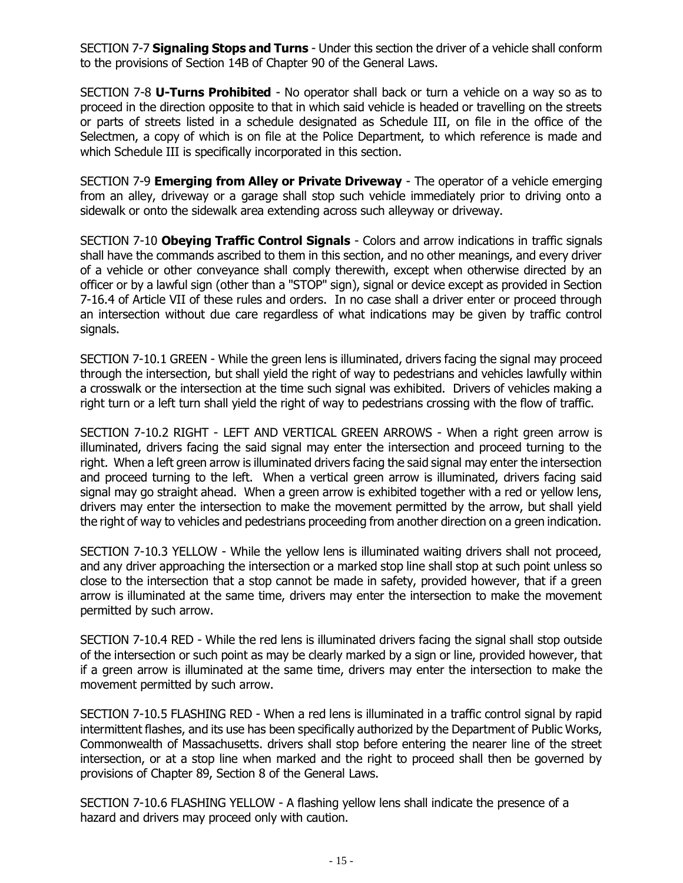SECTION 7-7 **Signaling Stops and Turns** - Under this section the driver of a vehicle shall conform to the provisions of Section 14B of Chapter 90 of the General Laws.

SECTION 7-8 **U-Turns Prohibited** - No operator shall back or turn a vehicle on a way so as to proceed in the direction opposite to that in which said vehicle is headed or travelling on the streets or parts of streets listed in a schedule designated as Schedule III, on file in the office of the Selectmen, a copy of which is on file at the Police Department, to which reference is made and which Schedule III is specifically incorporated in this section.

SECTION 7-9 **Emerging from Alley or Private Driveway** - The operator of a vehicle emerging from an alley, driveway or a garage shall stop such vehicle immediately prior to driving onto a sidewalk or onto the sidewalk area extending across such alleyway or driveway.

SECTION 7-10 **Obeying Traffic Control Signals** - Colors and arrow indications in traffic signals shall have the commands ascribed to them in this section, and no other meanings, and every driver of a vehicle or other conveyance shall comply therewith, except when otherwise directed by an officer or by a lawful sign (other than a "STOP" sign), signal or device except as provided in Section 7-16.4 of Article VII of these rules and orders. In no case shall a driver enter or proceed through an intersection without due care regardless of what indications may be given by traffic control signals.

SECTION 7-10.1 GREEN - While the green lens is illuminated, drivers facing the signal may proceed through the intersection, but shall yield the right of way to pedestrians and vehicles lawfully within a crosswalk or the intersection at the time such signal was exhibited. Drivers of vehicles making a right turn or a left turn shall yield the right of way to pedestrians crossing with the flow of traffic.

SECTION 7-10.2 RIGHT - LEFT AND VERTICAL GREEN ARROWS - When a right green arrow is illuminated, drivers facing the said signal may enter the intersection and proceed turning to the right. When a left green arrow is illuminated drivers facing the said signal may enter the intersection and proceed turning to the left. When a vertical green arrow is illuminated, drivers facing said signal may go straight ahead. When a green arrow is exhibited together with a red or yellow lens, drivers may enter the intersection to make the movement permitted by the arrow, but shall yield the right of way to vehicles and pedestrians proceeding from another direction on a green indication.

SECTION 7-10.3 YELLOW - While the yellow lens is illuminated waiting drivers shall not proceed, and any driver approaching the intersection or a marked stop line shall stop at such point unless so close to the intersection that a stop cannot be made in safety, provided however, that if a green arrow is illuminated at the same time, drivers may enter the intersection to make the movement permitted by such arrow.

SECTION 7-10.4 RED - While the red lens is illuminated drivers facing the signal shall stop outside of the intersection or such point as may be clearly marked by a sign or line, provided however, that if a green arrow is illuminated at the same time, drivers may enter the intersection to make the movement permitted by such arrow.

SECTION 7-10.5 FLASHING RED - When a red lens is illuminated in a traffic control signal by rapid intermittent flashes, and its use has been specifically authorized by the Department of Public Works, Commonwealth of Massachusetts. drivers shall stop before entering the nearer line of the street intersection, or at a stop line when marked and the right to proceed shall then be governed by provisions of Chapter 89, Section 8 of the General Laws.

SECTION 7-10.6 FLASHING YELLOW - A flashing yellow lens shall indicate the presence of a hazard and drivers may proceed only with caution.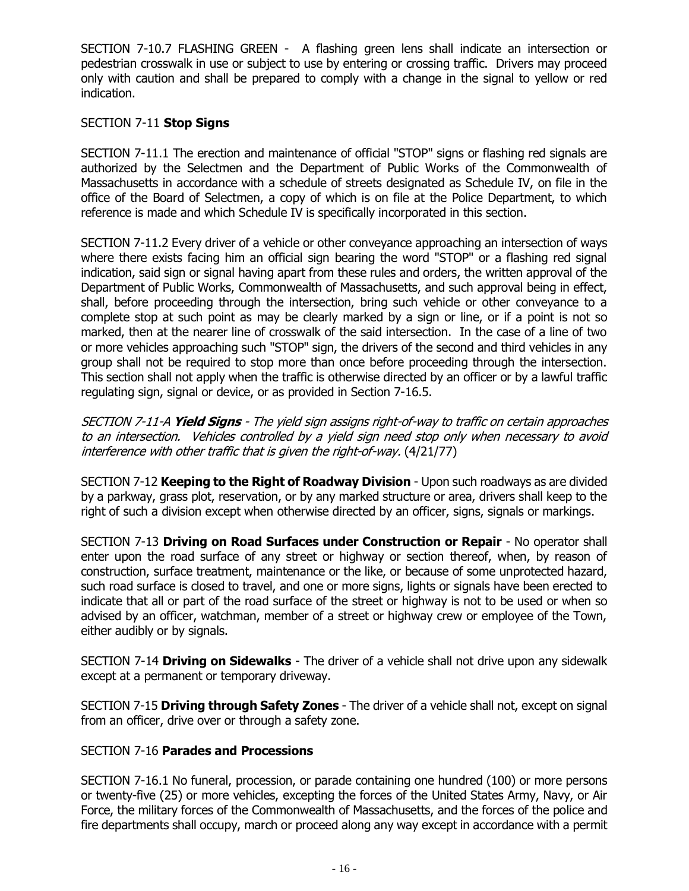SECTION 7-10.7 FLASHING GREEN - A flashing green lens shall indicate an intersection or pedestrian crosswalk in use or subject to use by entering or crossing traffic. Drivers may proceed only with caution and shall be prepared to comply with a change in the signal to yellow or red indication.

SECTION 7-11 **Stop Signs**

SECTION 7-11.1 The erection and maintenance of official "STOP" signs or flashing red signals are authorized by the Selectmen and the Department of Public Works of the Commonwealth of Massachusetts in accordance with a schedule of streets designated as Schedule IV, on file in the office of the Board of Selectmen, a copy of which is on file at the Police Department, to which reference is made and which Schedule IV is specifically incorporated in this section.

SECTION 7-11.2 Every driver of a vehicle or other conveyance approaching an intersection of ways where there exists facing him an official sign bearing the word "STOP" or a flashing red signal indication, said sign or signal having apart from these rules and orders, the written approval of the Department of Public Works, Commonwealth of Massachusetts, and such approval being in effect, shall, before proceeding through the intersection, bring such vehicle or other conveyance to a complete stop at such point as may be clearly marked by a sign or line, or if a point is not so marked, then at the nearer line of crosswalk of the said intersection. In the case of a line of two or more vehicles approaching such "STOP" sign, the drivers of the second and third vehicles in any group shall not be required to stop more than once before proceeding through the intersection. This section shall not apply when the traffic is otherwise directed by an officer or by a lawful traffic regulating sign, signal or device, or as provided in Section 7-16.5.

*SECTION 7-11-A **Yield Signs** - The yield sign assigns right-of-way to traffic on certain approaches to an intersection. Vehicles controlled by a yield sign need stop only when necessary to avoid interference with other traffic that is given the right-of-way.* (4/21/77)

SECTION 7-12 **Keeping to the Right of Roadway Division** - Upon such roadways as are divided by a parkway, grass plot, reservation, or by any marked structure or area, drivers shall keep to the right of such a division except when otherwise directed by an officer, signs, signals or markings.

SECTION 7-13 **Driving on Road Surfaces under Construction or Repair** - No operator shall enter upon the road surface of any street or highway or section thereof, when, by reason of construction, surface treatment, maintenance or the like, or because of some unprotected hazard, such road surface is closed to travel, and one or more signs, lights or signals have been erected to indicate that all or part of the road surface of the street or highway is not to be used or when so advised by an officer, watchman, member of a street or highway crew or employee of the Town, either audibly or by signals.

SECTION 7-14 **Driving on Sidewalks** - The driver of a vehicle shall not drive upon any sidewalk except at a permanent or temporary driveway.

SECTION 7-15 **Driving through Safety Zones** - The driver of a vehicle shall not, except on signal from an officer, drive over or through a safety zone.

SECTION 7-16 **Parades and Processions**

SECTION 7-16.1 No funeral, procession, or parade containing one hundred (100) or more persons or twenty-five (25) or more vehicles, excepting the forces of the United States Army, Navy, or Air Force, the military forces of the Commonwealth of Massachusetts, and the forces of the police and fire departments shall occupy, march or proceed along any way except in accordance with a permit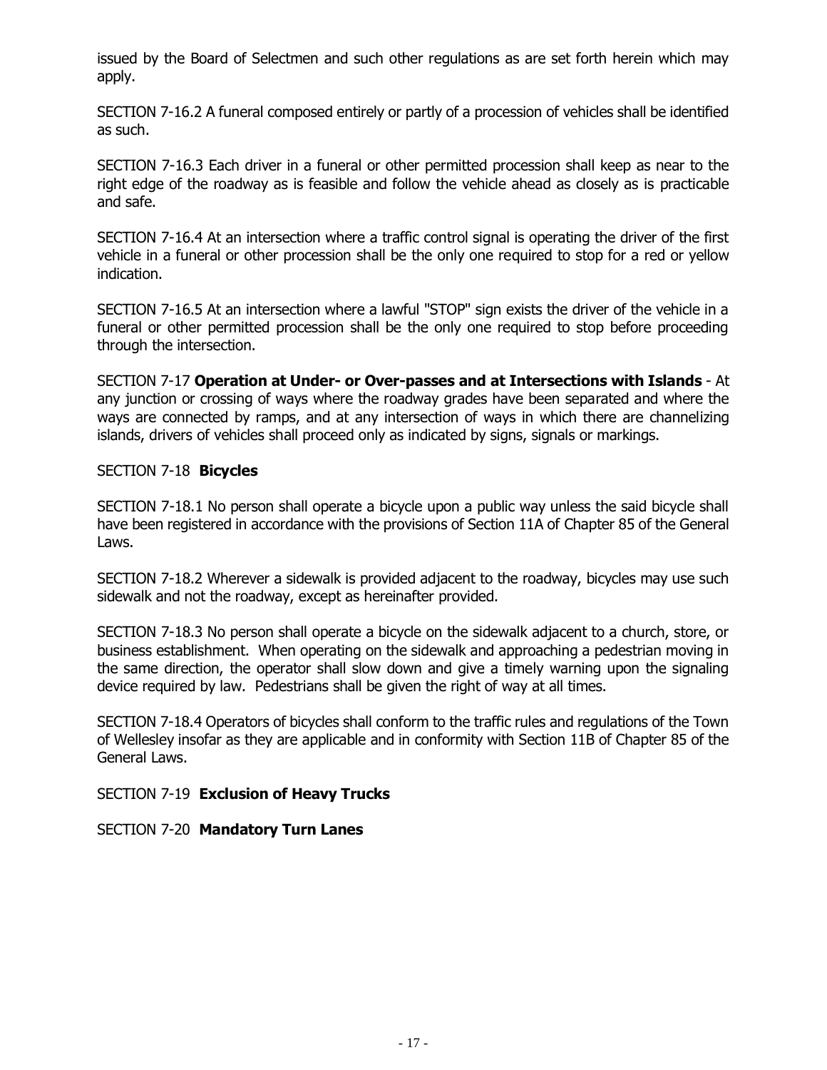issued by the Board of Selectmen and such other regulations as are set forth herein which may apply.

SECTION 7-16.2 A funeral composed entirely or partly of a procession of vehicles shall be identified as such.

SECTION 7-16.3 Each driver in a funeral or other permitted procession shall keep as near to the right edge of the roadway as is feasible and follow the vehicle ahead as closely as is practicable and safe.

SECTION 7-16.4 At an intersection where a traffic control signal is operating the driver of the first vehicle in a funeral or other procession shall be the only one required to stop for a red or yellow indication.

SECTION 7-16.5 At an intersection where a lawful "STOP" sign exists the driver of the vehicle in a funeral or other permitted procession shall be the only one required to stop before proceeding through the intersection.

SECTION 7-17 **Operation at Under- or Over-passes and at Intersections with Islands** - At any junction or crossing of ways where the roadway grades have been separated and where the ways are connected by ramps, and at any intersection of ways in which there are channelizing islands, drivers of vehicles shall proceed only as indicated by signs, signals or markings.

SECTION 7-18 **Bicycles**

SECTION 7-18.1 No person shall operate a bicycle upon a public way unless the said bicycle shall have been registered in accordance with the provisions of Section 11A of Chapter 85 of the General Laws.

SECTION 7-18.2 Wherever a sidewalk is provided adjacent to the roadway, bicycles may use such sidewalk and not the roadway, except as hereinafter provided.

SECTION 7-18.3 No person shall operate a bicycle on the sidewalk adjacent to a church, store, or business establishment. When operating on the sidewalk and approaching a pedestrian moving in the same direction, the operator shall slow down and give a timely warning upon the signaling device required by law. Pedestrians shall be given the right of way at all times.

SECTION 7-18.4 Operators of bicycles shall conform to the traffic rules and regulations of the Town of Wellesley insofar as they are applicable and in conformity with Section 11B of Chapter 85 of the General Laws.

SECTION 7-19 **Exclusion of Heavy Trucks**

SECTION 7-20 **Mandatory Turn Lanes**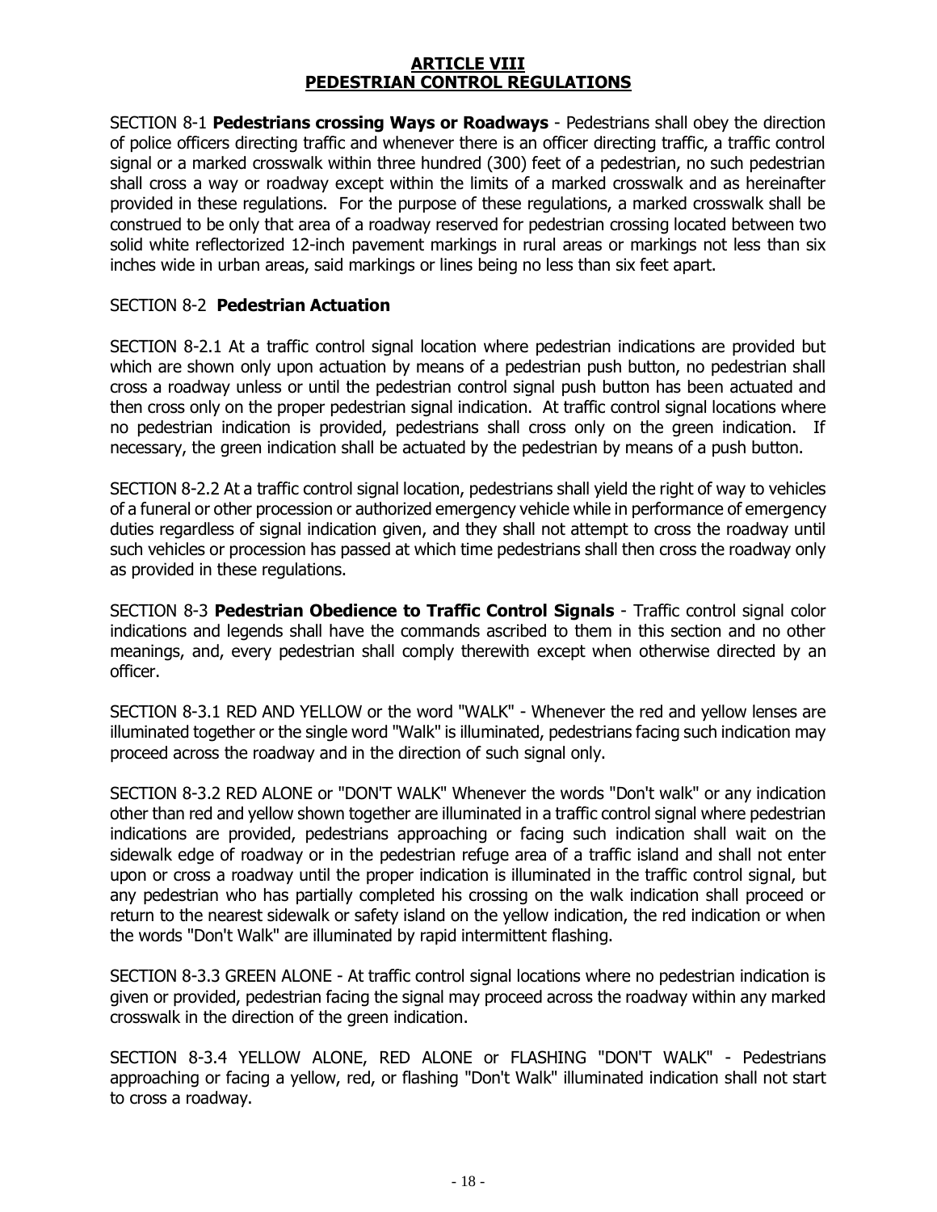# ARTICLE VIII
# PEDESTRIAN CONTROL REGULATIONS

SECTION 8-1 **Pedestrians crossing Ways or Roadways** - Pedestrians shall obey the direction of police officers directing traffic and whenever there is an officer directing traffic, a traffic control signal or a marked crosswalk within three hundred (300) feet of a pedestrian, no such pedestrian shall cross a way or roadway except within the limits of a marked crosswalk and as hereinafter provided in these regulations. For the purpose of these regulations, a marked crosswalk shall be construed to be only that area of a roadway reserved for pedestrian crossing located between two solid white reflectorized 12-inch pavement markings in rural areas or markings not less than six inches wide in urban areas, said markings or lines being no less than six feet apart.

SECTION 8-2 **Pedestrian Actuation**

SECTION 8-2.1 At a traffic control signal location where pedestrian indications are provided but which are shown only upon actuation by means of a pedestrian push button, no pedestrian shall cross a roadway unless or until the pedestrian control signal push button has been actuated and then cross only on the proper pedestrian signal indication. At traffic control signal locations where no pedestrian indication is provided, pedestrians shall cross only on the green indication. If necessary, the green indication shall be actuated by the pedestrian by means of a push button.

SECTION 8-2.2 At a traffic control signal location, pedestrians shall yield the right of way to vehicles of a funeral or other procession or authorized emergency vehicle while in performance of emergency duties regardless of signal indication given, and they shall not attempt to cross the roadway until such vehicles or procession has passed at which time pedestrians shall then cross the roadway only as provided in these regulations.

SECTION 8-3 **Pedestrian Obedience to Traffic Control Signals** - Traffic control signal color indications and legends shall have the commands ascribed to them in this section and no other meanings, and, every pedestrian shall comply therewith except when otherwise directed by an officer.

SECTION 8-3.1 RED AND YELLOW or the word "WALK" - Whenever the red and yellow lenses are illuminated together or the single word "Walk" is illuminated, pedestrians facing such indication may proceed across the roadway and in the direction of such signal only.

SECTION 8-3.2 RED ALONE or "DON'T WALK" Whenever the words "Don't walk" or any indication other than red and yellow shown together are illuminated in a traffic control signal where pedestrian indications are provided, pedestrians approaching or facing such indication shall wait on the sidewalk edge of roadway or in the pedestrian refuge area of a traffic island and shall not enter upon or cross a roadway until the proper indication is illuminated in the traffic control signal, but any pedestrian who has partially completed his crossing on the walk indication shall proceed or return to the nearest sidewalk or safety island on the yellow indication, the red indication or when the words "Don't Walk" are illuminated by rapid intermittent flashing.

SECTION 8-3.3 GREEN ALONE - At traffic control signal locations where no pedestrian indication is given or provided, pedestrian facing the signal may proceed across the roadway within any marked crosswalk in the direction of the green indication.

SECTION 8-3.4 YELLOW ALONE, RED ALONE or FLASHING "DON'T WALK" - Pedestrians approaching or facing a yellow, red, or flashing "Don't Walk" illuminated indication shall not start to cross a roadway.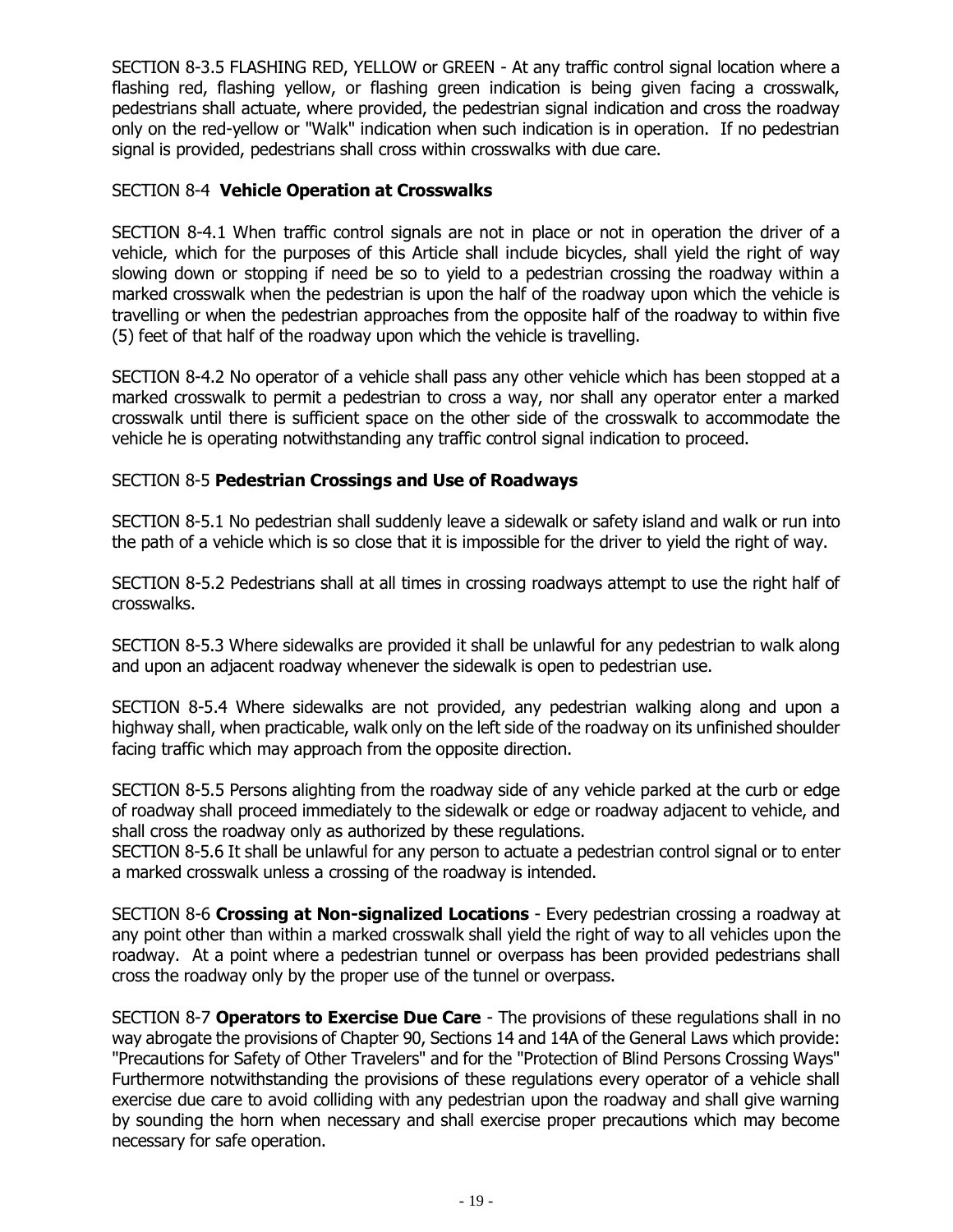SECTION 8-3.5 FLASHING RED, YELLOW or GREEN - At any traffic control signal location where a flashing red, flashing yellow, or flashing green indication is being given facing a crosswalk, pedestrians shall actuate, where provided, the pedestrian signal indication and cross the roadway only on the red-yellow or "Walk" indication when such indication is in operation. If no pedestrian signal is provided, pedestrians shall cross within crosswalks with due care.

SECTION 8-4 **Vehicle Operation at Crosswalks**

SECTION 8-4.1 When traffic control signals are not in place or not in operation the driver of a vehicle, which for the purposes of this Article shall include bicycles, shall yield the right of way slowing down or stopping if need be so to yield to a pedestrian crossing the roadway within a marked crosswalk when the pedestrian is upon the half of the roadway upon which the vehicle is travelling or when the pedestrian approaches from the opposite half of the roadway to within five (5) feet of that half of the roadway upon which the vehicle is travelling.

SECTION 8-4.2 No operator of a vehicle shall pass any other vehicle which has been stopped at a marked crosswalk to permit a pedestrian to cross a way, nor shall any operator enter a marked crosswalk until there is sufficient space on the other side of the crosswalk to accommodate the vehicle he is operating notwithstanding any traffic control signal indication to proceed.

SECTION 8-5 **Pedestrian Crossings and Use of Roadways**

SECTION 8-5.1 No pedestrian shall suddenly leave a sidewalk or safety island and walk or run into the path of a vehicle which is so close that it is impossible for the driver to yield the right of way.

SECTION 8-5.2 Pedestrians shall at all times in crossing roadways attempt to use the right half of crosswalks.

SECTION 8-5.3 Where sidewalks are provided it shall be unlawful for any pedestrian to walk along and upon an adjacent roadway whenever the sidewalk is open to pedestrian use.

SECTION 8-5.4 Where sidewalks are not provided, any pedestrian walking along and upon a highway shall, when practicable, walk only on the left side of the roadway on its unfinished shoulder facing traffic which may approach from the opposite direction.

SECTION 8-5.5 Persons alighting from the roadway side of any vehicle parked at the curb or edge of roadway shall proceed immediately to the sidewalk or edge or roadway adjacent to vehicle, and shall cross the roadway only as authorized by these regulations.

SECTION 8-5.6 It shall be unlawful for any person to actuate a pedestrian control signal or to enter a marked crosswalk unless a crossing of the roadway is intended.

SECTION 8-6 **Crossing at Non-signalized Locations** - Every pedestrian crossing a roadway at any point other than within a marked crosswalk shall yield the right of way to all vehicles upon the roadway. At a point where a pedestrian tunnel or overpass has been provided pedestrians shall cross the roadway only by the proper use of the tunnel or overpass.

SECTION 8-7 **Operators to Exercise Due Care** - The provisions of these regulations shall in no way abrogate the provisions of Chapter 90, Sections 14 and 14A of the General Laws which provide: "Precautions for Safety of Other Travelers" and for the "Protection of Blind Persons Crossing Ways" Furthermore notwithstanding the provisions of these regulations every operator of a vehicle shall exercise due care to avoid colliding with any pedestrian upon the roadway and shall give warning by sounding the horn when necessary and shall exercise proper precautions which may become necessary for safe operation.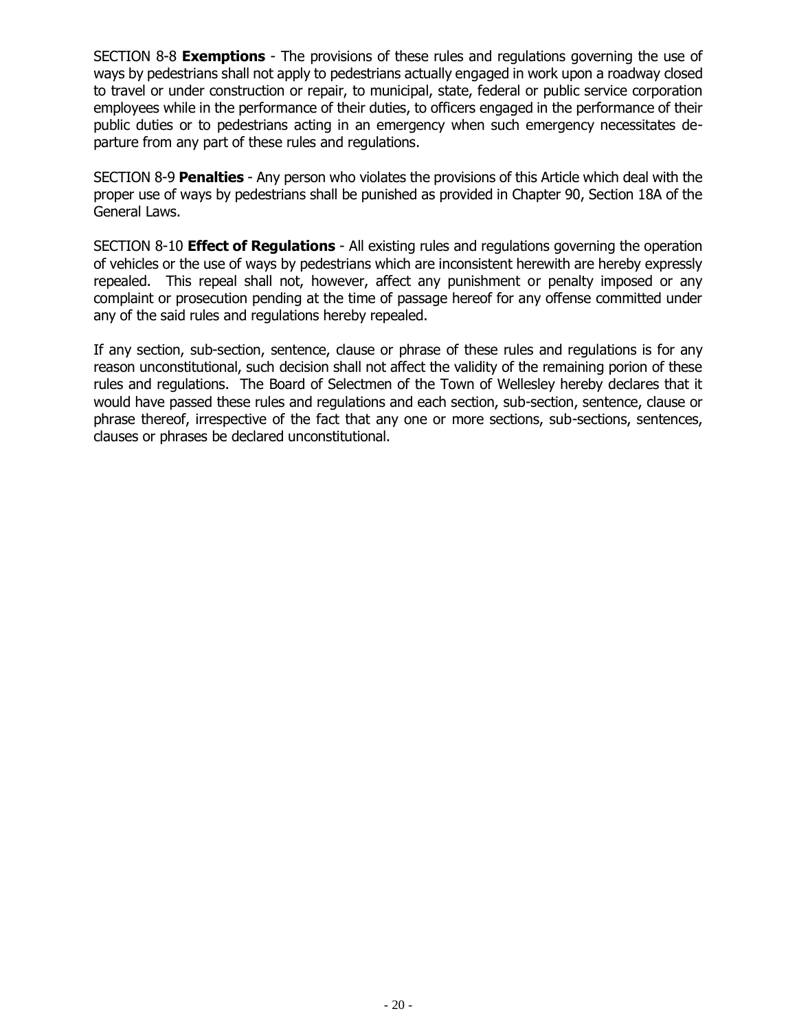SECTION 8-8 **Exemptions** - The provisions of these rules and regulations governing the use of ways by pedestrians shall not apply to pedestrians actually engaged in work upon a roadway closed to travel or under construction or repair, to municipal, state, federal or public service corporation employees while in the performance of their duties, to officers engaged in the performance of their public duties or to pedestrians acting in an emergency when such emergency necessitates departure from any part of these rules and regulations.

SECTION 8-9 **Penalties** - Any person who violates the provisions of this Article which deal with the proper use of ways by pedestrians shall be punished as provided in Chapter 90, Section 18A of the General Laws.

SECTION 8-10 **Effect of Regulations** - All existing rules and regulations governing the operation of vehicles or the use of ways by pedestrians which are inconsistent herewith are hereby expressly repealed. This repeal shall not, however, affect any punishment or penalty imposed or any complaint or prosecution pending at the time of passage hereof for any offense committed under any of the said rules and regulations hereby repealed.

If any section, sub-section, sentence, clause or phrase of these rules and regulations is for any reason unconstitutional, such decision shall not affect the validity of the remaining porion of these rules and regulations. The Board of Selectmen of the Town of Wellesley hereby declares that it would have passed these rules and regulations and each section, sub-section, sentence, clause or phrase thereof, irrespective of the fact that any one or more sections, sub-sections, sentences, clauses or phrases be declared unconstitutional.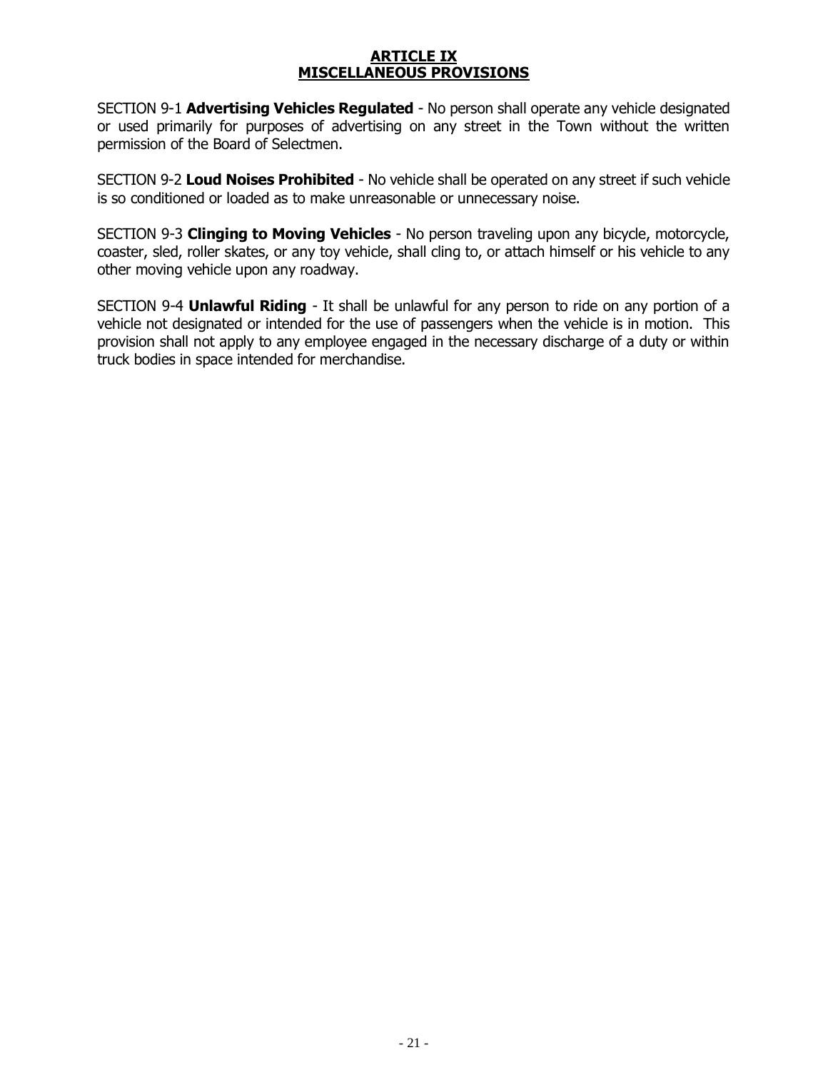# ARTICLE IX
# MISCELLANEOUS PROVISIONS

SECTION 9-1 **Advertising Vehicles Regulated** - No person shall operate any vehicle designated or used primarily for purposes of advertising on any street in the Town without the written permission of the Board of Selectmen.

SECTION 9-2 **Loud Noises Prohibited** - No vehicle shall be operated on any street if such vehicle is so conditioned or loaded as to make unreasonable or unnecessary noise.

SECTION 9-3 **Clinging to Moving Vehicles** - No person traveling upon any bicycle, motorcycle, coaster, sled, roller skates, or any toy vehicle, shall cling to, or attach himself or his vehicle to any other moving vehicle upon any roadway.

SECTION 9-4 **Unlawful Riding** - It shall be unlawful for any person to ride on any portion of a vehicle not designated or intended for the use of passengers when the vehicle is in motion. This provision shall not apply to any employee engaged in the necessary discharge of a duty or within truck bodies in space intended for merchandise.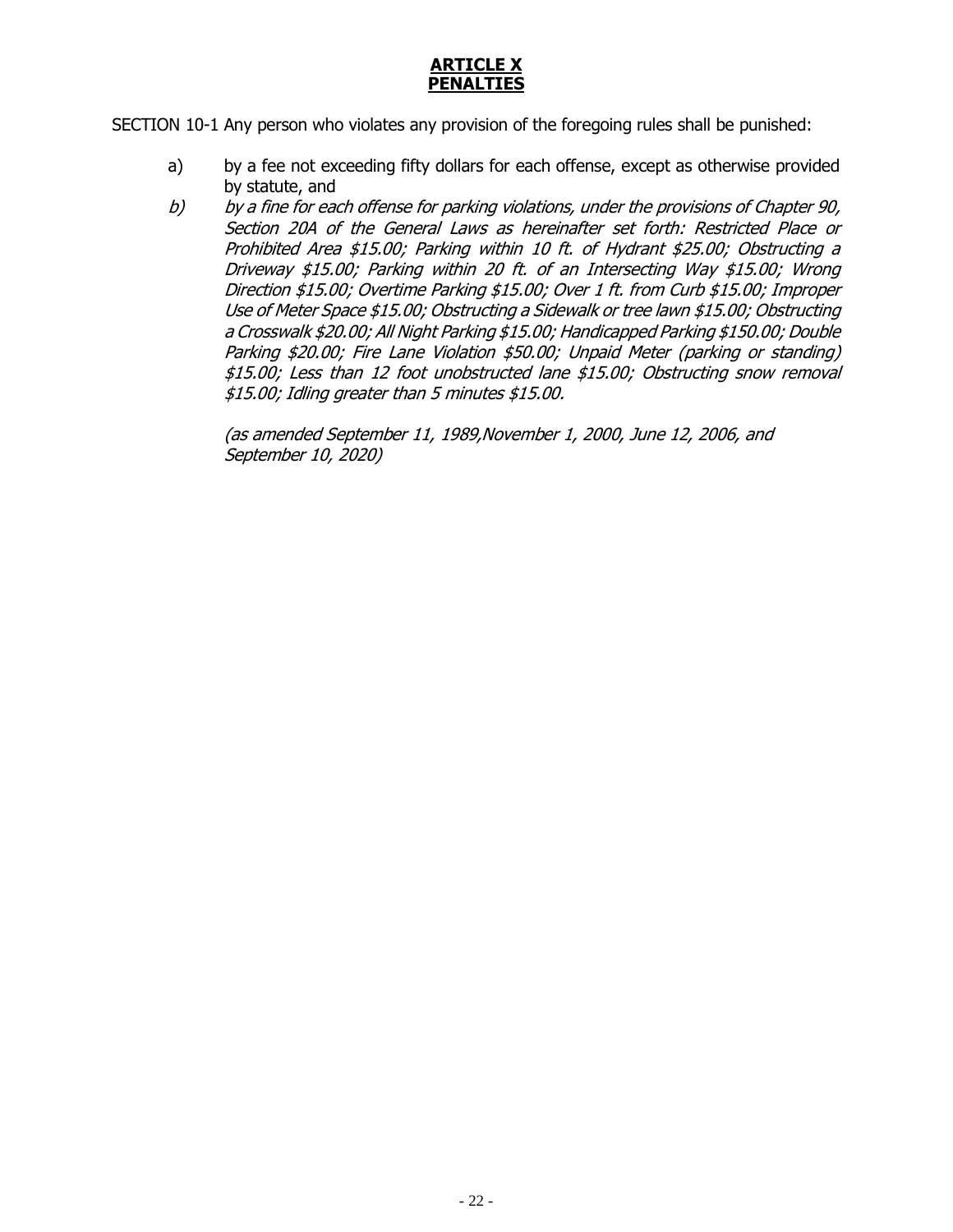# **ARTICLE X**
# **PENALTIES**

SECTION 10-1 Any person who violates any provision of the foregoing rules shall be punished:

a) by a fee not exceeding fifty dollars for each offense, except as otherwise provided by statute, and

*b) by a fine for each offense for parking violations, under the provisions of Chapter 90, Section 20A of the General Laws as hereinafter set forth: Restricted Place or Prohibited Area $15.00; Parking within 10 ft. of Hydrant $25.00; Obstructing a Driveway $15.00; Parking within 20 ft. of an Intersecting Way $15.00; Wrong Direction $15.00; Overtime Parking $15.00; Over 1 ft. from Curb $15.00; Improper Use of Meter Space $15.00; Obstructing a Sidewalk or tree lawn $15.00; Obstructing a Crosswalk $20.00; All Night Parking $15.00; Handicapped Parking $150.00; Double Parking $20.00; Fire Lane Violation $50.00; Unpaid Meter (parking or standing) $15.00; Less than 12 foot unobstructed lane $15.00; Obstructing snow removal $15.00; Idling greater than 5 minutes $15.00.*

*(as amended September 11, 1989,November 1, 2000, June 12, 2006, and September 10, 2020)*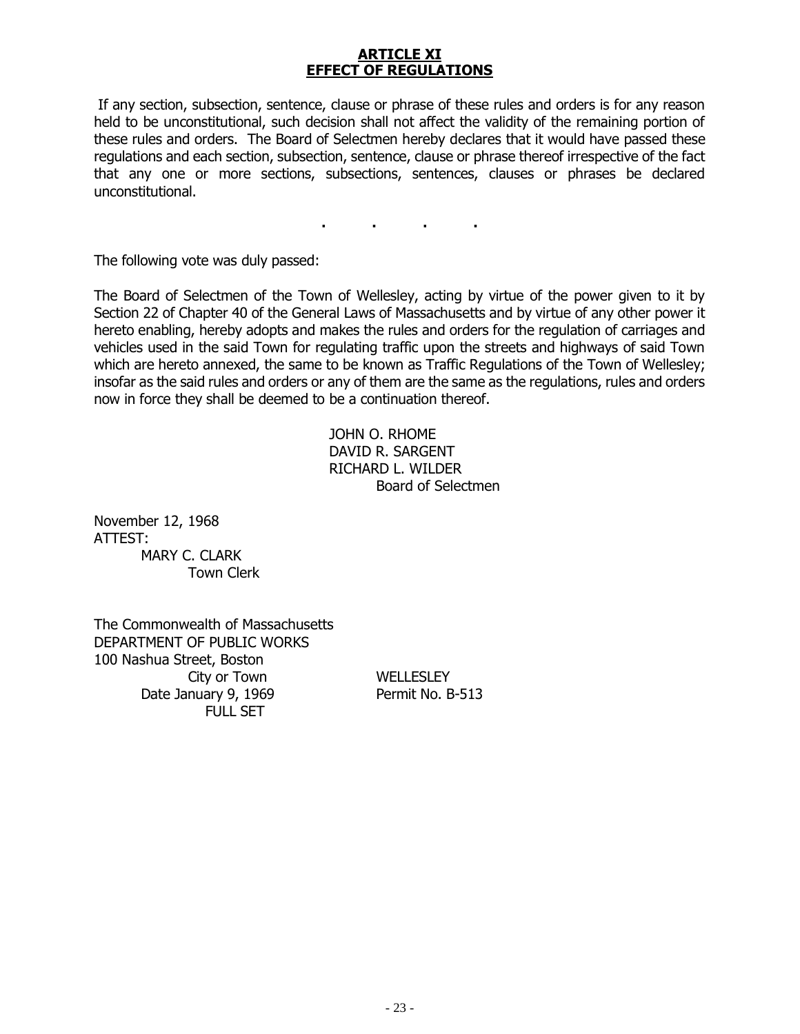## ARTICLE XI
## EFFECT OF REGULATIONS

If any section, subsection, sentence, clause or phrase of these rules and orders is for any reason held to be unconstitutional, such decision shall not affect the validity of the remaining portion of these rules and orders. The Board of Selectmen hereby declares that it would have passed these regulations and each section, subsection, sentence, clause or phrase thereof irrespective of the fact that any one or more sections, subsections, sentences, clauses or phrases be declared unconstitutional.

. . . .

The following vote was duly passed:

The Board of Selectmen of the Town of Wellesley, acting by virtue of the power given to it by Section 22 of Chapter 40 of the General Laws of Massachusetts and by virtue of any other power it hereto enabling, hereby adopts and makes the rules and orders for the regulation of carriages and vehicles used in the said Town for regulating traffic upon the streets and highways of said Town which are hereto annexed, the same to be known as Traffic Regulations of the Town of Wellesley; insofar as the said rules and orders or any of them are the same as the regulations, rules and orders now in force they shall be deemed to be a continuation thereof.

JOHN O. RHOME
DAVID R. SARGENT
RICHARD L. WILDER
Board of Selectmen

November 12, 1968
ATTEST:
MARY C. CLARK
Town Clerk

The Commonwealth of Massachusetts
DEPARTMENT OF PUBLIC WORKS
100 Nashua Street, Boston
City or Town WELLESLEY
Date January 9, 1969 Permit No. B-513
FULL SET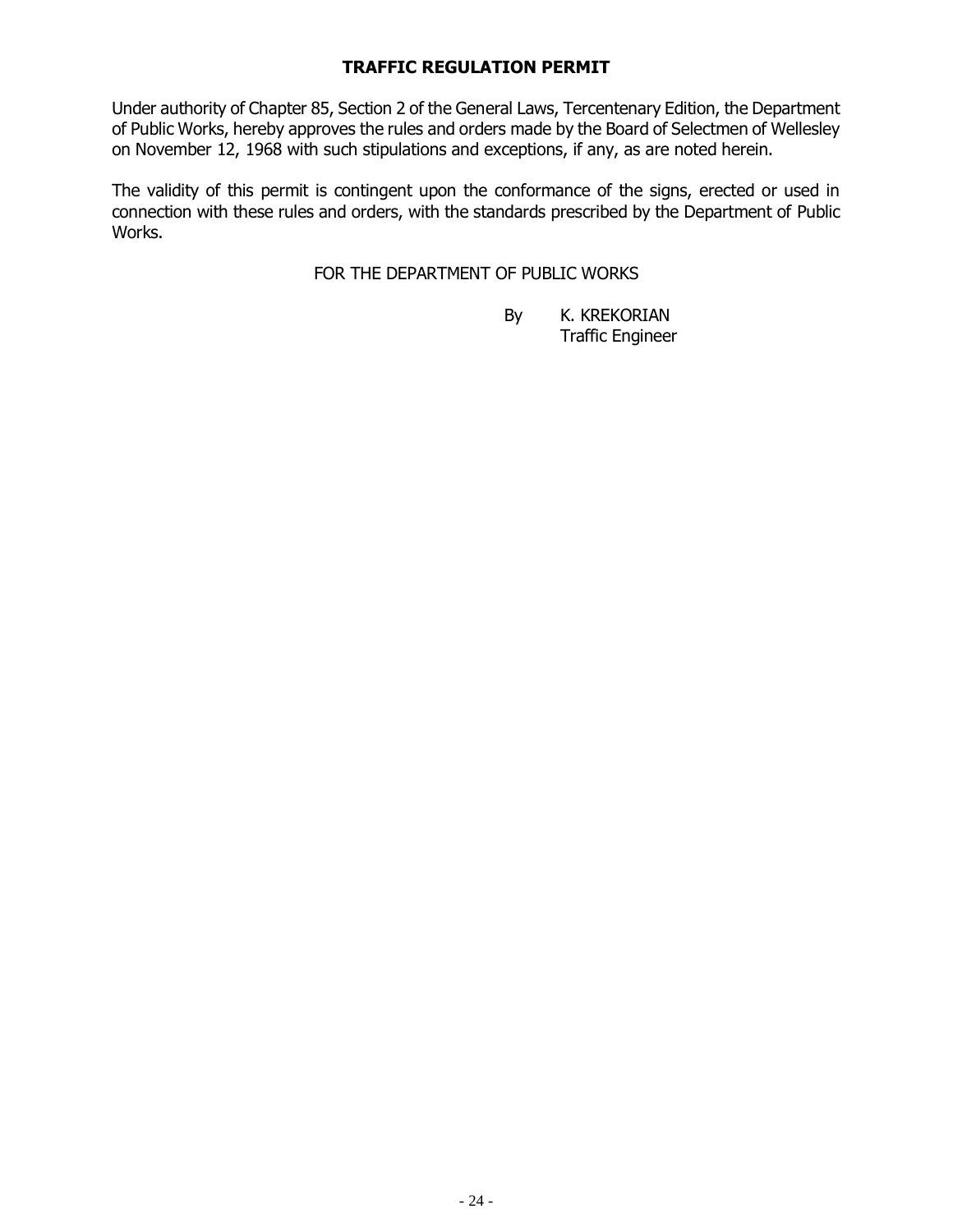**TRAFFIC REGULATION PERMIT**

Under authority of Chapter 85, Section 2 of the General Laws, Tercentenary Edition, the Department of Public Works, hereby approves the rules and orders made by the Board of Selectmen of Wellesley on November 12, 1968 with such stipulations and exceptions, if any, as are noted herein.

The validity of this permit is contingent upon the conformance of the signs, erected or used in connection with these rules and orders, with the standards prescribed by the Department of Public Works.

FOR THE DEPARTMENT OF PUBLIC WORKS

By K. KREKORIAN
Traffic Engineer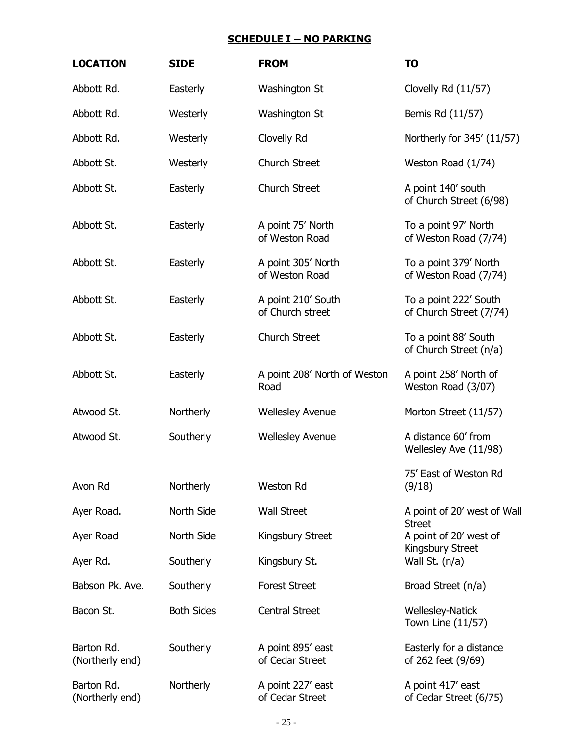**SCHEDULE I – NO PARKING**

| LOCATION | SIDE | FROM | TO |
|---|---|---|---|
| Abbott Rd. | Easterly | Washington St | Clovelly Rd (11/57) |
| Abbott Rd. | Westerly | Washington St | Bemis Rd (11/57) |
| Abbott Rd. | Westerly | Clovelly Rd | Northerly for 345' (11/57) |
| Abbott St. | Westerly | Church Street | Weston Road (1/74) |
| Abbott St. | Easterly | Church Street | A point 140' south of Church Street (6/98) |
| Abbott St. | Easterly | A point 75' North of Weston Road | To a point 97' North of Weston Road (7/74) |
| Abbott St. | Easterly | A point 305' North of Weston Road | To a point 379' North of Weston Road (7/74) |
| Abbott St. | Easterly | A point 210' South of Church street | To a point 222' South of Church Street (7/74) |
| Abbott St. | Easterly | Church Street | To a point 88' South of Church Street (n/a) |
| Abbott St. | Easterly | A point 208' North of Weston Road | A point 258' North of Weston Road (3/07) |
| Atwood St. | Northerly | Wellesley Avenue | Morton Street (11/57) |
| Atwood St. | Southerly | Wellesley Avenue | A distance 60' from Wellesley Ave (11/98) |
| Avon Rd | Northerly | Weston Rd | 75' East of Weston Rd (9/18) |
| Ayer Road. | North Side | Wall Street | A point of 20' west of Wall Street |
| Ayer Road | North Side | Kingsbury Street | A point of 20' west of Kingsbury Street |
| Ayer Rd. | Southerly | Kingsbury St. | Wall St. (n/a) |
| Babson Pk. Ave. | Southerly | Forest Street | Broad Street (n/a) |
| Bacon St. | Both Sides | Central Street | Wellesley-Natick Town Line (11/57) |
| Barton Rd. (Northerly end) | Southerly | A point 895' east of Cedar Street | Easterly for a distance of 262 feet (9/69) |
| Barton Rd. (Northerly end) | Northerly | A point 227' east of Cedar Street | A point 417' east of Cedar Street (6/75) |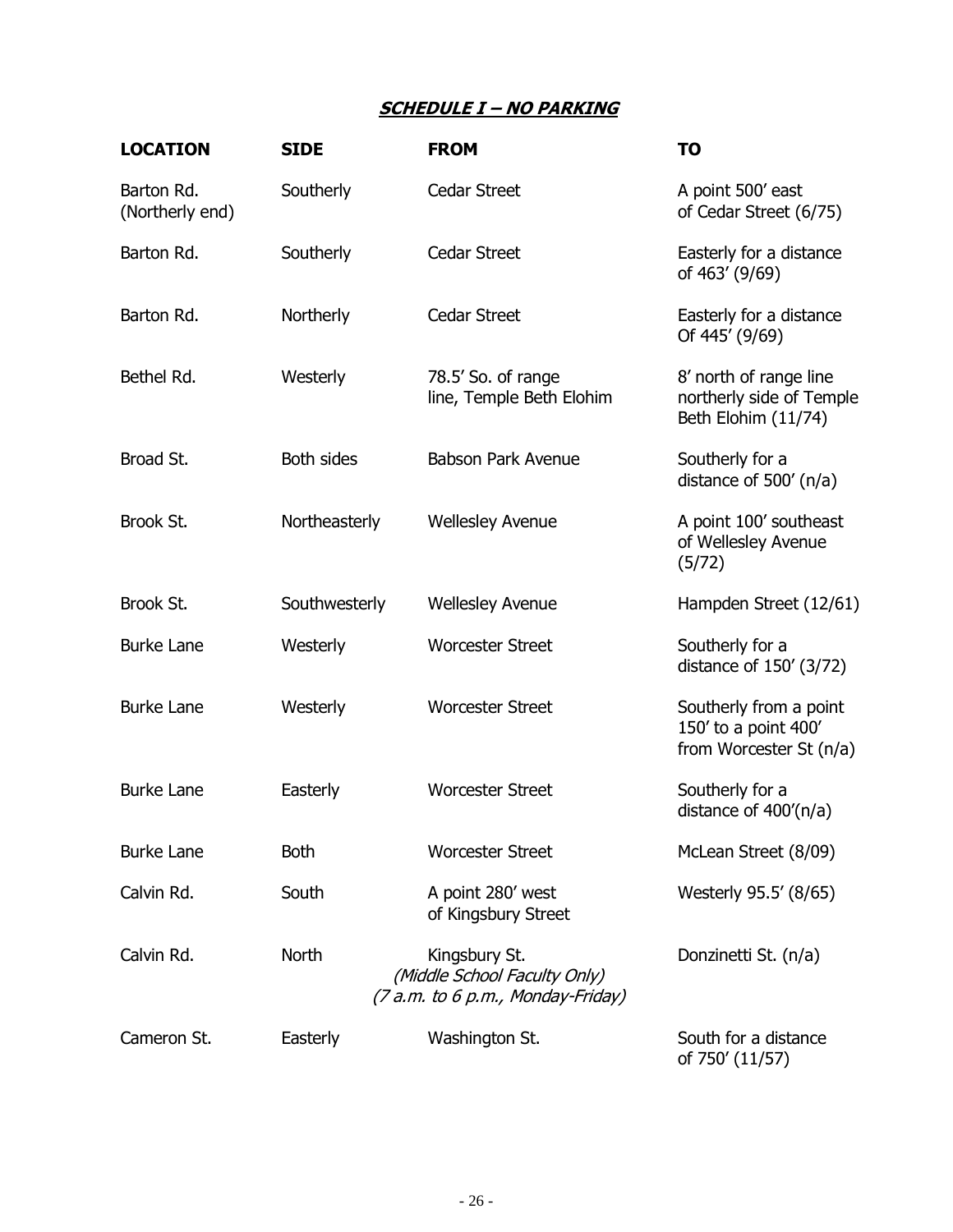## ***SCHEDULE I – NO PARKING***

| LOCATION | SIDE | FROM | TO |
|---|---|---|---|
| Barton Rd. (Northerly end) | Southerly | Cedar Street | A point 500' east of Cedar Street (6/75) |
| Barton Rd. | Southerly | Cedar Street | Easterly for a distance of 463' (9/69) |
| Barton Rd. | Northerly | Cedar Street | Easterly for a distance Of 445' (9/69) |
| Bethel Rd. | Westerly | 78.5' So. of range line, Temple Beth Elohim | 8' north of range line northerly side of Temple Beth Elohim (11/74) |
| Broad St. | Both sides | Babson Park Avenue | Southerly for a distance of 500' (n/a) |
| Brook St. | Northeasterly | Wellesley Avenue | A point 100' southeast of Wellesley Avenue (5/72) |
| Brook St. | Southwesterly | Wellesley Avenue | Hampden Street (12/61) |
| Burke Lane | Westerly | Worcester Street | Southerly for a distance of 150' (3/72) |
| Burke Lane | Westerly | Worcester Street | Southerly from a point 150' to a point 400' from Worcester St (n/a) |
| Burke Lane | Easterly | Worcester Street | Southerly for a distance of 400'(n/a) |
| Burke Lane | Both | Worcester Street | McLean Street (8/09) |
| Calvin Rd. | South | A point 280' west of Kingsbury Street | Westerly 95.5' (8/65) |
| Calvin Rd. | North | Kingsbury St. *(Middle School Faculty Only)* *(7 a.m. to 6 p.m., Monday-Friday)* | Donzinetti St. (n/a) |
| Cameron St. | Easterly | Washington St. | South for a distance of 750' (11/57) |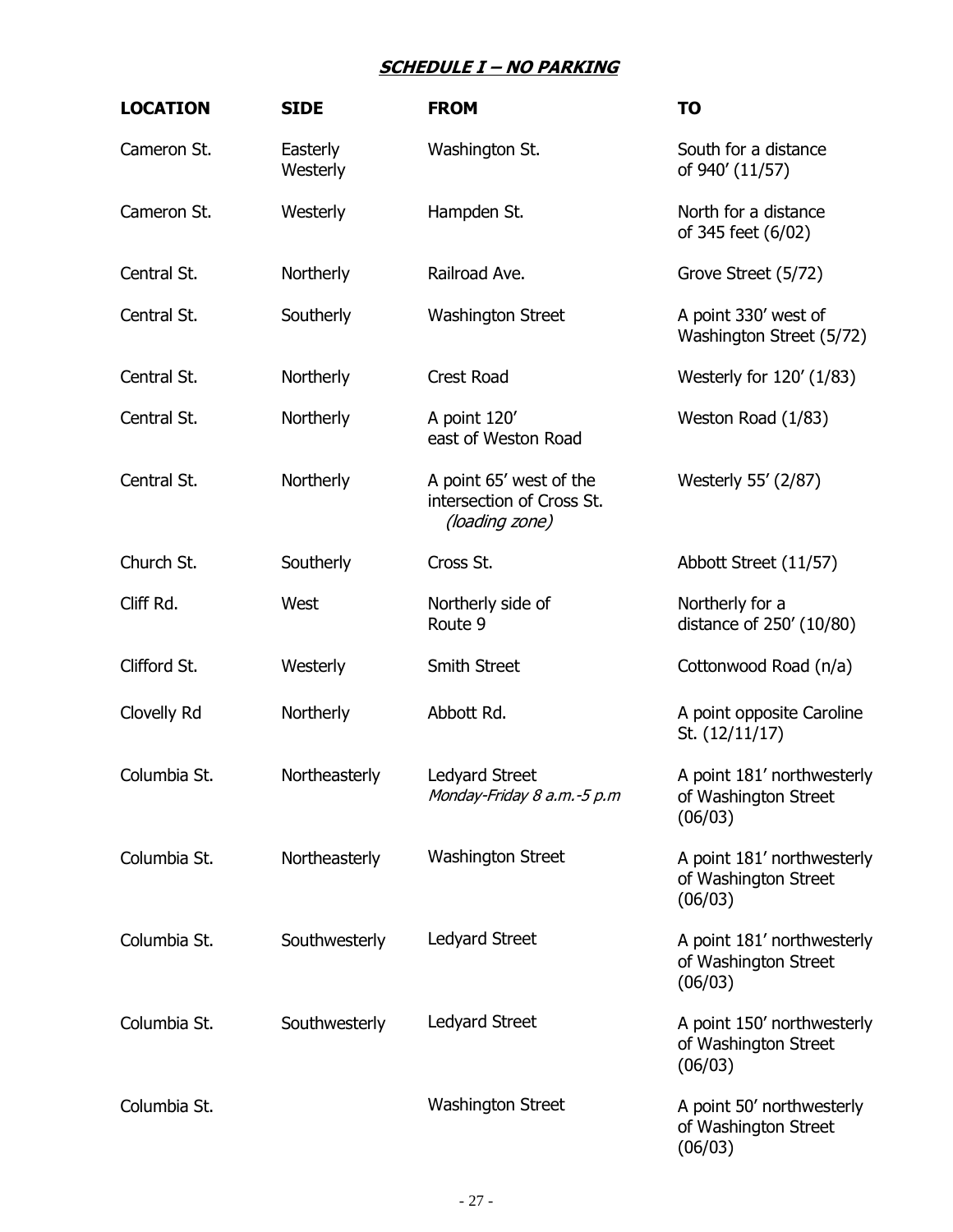***SCHEDULE I – NO PARKING***

| LOCATION | SIDE | FROM | TO |
|---|---|---|---|
| Cameron St. | Easterly Westerly | Washington St. | South for a distance of 940' (11/57) |
| Cameron St. | Westerly | Hampden St. | North for a distance of 345 feet (6/02) |
| Central St. | Northerly | Railroad Ave. | Grove Street (5/72) |
| Central St. | Southerly | Washington Street | A point 330' west of Washington Street (5/72) |
| Central St. | Northerly | Crest Road | Westerly for 120' (1/83) |
| Central St. | Northerly | A point 120' east of Weston Road | Weston Road (1/83) |
| Central St. | Northerly | A point 65' west of the intersection of Cross St. *(loading zone)* | Westerly 55' (2/87) |
| Church St. | Southerly | Cross St. | Abbott Street (11/57) |
| Cliff Rd. | West | Northerly side of Route 9 | Northerly for a distance of 250' (10/80) |
| Clifford St. | Westerly | Smith Street | Cottonwood Road (n/a) |
| Clovelly Rd | Northerly | Abbott Rd. | A point opposite Caroline St. (12/11/17) |
| Columbia St. | Northeasterly | Ledyard Street *Monday-Friday 8 a.m.-5 p.m* | A point 181' northwesterly of Washington Street (06/03) |
| Columbia St. | Northeasterly | Washington Street | A point 181' northwesterly of Washington Street (06/03) |
| Columbia St. | Southwesterly | Ledyard Street | A point 181' northwesterly of Washington Street (06/03) |
| Columbia St. | Southwesterly | Ledyard Street | A point 150' northwesterly of Washington Street (06/03) |
| Columbia St. | | Washington Street | A point 50' northwesterly of Washington Street (06/03) |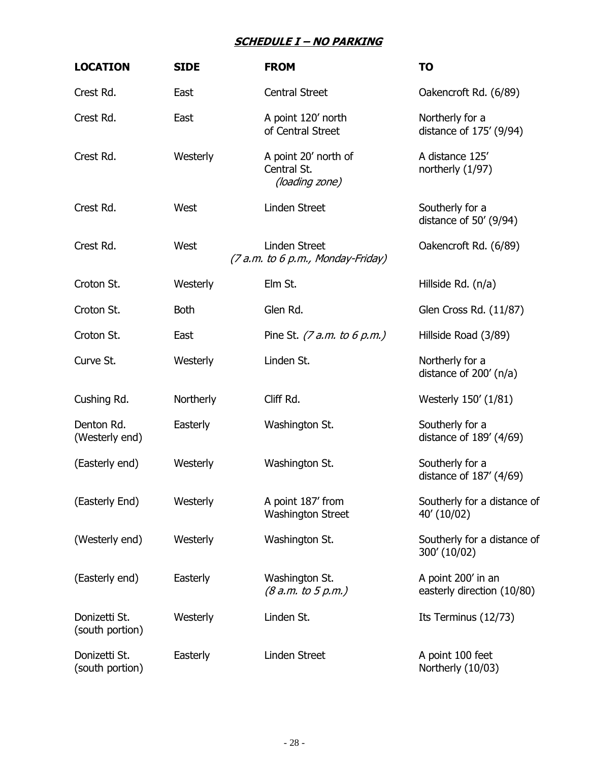## ***SCHEDULE I – NO PARKING***

| **LOCATION** | **SIDE** | **FROM** | **TO** |
|---|---|---|---|
| Crest Rd. | East | Central Street | Oakencroft Rd. (6/89) |
| Crest Rd. | East | A point 120' north of Central Street | Northerly for a distance of 175' (9/94) |
| Crest Rd. | Westerly | A point 20' north of Central St. *(loading zone)* | A distance 125' northerly (1/97) |
| Crest Rd. | West | Linden Street | Southerly for a distance of 50' (9/94) |
| Crest Rd. | West | Linden Street *(7 a.m. to 6 p.m., Monday-Friday)* | Oakencroft Rd. (6/89) |
| Croton St. | Westerly | Elm St. | Hillside Rd. (n/a) |
| Croton St. | Both | Glen Rd. | Glen Cross Rd. (11/87) |
| Croton St. | East | Pine St. *(7 a.m. to 6 p.m.)* | Hillside Road (3/89) |
| Curve St. | Westerly | Linden St. | Northerly for a distance of 200' (n/a) |
| Cushing Rd. | Northerly | Cliff Rd. | Westerly 150' (1/81) |
| Denton Rd. (Westerly end) | Easterly | Washington St. | Southerly for a distance of 189' (4/69) |
| (Easterly end) | Westerly | Washington St. | Southerly for a distance of 187' (4/69) |
| (Easterly End) | Westerly | A point 187' from Washington Street | Southerly for a distance of 40' (10/02) |
| (Westerly end) | Westerly | Washington St. | Southerly for a distance of 300' (10/02) |
| (Easterly end) | Easterly | Washington St. *(8 a.m. to 5 p.m.)* | A point 200' in an easterly direction (10/80) |
| Donizetti St. (south portion) | Westerly | Linden St. | Its Terminus (12/73) |
| Donizetti St. (south portion) | Easterly | Linden Street | A point 100 feet Northerly (10/03) |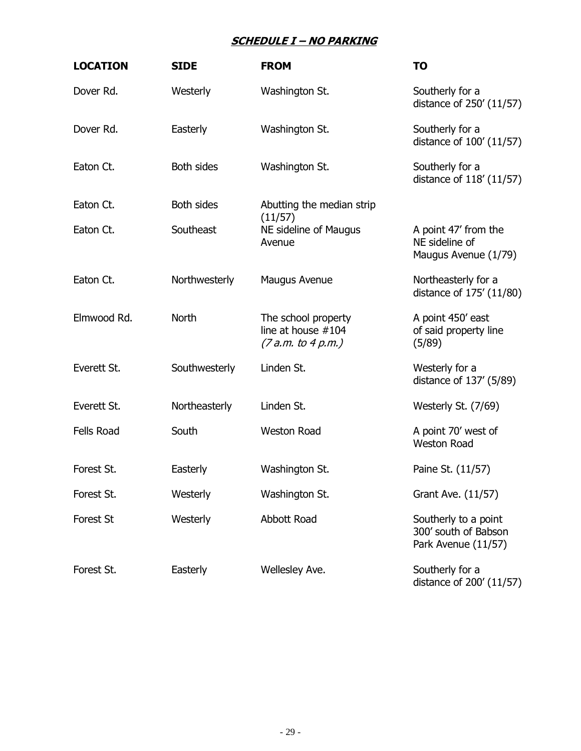## ***SCHEDULE I – NO PARKING***

| LOCATION | SIDE | FROM | TO |
|---|---|---|---|
| Dover Rd. | Westerly | Washington St. | Southerly for a distance of 250′ (11/57) |
| Dover Rd. | Easterly | Washington St. | Southerly for a distance of 100′ (11/57) |
| Eaton Ct. | Both sides | Washington St. | Southerly for a distance of 118′ (11/57) |
| Eaton Ct. | Both sides | Abutting the median strip (11/57) | |
| Eaton Ct. | Southeast | NE sideline of Maugus Avenue | A point 47′ from the NE sideline of Maugus Avenue (1/79) |
| Eaton Ct. | Northwesterly | Maugus Avenue | Northeasterly for a distance of 175′ (11/80) |
| Elmwood Rd. | North | The school property line at house #104 *(7 a.m. to 4 p.m.)* | A point 450′ east of said property line (5/89) |
| Everett St. | Southwesterly | Linden St. | Westerly for a distance of 137′ (5/89) |
| Everett St. | Northeasterly | Linden St. | Westerly St. (7/69) |
| Fells Road | South | Weston Road | A point 70′ west of Weston Road |
| Forest St. | Easterly | Washington St. | Paine St. (11/57) |
| Forest St. | Westerly | Washington St. | Grant Ave. (11/57) |
| Forest St | Westerly | Abbott Road | Southerly to a point 300′ south of Babson Park Avenue (11/57) |
| Forest St. | Easterly | Wellesley Ave. | Southerly for a distance of 200′ (11/57) |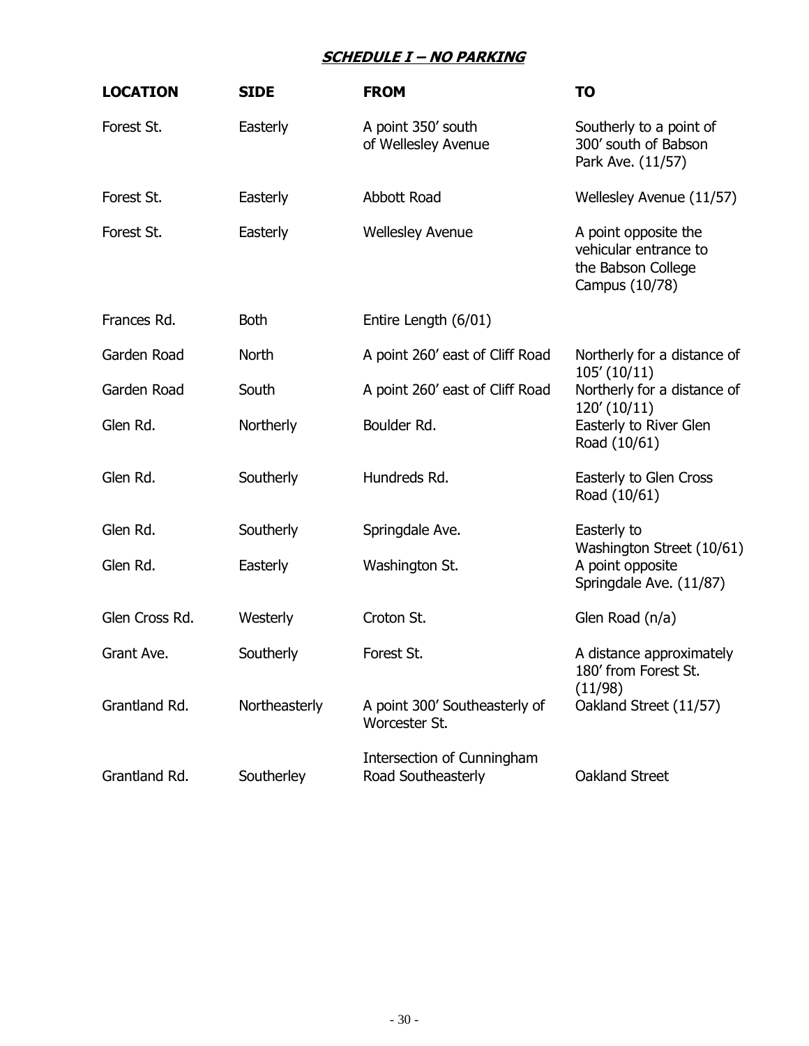## ***SCHEDULE I – NO PARKING***

| LOCATION | SIDE | FROM | TO |
|---|---|---|---|
| Forest St. | Easterly | A point 350' south of Wellesley Avenue | Southerly to a point of 300' south of Babson Park Ave. (11/57) |
| Forest St. | Easterly | Abbott Road | Wellesley Avenue (11/57) |
| Forest St. | Easterly | Wellesley Avenue | A point opposite the vehicular entrance to the Babson College Campus (10/78) |
| Frances Rd. | Both | Entire Length (6/01) | |
| Garden Road | North | A point 260' east of Cliff Road | Northerly for a distance of 105' (10/11) |
| Garden Road | South | A point 260' east of Cliff Road | Northerly for a distance of 120' (10/11) |
| Glen Rd. | Northerly | Boulder Rd. | Easterly to River Glen Road (10/61) |
| Glen Rd. | Southerly | Hundreds Rd. | Easterly to Glen Cross Road (10/61) |
| Glen Rd. | Southerly | Springdale Ave. | Easterly to Washington Street (10/61) |
| Glen Rd. | Easterly | Washington St. | A point opposite Springdale Ave. (11/87) |
| Glen Cross Rd. | Westerly | Croton St. | Glen Road (n/a) |
| Grant Ave. | Southerly | Forest St. | A distance approximately 180' from Forest St. (11/98) |
| Grantland Rd. | Northeasterly | A point 300' Southeasterly of Worcester St. | Oakland Street (11/57) |
| Grantland Rd. | Southerley | Intersection of Cunningham Road Southeasterly | Oakland Street |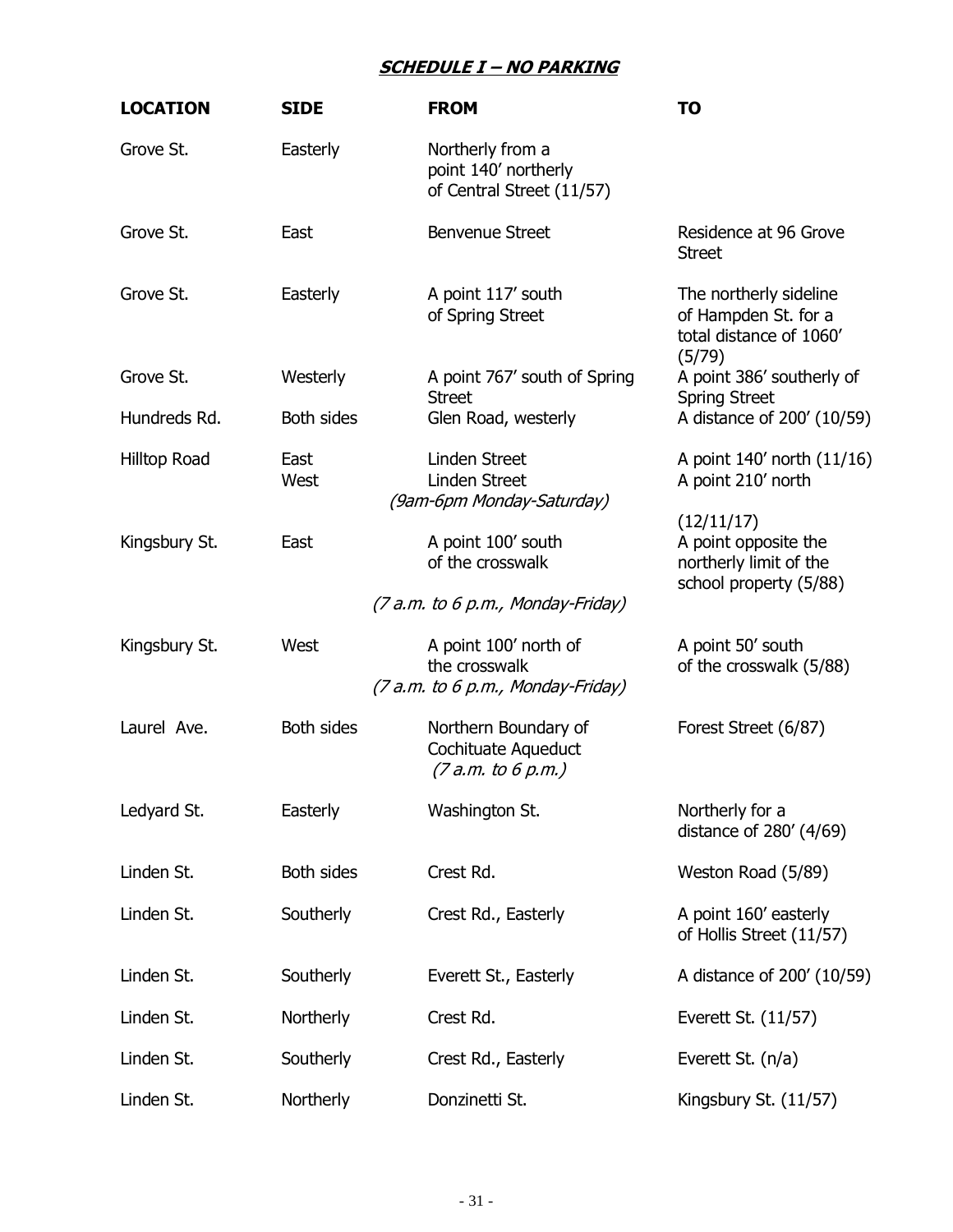## ***SCHEDULE I – NO PARKING***

| LOCATION | SIDE | FROM | TO |
|---|---|---|---|
| Grove St. | Easterly | Northerly from a point 140' northerly of Central Street (11/57) | |
| Grove St. | East | Benvenue Street | Residence at 96 Grove Street |
| Grove St. | Easterly | A point 117' south of Spring Street | The northerly sideline of Hampden St. for a total distance of 1060' (5/79) |
| Grove St. | Westerly | A point 767' south of Spring Street | A point 386' southerly of Spring Street |
| Hundreds Rd. | Both sides | Glen Road, westerly | A distance of 200' (10/59) |
| Hilltop Road | East<br>West | Linden Street<br>Linden Street<br>*(9am-6pm Monday-Saturday)* | A point 140' north (11/16)<br>A point 210' north<br>(12/11/17) |
| Kingsbury St. | East | A point 100' south of the crosswalk<br>*(7 a.m. to 6 p.m., Monday-Friday)* | A point opposite the northerly limit of the school property (5/88) |
| Kingsbury St. | West | A point 100' north of the crosswalk<br>*(7 a.m. to 6 p.m., Monday-Friday)* | A point 50' south of the crosswalk (5/88) |
| Laurel Ave. | Both sides | Northern Boundary of Cochituate Aqueduct<br>*(7 a.m. to 6 p.m.)* | Forest Street (6/87) |
| Ledyard St. | Easterly | Washington St. | Northerly for a distance of 280' (4/69) |
| Linden St. | Both sides | Crest Rd. | Weston Road (5/89) |
| Linden St. | Southerly | Crest Rd., Easterly | A point 160' easterly of Hollis Street (11/57) |
| Linden St. | Southerly | Everett St., Easterly | A distance of 200' (10/59) |
| Linden St. | Northerly | Crest Rd. | Everett St. (11/57) |
| Linden St. | Southerly | Crest Rd., Easterly | Everett St. (n/a) |
| Linden St. | Northerly | Donzinetti St. | Kingsbury St. (11/57) |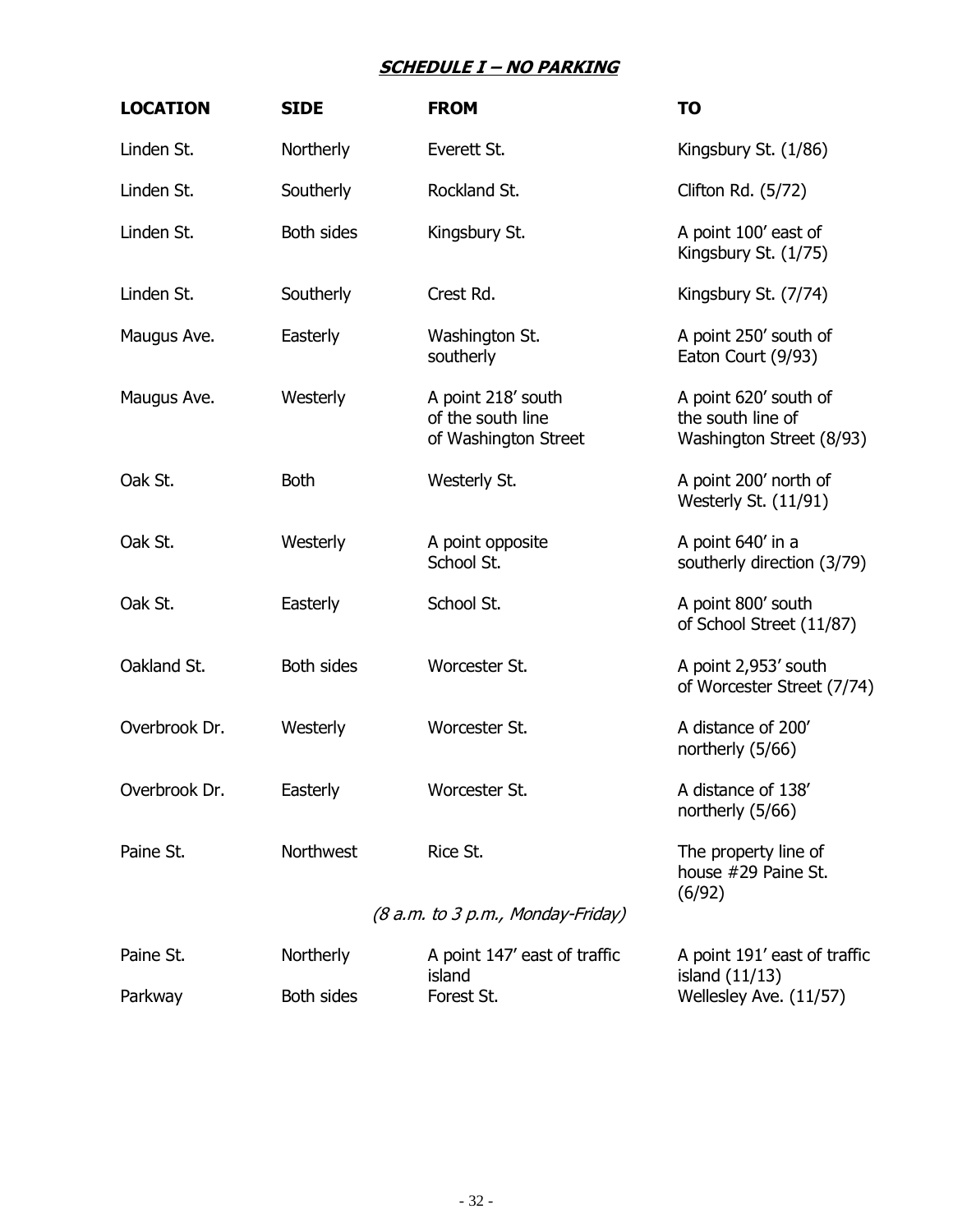**_SCHEDULE I – NO PARKING_**

| LOCATION | SIDE | FROM | TO |
|---|---|---|---|
| Linden St. | Northerly | Everett St. | Kingsbury St. (1/86) |
| Linden St. | Southerly | Rockland St. | Clifton Rd. (5/72) |
| Linden St. | Both sides | Kingsbury St. | A point 100' east of Kingsbury St. (1/75) |
| Linden St. | Southerly | Crest Rd. | Kingsbury St. (7/74) |
| Maugus Ave. | Easterly | Washington St. southerly | A point 250' south of Eaton Court (9/93) |
| Maugus Ave. | Westerly | A point 218' south of the south line of Washington Street | A point 620' south of the south line of Washington Street (8/93) |
| Oak St. | Both | Westerly St. | A point 200' north of Westerly St. (11/91) |
| Oak St. | Westerly | A point opposite School St. | A point 640' in a southerly direction (3/79) |
| Oak St. | Easterly | School St. | A point 800' south of School Street (11/87) |
| Oakland St. | Both sides | Worcester St. | A point 2,953' south of Worcester Street (7/74) |
| Overbrook Dr. | Westerly | Worcester St. | A distance of 200' northerly (5/66) |
| Overbrook Dr. | Easterly | Worcester St. | A distance of 138' northerly (5/66) |
| Paine St. | Northwest | Rice St. | The property line of house #29 Paine St. (6/92) |
| | | *(8 a.m. to 3 p.m., Monday-Friday)* | |
| Paine St. | Northerly | A point 147' east of traffic island | A point 191' east of traffic island (11/13) |
| Parkway | Both sides | Forest St. | Wellesley Ave. (11/57) |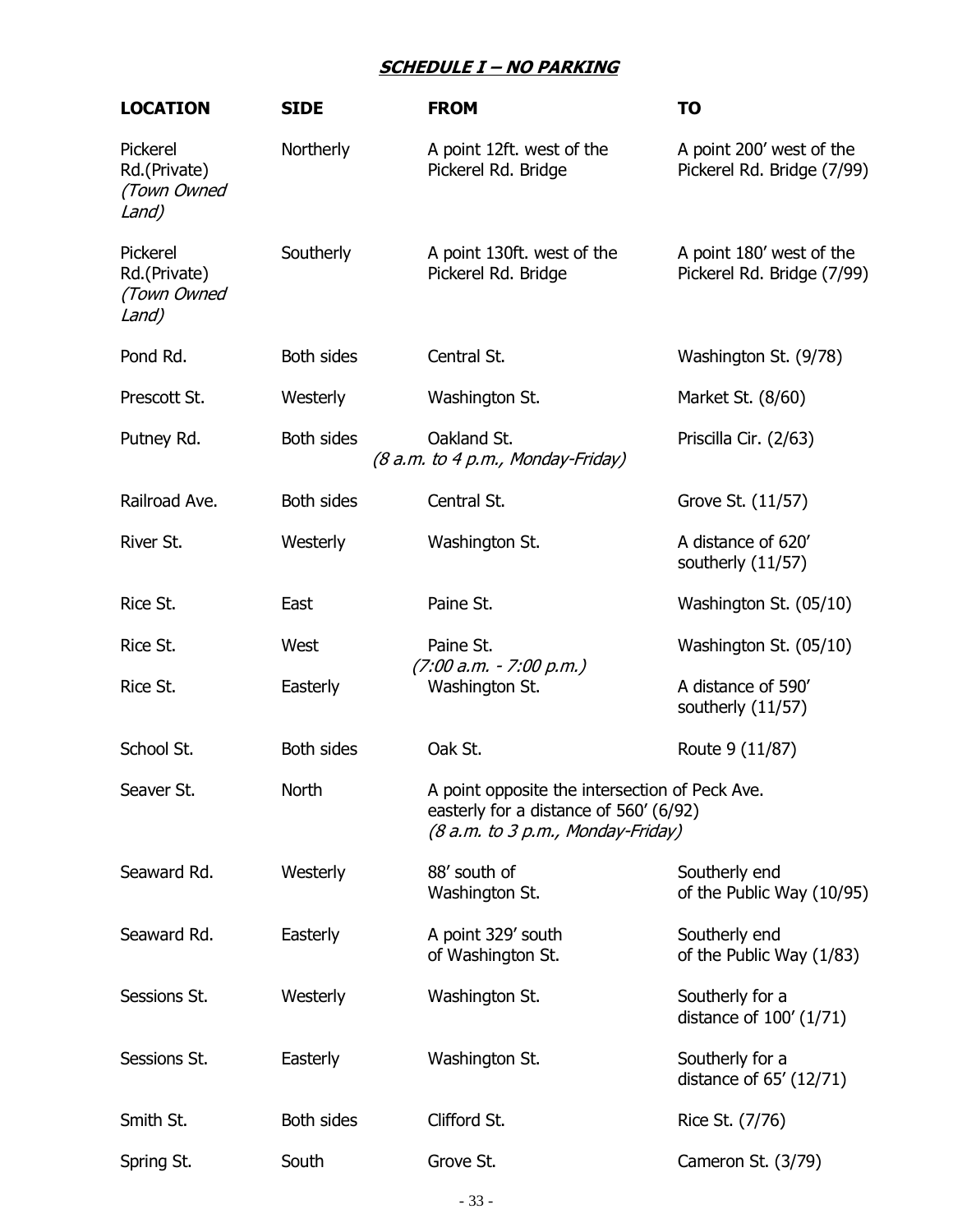# ***SCHEDULE I – NO PARKING***

| LOCATION | SIDE | FROM | TO |
|---|---|---|---|
| Pickerel Rd.(Private) *(Town Owned Land)* | Northerly | A point 12ft. west of the Pickerel Rd. Bridge | A point 200' west of the Pickerel Rd. Bridge (7/99) |
| Pickerel Rd.(Private) *(Town Owned Land)* | Southerly | A point 130ft. west of the Pickerel Rd. Bridge | A point 180' west of the Pickerel Rd. Bridge (7/99) |
| Pond Rd. | Both sides | Central St. | Washington St. (9/78) |
| Prescott St. | Westerly | Washington St. | Market St. (8/60) |
| Putney Rd. | Both sides | Oakland St. *(8 a.m. to 4 p.m., Monday-Friday)* | Priscilla Cir. (2/63) |
| Railroad Ave. | Both sides | Central St. | Grove St. (11/57) |
| River St. | Westerly | Washington St. | A distance of 620' southerly (11/57) |
| Rice St. | East | Paine St. | Washington St. (05/10) |
| Rice St. | West | Paine St. *(7:00 a.m. - 7:00 p.m.)* | Washington St. (05/10) |
| Rice St. | Easterly | Washington St. | A distance of 590' southerly (11/57) |
| School St. | Both sides | Oak St. | Route 9 (11/87) |
| Seaver St. | North | A point opposite the intersection of Peck Ave. easterly for a distance of 560' (6/92) *(8 a.m. to 3 p.m., Monday-Friday)* | |
| Seaward Rd. | Westerly | 88' south of Washington St. | Southerly end of the Public Way (10/95) |
| Seaward Rd. | Easterly | A point 329' south of Washington St. | Southerly end of the Public Way (1/83) |
| Sessions St. | Westerly | Washington St. | Southerly for a distance of 100' (1/71) |
| Sessions St. | Easterly | Washington St. | Southerly for a distance of 65' (12/71) |
| Smith St. | Both sides | Clifford St. | Rice St. (7/76) |
| Spring St. | South | Grove St. | Cameron St. (3/79) |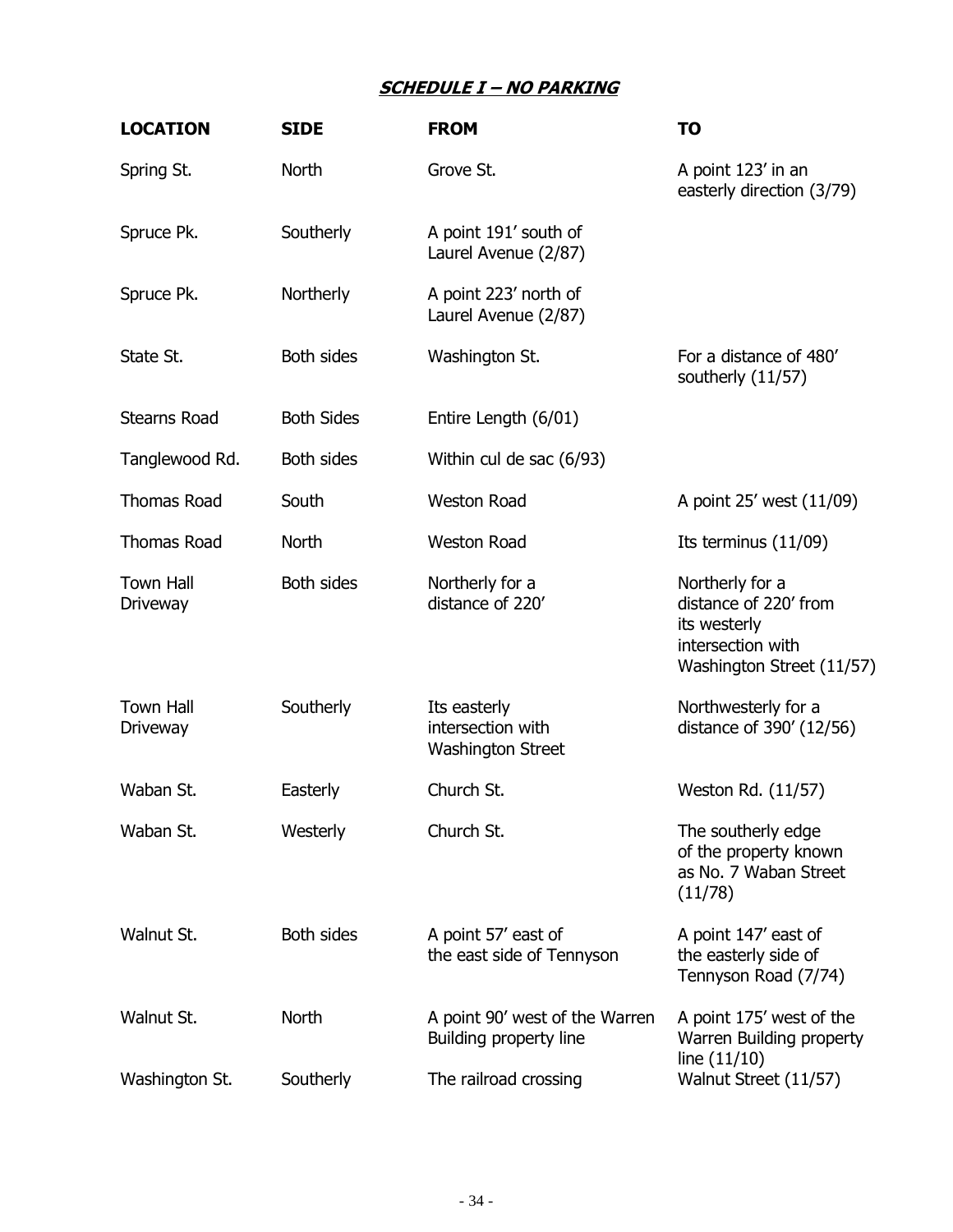***SCHEDULE I – NO PARKING***

| LOCATION | SIDE | FROM | TO |
|---|---|---|---|
| Spring St. | North | Grove St. | A point 123' in an easterly direction (3/79) |
| Spruce Pk. | Southerly | A point 191' south of Laurel Avenue (2/87) | |
| Spruce Pk. | Northerly | A point 223' north of Laurel Avenue (2/87) | |
| State St. | Both sides | Washington St. | For a distance of 480' southerly (11/57) |
| Stearns Road | Both Sides | Entire Length (6/01) | |
| Tanglewood Rd. | Both sides | Within cul de sac (6/93) | |
| Thomas Road | South | Weston Road | A point 25' west (11/09) |
| Thomas Road | North | Weston Road | Its terminus (11/09) |
| Town Hall Driveway | Both sides | Northerly for a distance of 220' | Northerly for a distance of 220' from its westerly intersection with Washington Street (11/57) |
| Town Hall Driveway | Southerly | Its easterly intersection with Washington Street | Northwesterly for a distance of 390' (12/56) |
| Waban St. | Easterly | Church St. | Weston Rd. (11/57) |
| Waban St. | Westerly | Church St. | The southerly edge of the property known as No. 7 Waban Street (11/78) |
| Walnut St. | Both sides | A point 57' east of the east side of Tennyson | A point 147' east of the easterly side of Tennyson Road (7/74) |
| Walnut St. | North | A point 90' west of the Warren Building property line | A point 175' west of the Warren Building property line (11/10) |
| Washington St. | Southerly | The railroad crossing | Walnut Street (11/57) |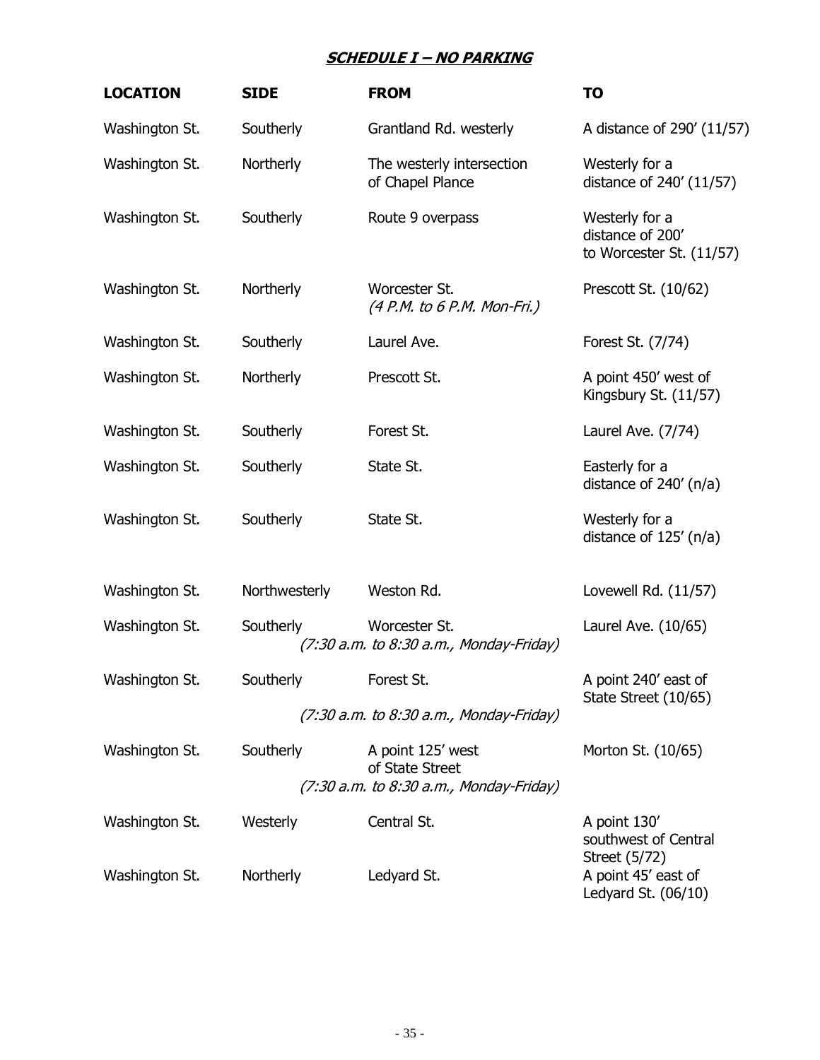## ***SCHEDULE I – NO PARKING***

| LOCATION | SIDE | FROM | TO |
|---|---|---|---|
| Washington St. | Southerly | Grantland Rd. westerly | A distance of 290' (11/57) |
| Washington St. | Northerly | The westerly intersection of Chapel Plance | Westerly for a distance of 240' (11/57) |
| Washington St. | Southerly | Route 9 overpass | Westerly for a distance of 200' to Worcester St. (11/57) |
| Washington St. | Northerly | Worcester St. *(4 P.M. to 6 P.M. Mon-Fri.)* | Prescott St. (10/62) |
| Washington St. | Southerly | Laurel Ave. | Forest St. (7/74) |
| Washington St. | Northerly | Prescott St. | A point 450' west of Kingsbury St. (11/57) |
| Washington St. | Southerly | Forest St. | Laurel Ave. (7/74) |
| Washington St. | Southerly | State St. | Easterly for a distance of 240' (n/a) |
| Washington St. | Southerly | State St. | Westerly for a distance of 125' (n/a) |
| Washington St. | Northwesterly | Weston Rd. | Lovewell Rd. (11/57) |
| Washington St. | Southerly | Worcester St. *(7:30 a.m. to 8:30 a.m., Monday-Friday)* | Laurel Ave. (10/65) |
| Washington St. | Southerly | Forest St. *(7:30 a.m. to 8:30 a.m., Monday-Friday)* | A point 240' east of State Street (10/65) |
| Washington St. | Southerly | A point 125' west of State Street *(7:30 a.m. to 8:30 a.m., Monday-Friday)* | Morton St. (10/65) |
| Washington St. | Westerly | Central St. | A point 130' southwest of Central Street (5/72) |
| Washington St. | Northerly | Ledyard St. | A point 45' east of Ledyard St. (06/10) |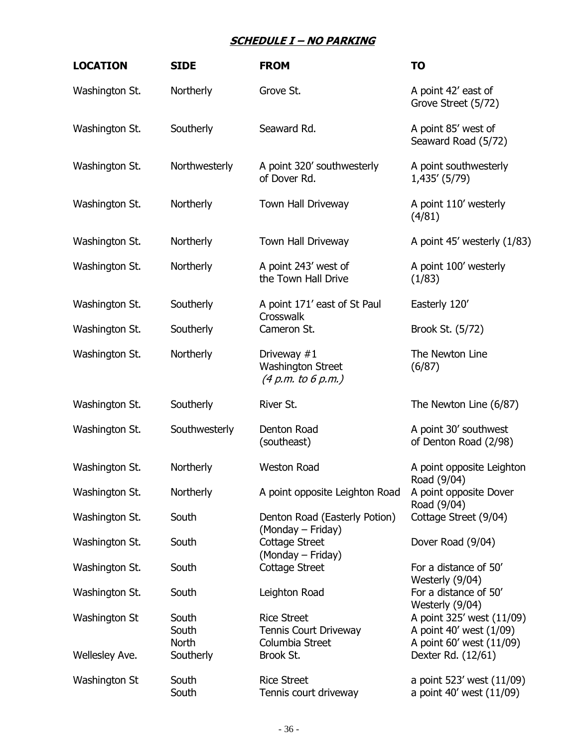## ***SCHEDULE I – NO PARKING***

| LOCATION | SIDE | FROM | TO |
|---|---|---|---|
| Washington St. | Northerly | Grove St. | A point 42' east of Grove Street (5/72) |
| Washington St. | Southerly | Seaward Rd. | A point 85' west of Seaward Road (5/72) |
| Washington St. | Northwesterly | A point 320' southwesterly of Dover Rd. | A point southwesterly 1,435' (5/79) |
| Washington St. | Northerly | Town Hall Driveway | A point 110' westerly (4/81) |
| Washington St. | Northerly | Town Hall Driveway | A point 45' westerly (1/83) |
| Washington St. | Northerly | A point 243' west of the Town Hall Drive | A point 100' westerly (1/83) |
| Washington St. | Southerly | A point 171' east of St Paul Crosswalk | Easterly 120' |
| Washington St. | Southerly | Cameron St. | Brook St. (5/72) |
| Washington St. | Northerly | Driveway #1 Washington Street *(4 p.m. to 6 p.m.)* | The Newton Line (6/87) |
| Washington St. | Southerly | River St. | The Newton Line (6/87) |
| Washington St. | Southwesterly | Denton Road (southeast) | A point 30' southwest of Denton Road (2/98) |
| Washington St. | Northerly | Weston Road | A point opposite Leighton Road (9/04) |
| Washington St. | Northerly | A point opposite Leighton Road | A point opposite Dover Road (9/04) |
| Washington St. | South | Denton Road (Easterly Potion) (Monday – Friday) | Cottage Street (9/04) |
| Washington St. | South | Cottage Street (Monday – Friday) | Dover Road (9/04) |
| Washington St. | South | Cottage Street | For a distance of 50' Westerly (9/04) |
| Washington St. | South | Leighton Road | For a distance of 50' Westerly (9/04) |
| Washington St | South | Rice Street | A point 325' west (11/09) |
| | South | Tennis Court Driveway | A point 40' west (1/09) |
| | North | Columbia Street | A point 60' west (11/09) |
| Wellesley Ave. | Southerly | Brook St. | Dexter Rd. (12/61) |
| Washington St | South | Rice Street | a point 523' west (11/09) |
| | South | Tennis court driveway | a point 40' west (11/09) |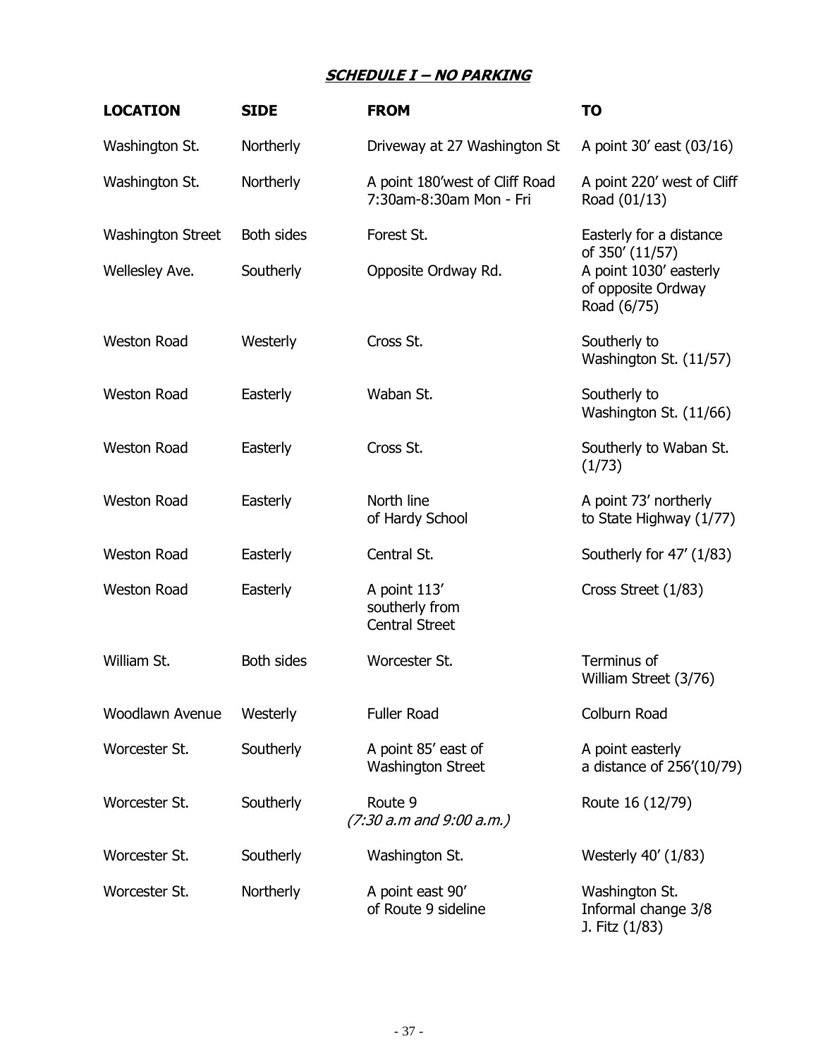**_SCHEDULE I – NO PARKING_**

| LOCATION | SIDE | FROM | TO |
|---|---|---|---|
| Washington St. | Northerly | Driveway at 27 Washington St | A point 30' east (03/16) |
| Washington St. | Northerly | A point 180'west of Cliff Road 7:30am-8:30am Mon - Fri | A point 220' west of Cliff Road (01/13) |
| Washington Street | Both sides | Forest St. | Easterly for a distance of 350' (11/57) |
| Wellesley Ave. | Southerly | Opposite Ordway Rd. | A point 1030' easterly of opposite Ordway Road (6/75) |
| Weston Road | Westerly | Cross St. | Southerly to Washington St. (11/57) |
| Weston Road | Easterly | Waban St. | Southerly to Washington St. (11/66) |
| Weston Road | Easterly | Cross St. | Southerly to Waban St. (1/73) |
| Weston Road | Easterly | North line of Hardy School | A point 73' northerly to State Highway (1/77) |
| Weston Road | Easterly | Central St. | Southerly for 47' (1/83) |
| Weston Road | Easterly | A point 113' southerly from Central Street | Cross Street (1/83) |
| William St. | Both sides | Worcester St. | Terminus of William Street (3/76) |
| Woodlawn Avenue | Westerly | Fuller Road | Colburn Road |
| Worcester St. | Southerly | A point 85' east of Washington Street | A point easterly a distance of 256'(10/79) |
| Worcester St. | Southerly | Route 9 *(7:30 a.m and 9:00 a.m.)* | Route 16 (12/79) |
| Worcester St. | Southerly | Washington St. | Westerly 40' (1/83) |
| Worcester St. | Northerly | A point east 90' of Route 9 sideline | Washington St. Informal change 3/8 J. Fitz (1/83) |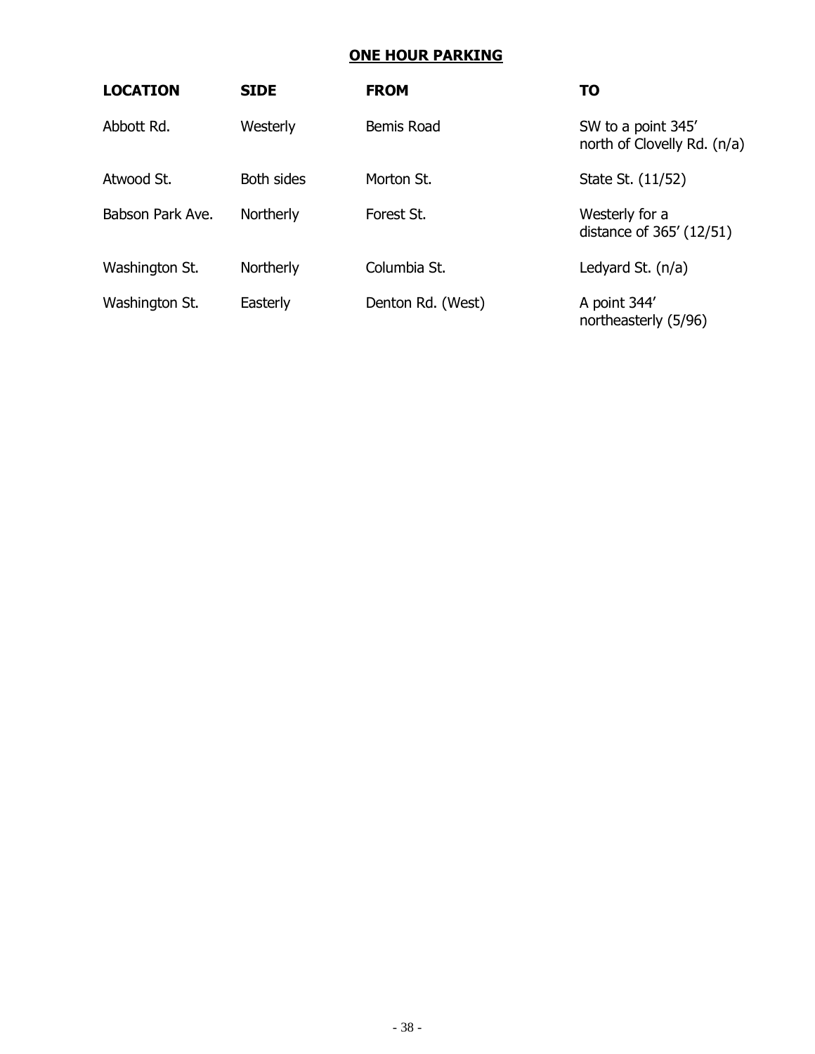## ONE HOUR PARKING

| LOCATION | SIDE | FROM | TO |
|---|---|---|---|
| Abbott Rd. | Westerly | Bemis Road | SW to a point 345' north of Clovelly Rd. (n/a) |
| Atwood St. | Both sides | Morton St. | State St. (11/52) |
| Babson Park Ave. | Northerly | Forest St. | Westerly for a distance of 365' (12/51) |
| Washington St. | Northerly | Columbia St. | Ledyard St. (n/a) |
| Washington St. | Easterly | Denton Rd. (West) | A point 344' northeasterly (5/96) |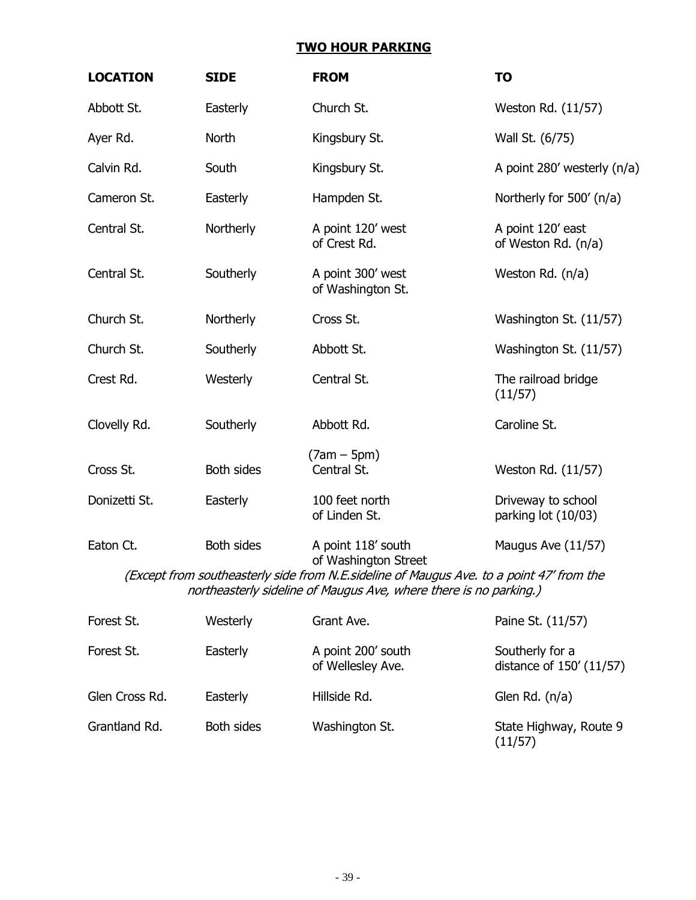## TWO HOUR PARKING

| LOCATION | SIDE | FROM | TO |
|---|---|---|---|
| Abbott St. | Easterly | Church St. | Weston Rd. (11/57) |
| Ayer Rd. | North | Kingsbury St. | Wall St. (6/75) |
| Calvin Rd. | South | Kingsbury St. | A point 280' westerly (n/a) |
| Cameron St. | Easterly | Hampden St. | Northerly for 500' (n/a) |
| Central St. | Northerly | A point 120' west of Crest Rd. | A point 120' east of Weston Rd. (n/a) |
| Central St. | Southerly | A point 300' west of Washington St. | Weston Rd. (n/a) |
| Church St. | Northerly | Cross St. | Washington St. (11/57) |
| Church St. | Southerly | Abbott St. | Washington St. (11/57) |
| Crest Rd. | Westerly | Central St. | The railroad bridge (11/57) |
| Clovelly Rd. | Southerly | Abbott Rd. | Caroline St. |
| Cross St. | Both sides | (7am – 5pm) Central St. | Weston Rd. (11/57) |
| Donizetti St. | Easterly | 100 feet north of Linden St. | Driveway to school parking lot (10/03) |
| Eaton Ct. | Both sides | A point 118' south of Washington Street | Maugus Ave (11/57) |
| *(Except from southeasterly side from N.E.sideline of Maugus Ave. to a point 47' from the northeasterly sideline of Maugus Ave, where there is no parking.)* | | | |
| Forest St. | Westerly | Grant Ave. | Paine St. (11/57) |
| Forest St. | Easterly | A point 200' south of Wellesley Ave. | Southerly for a distance of 150' (11/57) |
| Glen Cross Rd. | Easterly | Hillside Rd. | Glen Rd. (n/a) |
| Grantland Rd. | Both sides | Washington St. | State Highway, Route 9 (11/57) |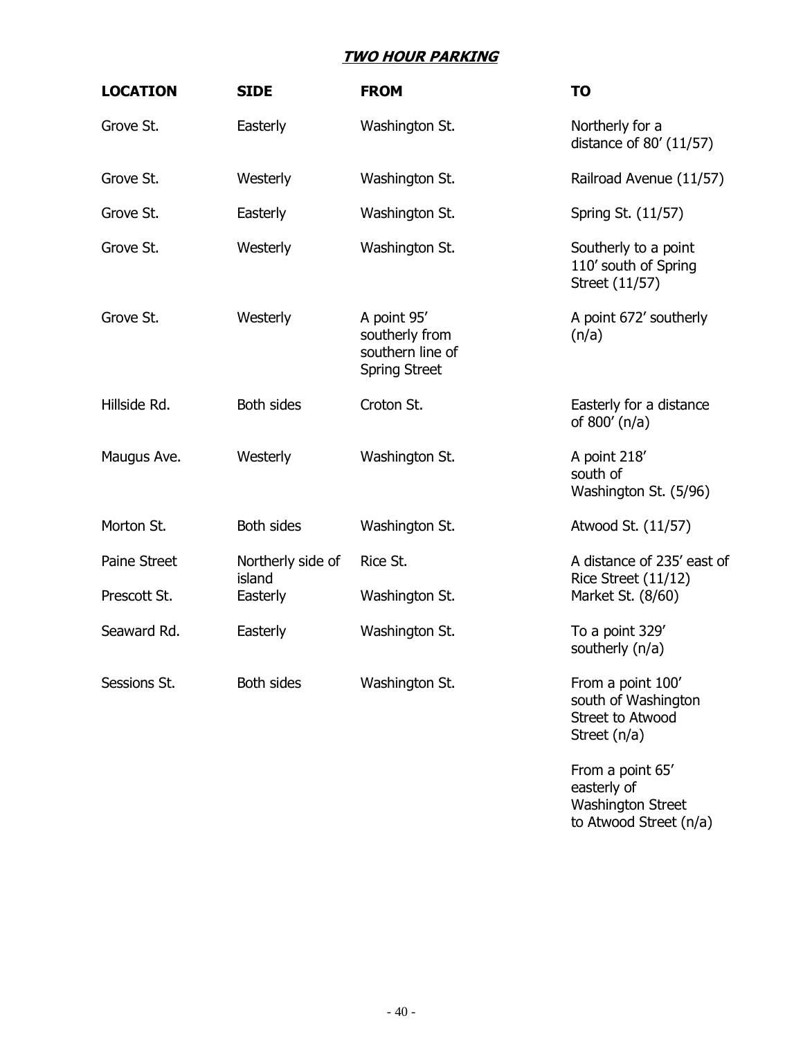## ***TWO HOUR PARKING***

| LOCATION | SIDE | FROM | TO |
|---|---|---|---|
| Grove St. | Easterly | Washington St. | Northerly for a distance of 80' (11/57) |
| Grove St. | Westerly | Washington St. | Railroad Avenue (11/57) |
| Grove St. | Easterly | Washington St. | Spring St. (11/57) |
| Grove St. | Westerly | Washington St. | Southerly to a point 110' south of Spring Street (11/57) |
| Grove St. | Westerly | A point 95' southerly from southern line of Spring Street | A point 672' southerly (n/a) |
| Hillside Rd. | Both sides | Croton St. | Easterly for a distance of 800' (n/a) |
| Maugus Ave. | Westerly | Washington St. | A point 218' south of Washington St. (5/96) |
| Morton St. | Both sides | Washington St. | Atwood St. (11/57) |
| Paine Street | Northerly side of island | Rice St. | A distance of 235' east of Rice Street (11/12) |
| Prescott St. | Easterly | Washington St. | Market St. (8/60) |
| Seaward Rd. | Easterly | Washington St. | To a point 329' southerly (n/a) |
| Sessions St. | Both sides | Washington St. | From a point 100' south of Washington Street to Atwood Street (n/a) |
| | | | From a point 65' easterly of Washington Street to Atwood Street (n/a) |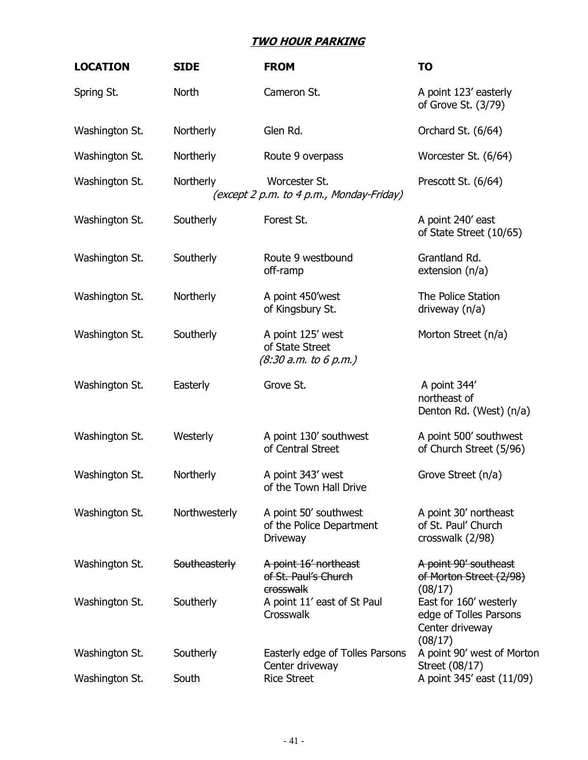## ***TWO HOUR PARKING***

| LOCATION | SIDE | FROM | TO |
|---|---|---|---|
| Spring St. | North | Cameron St. | A point 123' easterly of Grove St. (3/79) |
| Washington St. | Northerly | Glen Rd. | Orchard St. (6/64) |
| Washington St. | Northerly | Route 9 overpass | Worcester St. (6/64) |
| Washington St. | Northerly | Worcester St. *(except 2 p.m. to 4 p.m., Monday-Friday)* | Prescott St. (6/64) |
| Washington St. | Southerly | Forest St. | A point 240' east of State Street (10/65) |
| Washington St. | Southerly | Route 9 westbound off-ramp | Grantland Rd. extension (n/a) |
| Washington St. | Northerly | A point 450'west of Kingsbury St. | The Police Station driveway (n/a) |
| Washington St. | Southerly | A point 125' west of State Street *(8:30 a.m. to 6 p.m.)* | Morton Street (n/a) |
| Washington St. | Easterly | Grove St. | A point 344' northeast of Denton Rd. (West) (n/a) |
| Washington St. | Westerly | A point 130' southwest of Central Street | A point 500' southwest of Church Street (5/96) |
| Washington St. | Northerly | A point 343' west of the Town Hall Drive | Grove Street (n/a) |
| Washington St. | Northwesterly | A point 50' southwest of the Police Department Driveway | A point 30' northeast of St. Paul' Church crosswalk (2/98) |
| Washington St. | ~~Southeasterly~~ | ~~A point 16' northeast of St. Paul's Church crosswalk~~ | ~~A point 90' southeast of Morton Street (2/98)~~ (08/17) |
| Washington St. | Southerly | A point 11' east of St Paul Crosswalk | East for 160' westerly edge of Tolles Parsons Center driveway (08/17) |
| Washington St. | Southerly | Easterly edge of Tolles Parsons Center driveway | A point 90' west of Morton Street (08/17) |
| Washington St. | South | Rice Street | A point 345' east (11/09) |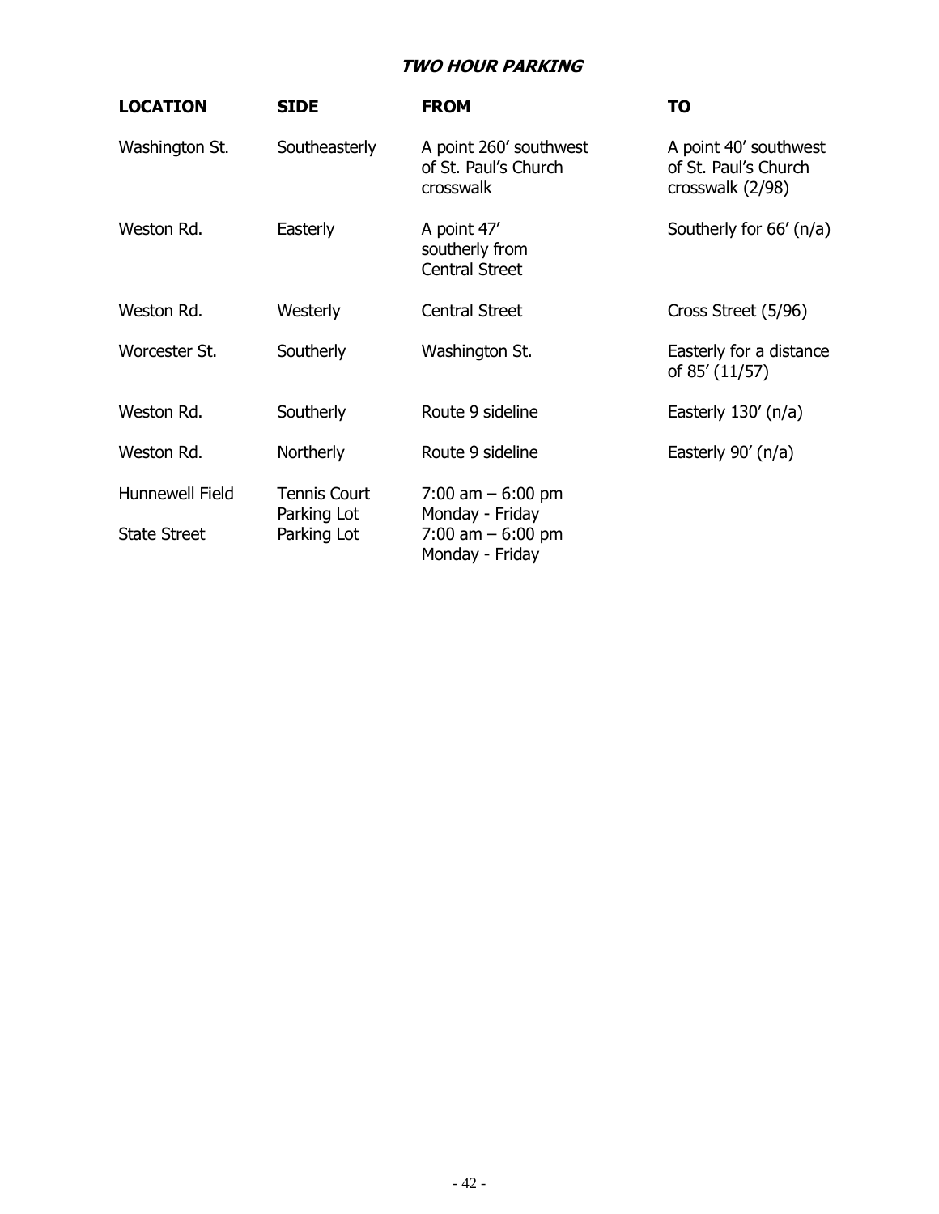## ***TWO HOUR PARKING***

| LOCATION | SIDE | FROM | TO |
|---|---|---|---|
| Washington St. | Southeasterly | A point 260' southwest of St. Paul's Church crosswalk | A point 40' southwest of St. Paul's Church crosswalk (2/98) |
| Weston Rd. | Easterly | A point 47' southerly from Central Street | Southerly for 66' (n/a) |
| Weston Rd. | Westerly | Central Street | Cross Street (5/96) |
| Worcester St. | Southerly | Washington St. | Easterly for a distance of 85' (11/57) |
| Weston Rd. | Southerly | Route 9 sideline | Easterly 130' (n/a) |
| Weston Rd. | Northerly | Route 9 sideline | Easterly 90' (n/a) |
| Hunnewell Field | Tennis Court Parking Lot | 7:00 am – 6:00 pm Monday - Friday | |
| State Street | Parking Lot | 7:00 am – 6:00 pm Monday - Friday | |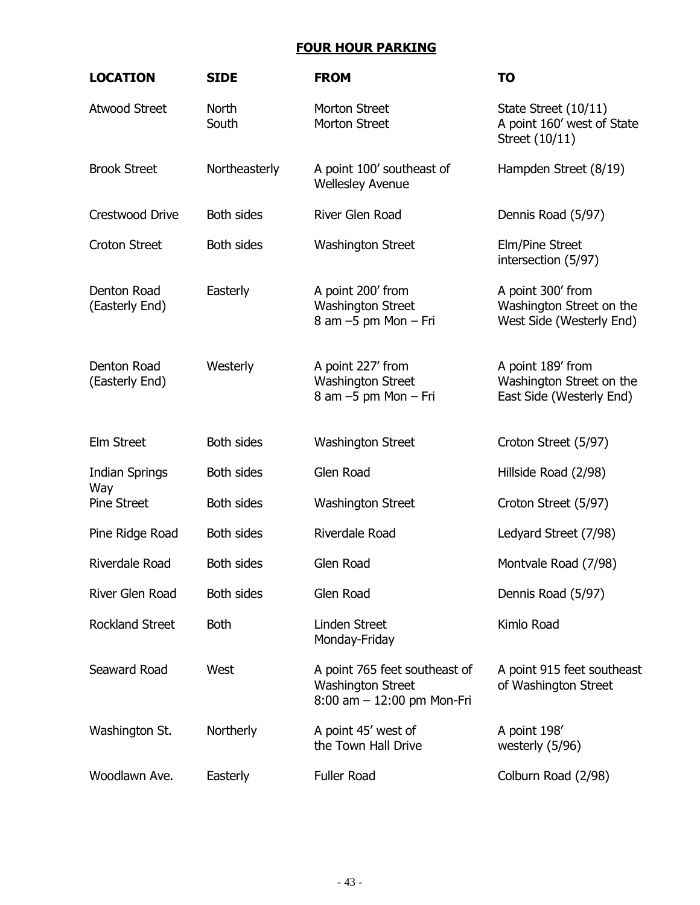# FOUR HOUR PARKING

| LOCATION | SIDE | FROM | TO |
|---|---|---|---|
| Atwood Street | North<br>South | Morton Street<br>Morton Street | State Street (10/11)<br>A point 160' west of State Street (10/11) |
| Brook Street | Northeasterly | A point 100' southeast of Wellesley Avenue | Hampden Street (8/19) |
| Crestwood Drive | Both sides | River Glen Road | Dennis Road (5/97) |
| Croton Street | Both sides | Washington Street | Elm/Pine Street intersection (5/97) |
| Denton Road (Easterly End) | Easterly | A point 200' from Washington Street 8 am –5 pm Mon – Fri | A point 300' from Washington Street on the West Side (Westerly End) |
| Denton Road (Easterly End) | Westerly | A point 227' from Washington Street 8 am –5 pm Mon – Fri | A point 189' from Washington Street on the East Side (Westerly End) |
| Elm Street | Both sides | Washington Street | Croton Street (5/97) |
| Indian Springs Way | Both sides | Glen Road | Hillside Road (2/98) |
| Pine Street | Both sides | Washington Street | Croton Street (5/97) |
| Pine Ridge Road | Both sides | Riverdale Road | Ledyard Street (7/98) |
| Riverdale Road | Both sides | Glen Road | Montvale Road (7/98) |
| River Glen Road | Both sides | Glen Road | Dennis Road (5/97) |
| Rockland Street | Both | Linden Street Monday-Friday | Kimlo Road |
| Seaward Road | West | A point 765 feet southeast of Washington Street 8:00 am – 12:00 pm Mon-Fri | A point 915 feet southeast of Washington Street |
| Washington St. | Northerly | A point 45' west of the Town Hall Drive | A point 198' westerly (5/96) |
| Woodlawn Ave. | Easterly | Fuller Road | Colburn Road (2/98) |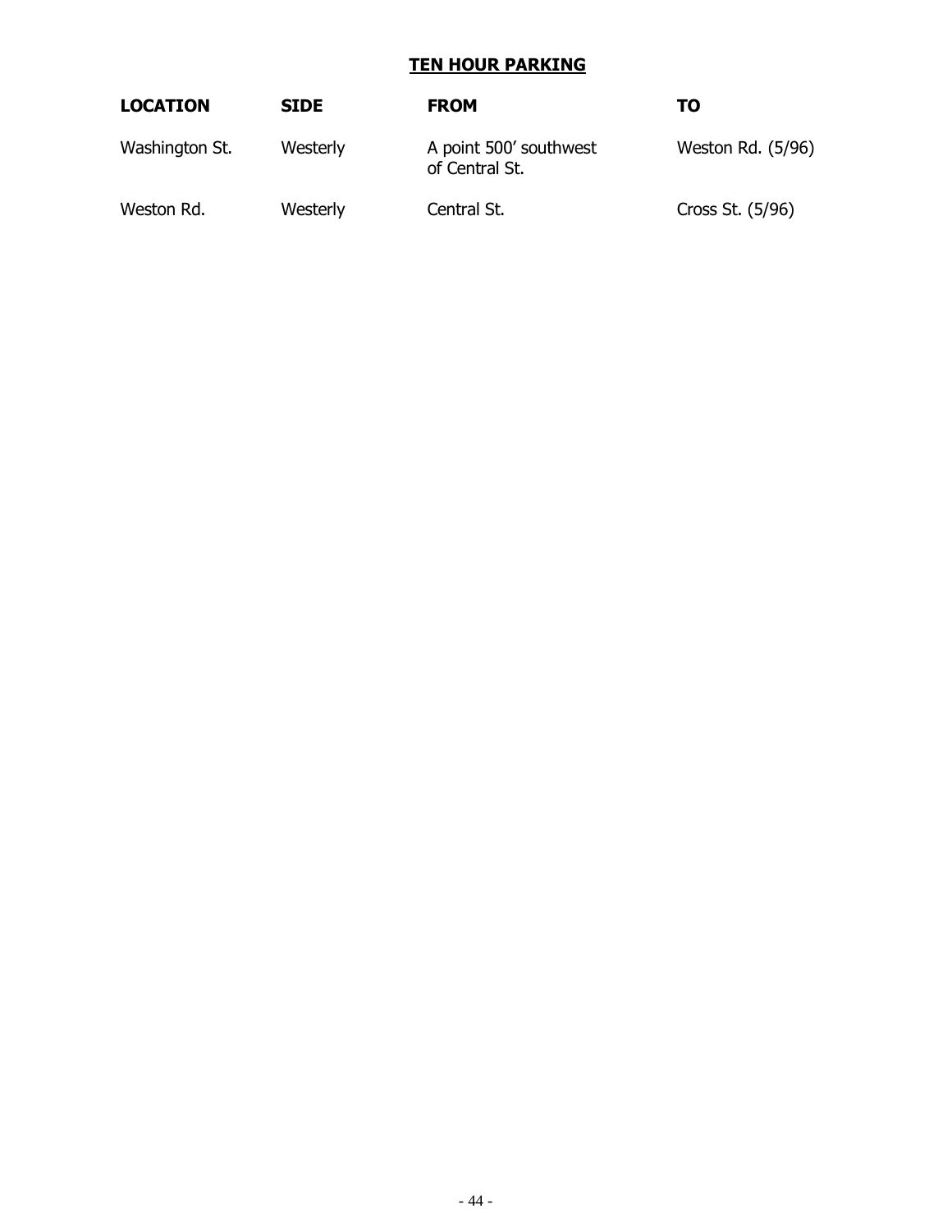## TEN HOUR PARKING

| LOCATION | SIDE | FROM | TO |
|---|---|---|---|
| Washington St. | Westerly | A point 500' southwest of Central St. | Weston Rd. (5/96) |
| Weston Rd. | Westerly | Central St. | Cross St. (5/96) |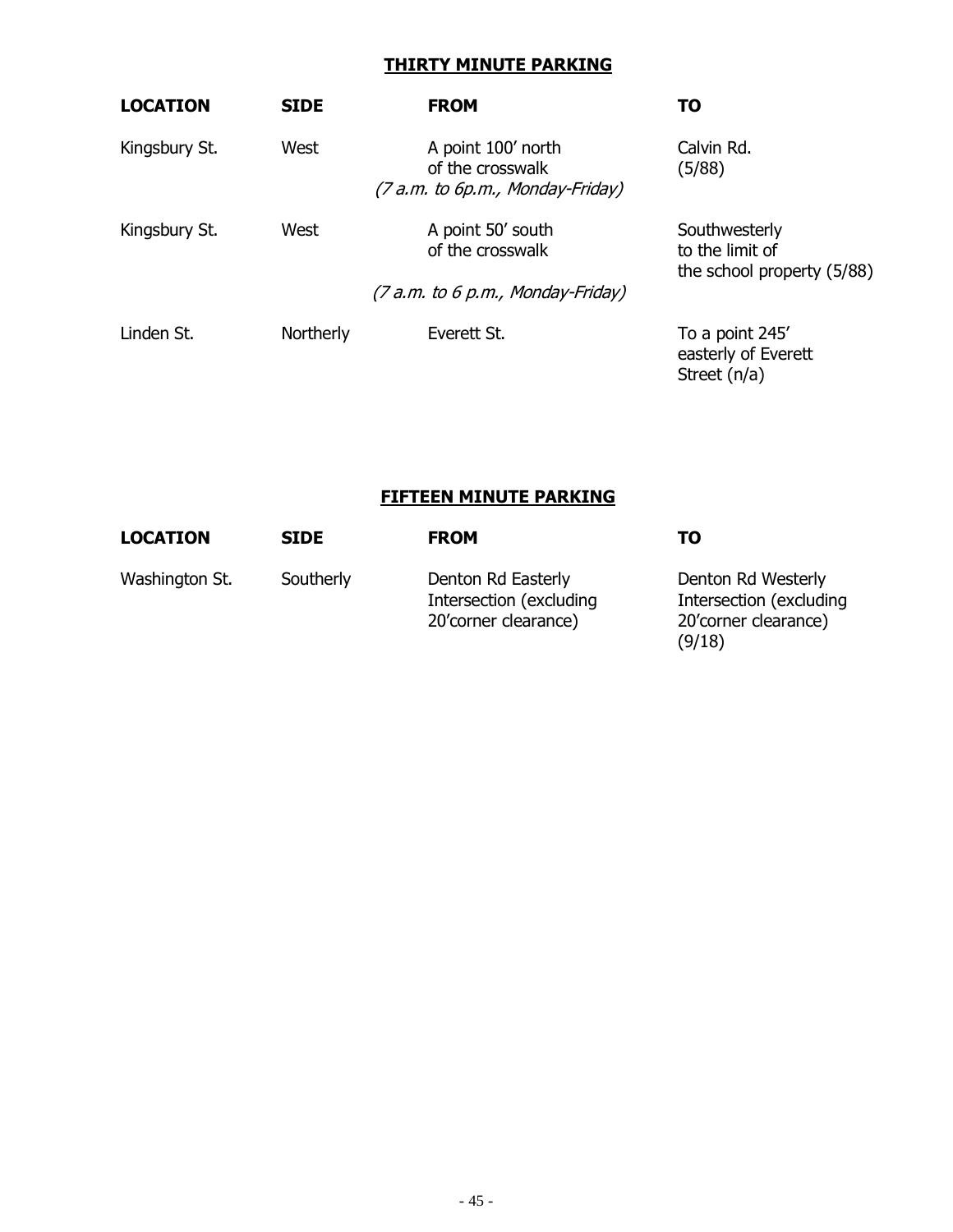## THIRTY MINUTE PARKING

| LOCATION | SIDE | FROM | TO |
|---|---|---|---|
| Kingsbury St. | West | A point 100' north of the crosswalk *(7 a.m. to 6p.m., Monday-Friday)* | Calvin Rd. (5/88) |
| Kingsbury St. | West | A point 50' south of the crosswalk *(7 a.m. to 6 p.m., Monday-Friday)* | Southwesterly to the limit of the school property (5/88) |
| Linden St. | Northerly | Everett St. | To a point 245' easterly of Everett Street (n/a) |

## FIFTEEN MINUTE PARKING

| LOCATION | SIDE | FROM | TO |
|---|---|---|---|
| Washington St. | Southerly | Denton Rd Easterly Intersection (excluding 20'corner clearance) | Denton Rd Westerly Intersection (excluding 20'corner clearance) (9/18) |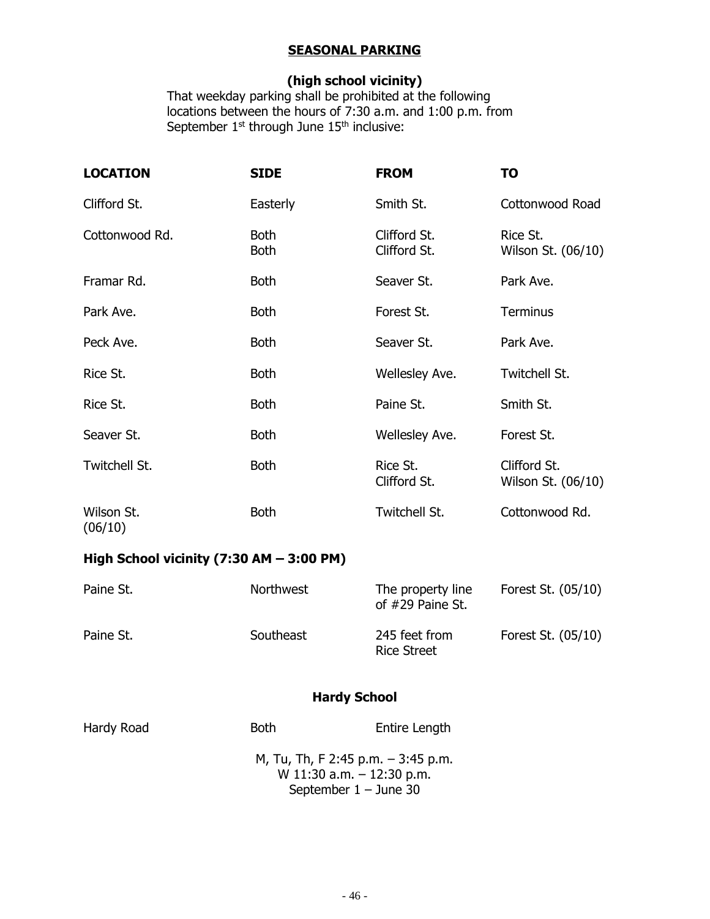## SEASONAL PARKING

### (high school vicinity)

That weekday parking shall be prohibited at the following locations between the hours of 7:30 a.m. and 1:00 p.m. from September 1st through June 15th inclusive:

| LOCATION | SIDE | FROM | TO |
|---|---|---|---|
| Clifford St. | Easterly | Smith St. | Cottonwood Road |
| Cottonwood Rd. | Both<br>Both | Clifford St.<br>Clifford St. | Rice St.<br>Wilson St. (06/10) |
| Framar Rd. | Both | Seaver St. | Park Ave. |
| Park Ave. | Both | Forest St. | Terminus |
| Peck Ave. | Both | Seaver St. | Park Ave. |
| Rice St. | Both | Wellesley Ave. | Twitchell St. |
| Rice St. | Both | Paine St. | Smith St. |
| Seaver St. | Both | Wellesley Ave. | Forest St. |
| Twitchell St. | Both | Rice St.<br>Clifford St. | Clifford St.<br>Wilson St. (06/10) |
| Wilson St. (06/10) | Both | Twitchell St. | Cottonwood Rd. |

### High School vicinity (7:30 AM – 3:00 PM)

| | | | |
|---|---|---|---|
| Paine St. | Northwest | The property line of #29 Paine St. | Forest St. (05/10) |
| Paine St. | Southeast | 245 feet from Rice Street | Forest St. (05/10) |

### Hardy School

| | | |
|---|---|---|
| Hardy Road | Both | Entire Length |

M, Tu, Th, F 2:45 p.m. – 3:45 p.m.
W 11:30 a.m. – 12:30 p.m.
September 1 – June 30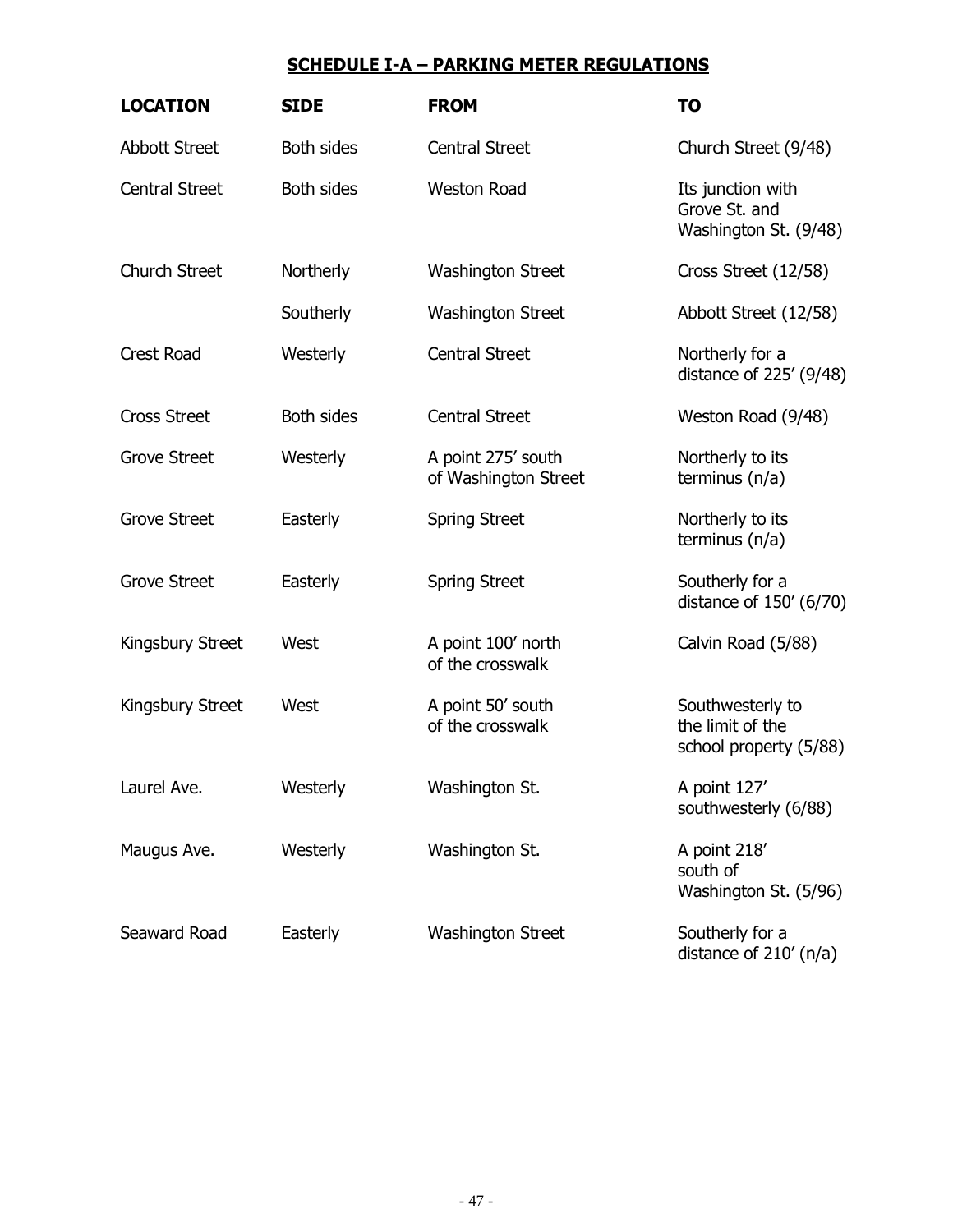## SCHEDULE I-A – PARKING METER REGULATIONS

| LOCATION | SIDE | FROM | TO |
|---|---|---|---|
| Abbott Street | Both sides | Central Street | Church Street (9/48) |
| Central Street | Both sides | Weston Road | Its junction with Grove St. and Washington St. (9/48) |
| Church Street | Northerly | Washington Street | Cross Street (12/58) |
| | Southerly | Washington Street | Abbott Street (12/58) |
| Crest Road | Westerly | Central Street | Northerly for a distance of 225′ (9/48) |
| Cross Street | Both sides | Central Street | Weston Road (9/48) |
| Grove Street | Westerly | A point 275′ south of Washington Street | Northerly to its terminus (n/a) |
| Grove Street | Easterly | Spring Street | Northerly to its terminus (n/a) |
| Grove Street | Easterly | Spring Street | Southerly for a distance of 150′ (6/70) |
| Kingsbury Street | West | A point 100′ north of the crosswalk | Calvin Road (5/88) |
| Kingsbury Street | West | A point 50′ south of the crosswalk | Southwesterly to the limit of the school property (5/88) |
| Laurel Ave. | Westerly | Washington St. | A point 127′ southwesterly (6/88) |
| Maugus Ave. | Westerly | Washington St. | A point 218′ south of Washington St. (5/96) |
| Seaward Road | Easterly | Washington Street | Southerly for a distance of 210′ (n/a) |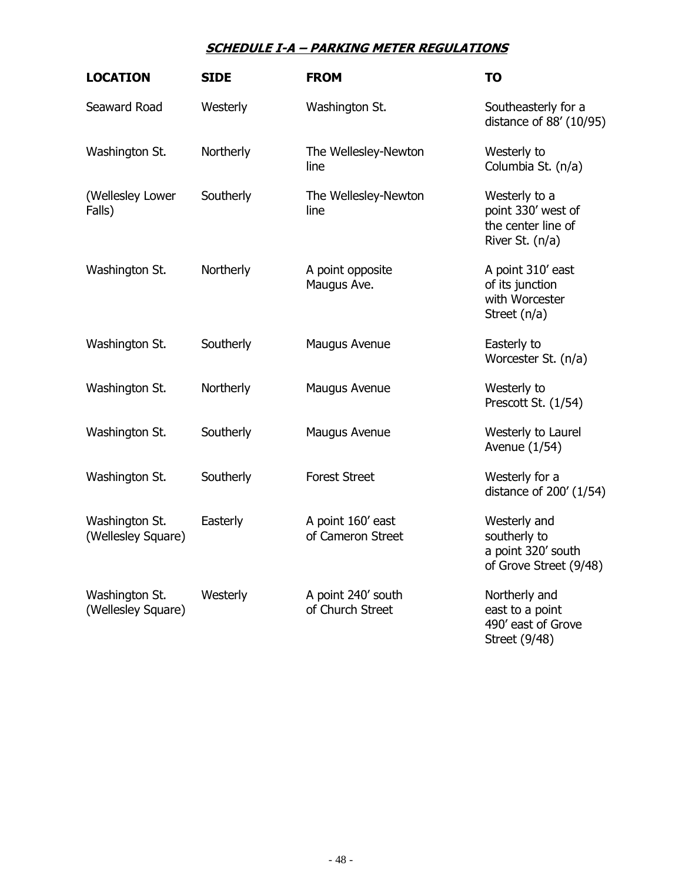## ***SCHEDULE I-A – PARKING METER REGULATIONS***

| LOCATION | SIDE | FROM | TO |
|---|---|---|---|
| Seaward Road | Westerly | Washington St. | Southeasterly for a distance of 88' (10/95) |
| Washington St. | Northerly | The Wellesley-Newton line | Westerly to Columbia St. (n/a) |
| (Wellesley Lower Falls) | Southerly | The Wellesley-Newton line | Westerly to a point 330' west of the center line of River St. (n/a) |
| Washington St. | Northerly | A point opposite Maugus Ave. | A point 310' east of its junction with Worcester Street (n/a) |
| Washington St. | Southerly | Maugus Avenue | Easterly to Worcester St. (n/a) |
| Washington St. | Northerly | Maugus Avenue | Westerly to Prescott St. (1/54) |
| Washington St. | Southerly | Maugus Avenue | Westerly to Laurel Avenue (1/54) |
| Washington St. | Southerly | Forest Street | Westerly for a distance of 200' (1/54) |
| Washington St. (Wellesley Square) | Easterly | A point 160' east of Cameron Street | Westerly and southerly to a point 320' south of Grove Street (9/48) |
| Washington St. (Wellesley Square) | Westerly | A point 240' south of Church Street | Northerly and east to a point 490' east of Grove Street (9/48) |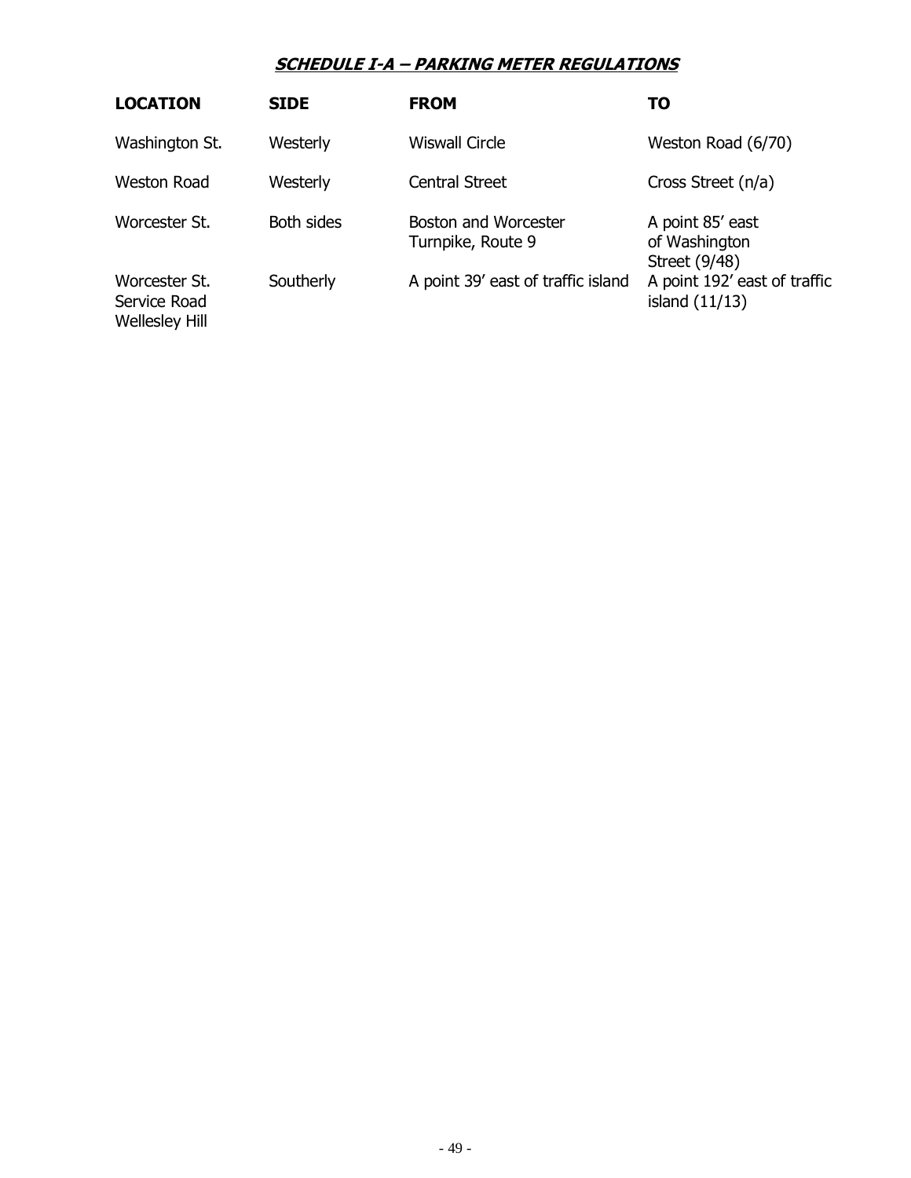## ***SCHEDULE I-A – PARKING METER REGULATIONS***

| LOCATION | SIDE | FROM | TO |
|---|---|---|---|
| Washington St. | Westerly | Wiswall Circle | Weston Road (6/70) |
| Weston Road | Westerly | Central Street | Cross Street (n/a) |
| Worcester St. | Both sides | Boston and Worcester Turnpike, Route 9 | A point 85' east of Washington Street (9/48) |
| Worcester St. Service Road Wellesley Hill | Southerly | A point 39' east of traffic island | A point 192' east of traffic island (11/13) |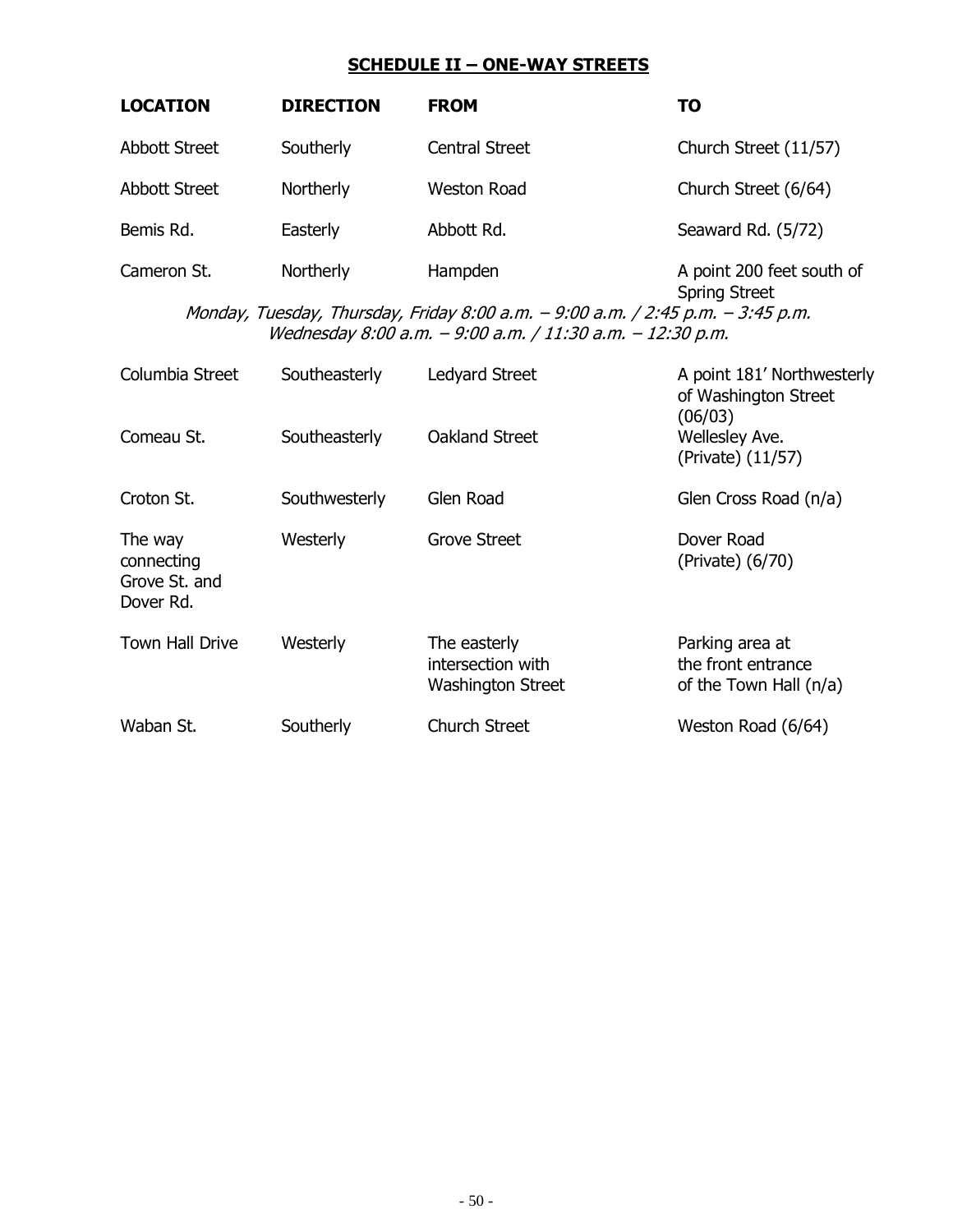## SCHEDULE II – ONE-WAY STREETS

| LOCATION | DIRECTION | FROM | TO |
|---|---|---|---|
| Abbott Street | Southerly | Central Street | Church Street (11/57) |
| Abbott Street | Northerly | Weston Road | Church Street (6/64) |
| Bemis Rd. | Easterly | Abbott Rd. | Seaward Rd. (5/72) |
| Cameron St. | Northerly | Hampden | A point 200 feet south of Spring Street |
| *Monday, Tuesday, Thursday, Friday 8:00 a.m. – 9:00 a.m. / 2:45 p.m. – 3:45 p.m. Wednesday 8:00 a.m. – 9:00 a.m. / 11:30 a.m. – 12:30 p.m.* | | | |
| Columbia Street | Southeasterly | Ledyard Street | A point 181' Northwesterly of Washington Street (06/03) |
| Comeau St. | Southeasterly | Oakland Street | Wellesley Ave. (Private) (11/57) |
| Croton St. | Southwesterly | Glen Road | Glen Cross Road (n/a) |
| The way connecting Grove St. and Dover Rd. | Westerly | Grove Street | Dover Road (Private) (6/70) |
| Town Hall Drive | Westerly | The easterly intersection with Washington Street | Parking area at the front entrance of the Town Hall (n/a) |
| Waban St. | Southerly | Church Street | Weston Road (6/64) |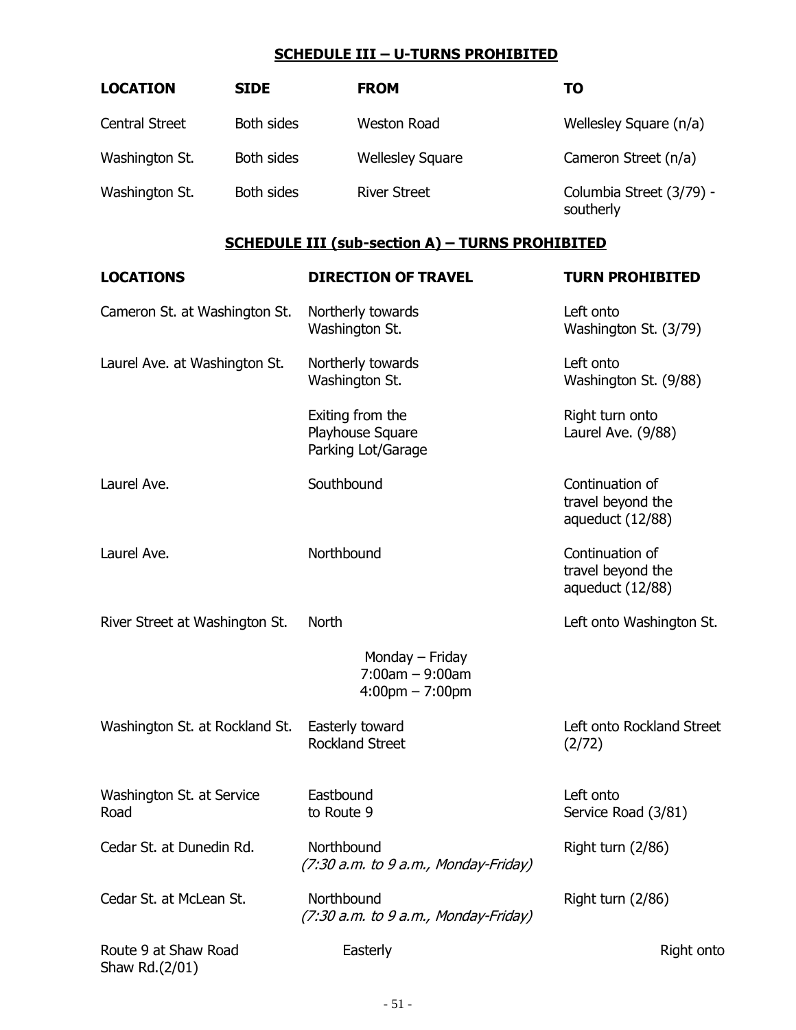**SCHEDULE III – U-TURNS PROHIBITED**

| LOCATION | SIDE | FROM | TO |
|---|---|---|---|
| Central Street | Both sides | Weston Road | Wellesley Square (n/a) |
| Washington St. | Both sides | Wellesley Square | Cameron Street (n/a) |
| Washington St. | Both sides | River Street | Columbia Street (3/79) - southerly |

**SCHEDULE III (sub-section A) – TURNS PROHIBITED**

| LOCATIONS | DIRECTION OF TRAVEL | TURN PROHIBITED |
|---|---|---|
| Cameron St. at Washington St. | Northerly towards Washington St. | Left onto Washington St. (3/79) |
| Laurel Ave. at Washington St. | Northerly towards Washington St. | Left onto Washington St. (9/88) |
| | Exiting from the Playhouse Square Parking Lot/Garage | Right turn onto Laurel Ave. (9/88) |
| Laurel Ave. | Southbound | Continuation of travel beyond the aqueduct (12/88) |
| Laurel Ave. | Northbound | Continuation of travel beyond the aqueduct (12/88) |
| River Street at Washington St. | North<br>Monday – Friday<br>7:00am – 9:00am<br>4:00pm – 7:00pm | Left onto Washington St. |
| Washington St. at Rockland St. | Easterly toward Rockland Street | Left onto Rockland Street (2/72) |
| Washington St. at Service Road | Eastbound to Route 9 | Left onto Service Road (3/81) |
| Cedar St. at Dunedin Rd. | Northbound *(7:30 a.m. to 9 a.m., Monday-Friday)* | Right turn (2/86) |
| Cedar St. at McLean St. | Northbound *(7:30 a.m. to 9 a.m., Monday-Friday)* | Right turn (2/86) |
| Route 9 at Shaw Road | Easterly | Right onto Shaw Rd.(2/01) |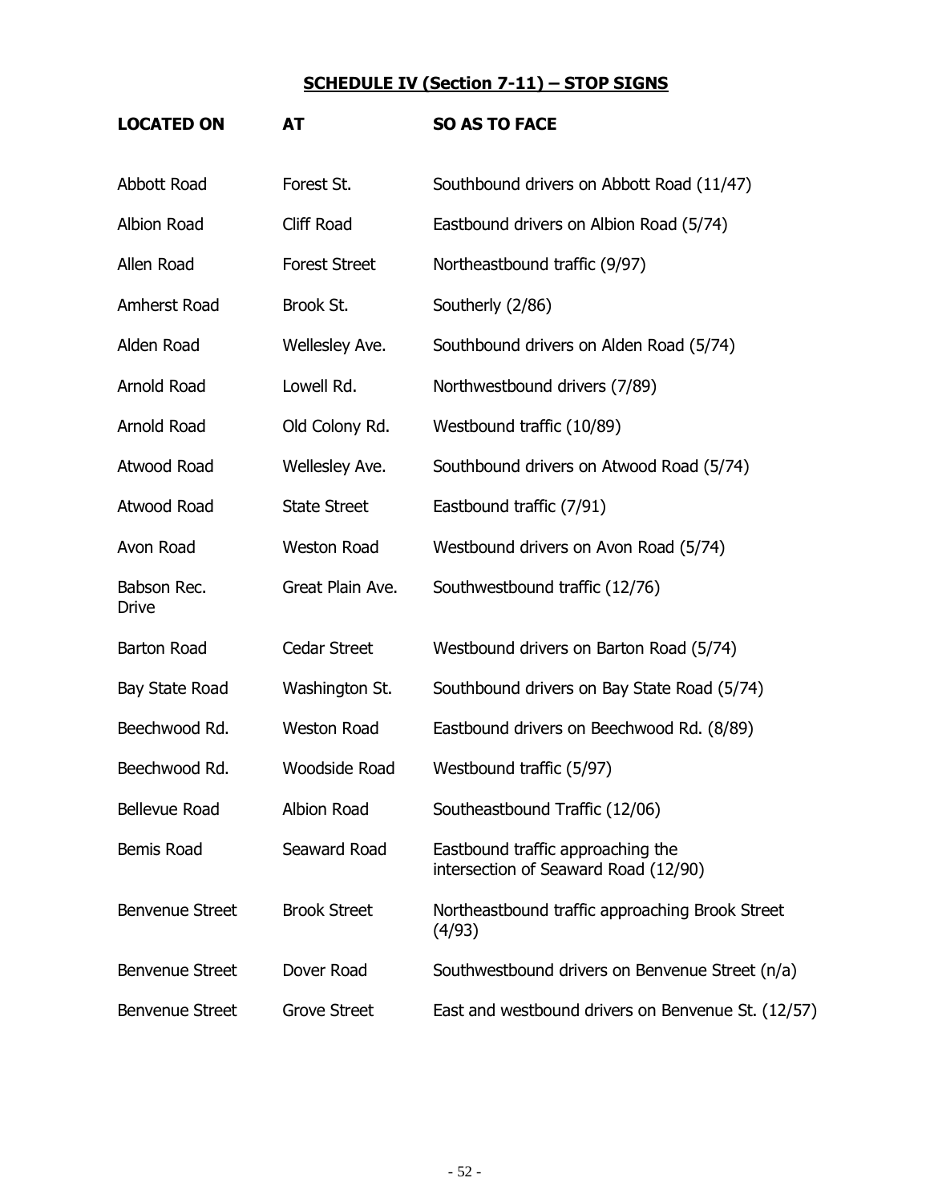## SCHEDULE IV (Section 7-11) – STOP SIGNS

| LOCATED ON | AT | SO AS TO FACE |
|---|---|---|
| Abbott Road | Forest St. | Southbound drivers on Abbott Road (11/47) |
| Albion Road | Cliff Road | Eastbound drivers on Albion Road (5/74) |
| Allen Road | Forest Street | Northeastbound traffic (9/97) |
| Amherst Road | Brook St. | Southerly (2/86) |
| Alden Road | Wellesley Ave. | Southbound drivers on Alden Road (5/74) |
| Arnold Road | Lowell Rd. | Northwestbound drivers (7/89) |
| Arnold Road | Old Colony Rd. | Westbound traffic (10/89) |
| Atwood Road | Wellesley Ave. | Southbound drivers on Atwood Road (5/74) |
| Atwood Road | State Street | Eastbound traffic (7/91) |
| Avon Road | Weston Road | Westbound drivers on Avon Road (5/74) |
| Babson Rec. Drive | Great Plain Ave. | Southwestbound traffic (12/76) |
| Barton Road | Cedar Street | Westbound drivers on Barton Road (5/74) |
| Bay State Road | Washington St. | Southbound drivers on Bay State Road (5/74) |
| Beechwood Rd. | Weston Road | Eastbound drivers on Beechwood Rd. (8/89) |
| Beechwood Rd. | Woodside Road | Westbound traffic (5/97) |
| Bellevue Road | Albion Road | Southeastbound Traffic (12/06) |
| Bemis Road | Seaward Road | Eastbound traffic approaching the intersection of Seaward Road (12/90) |
| Benvenue Street | Brook Street | Northeastbound traffic approaching Brook Street (4/93) |
| Benvenue Street | Dover Road | Southwestbound drivers on Benvenue Street (n/a) |
| Benvenue Street | Grove Street | East and westbound drivers on Benvenue St. (12/57) |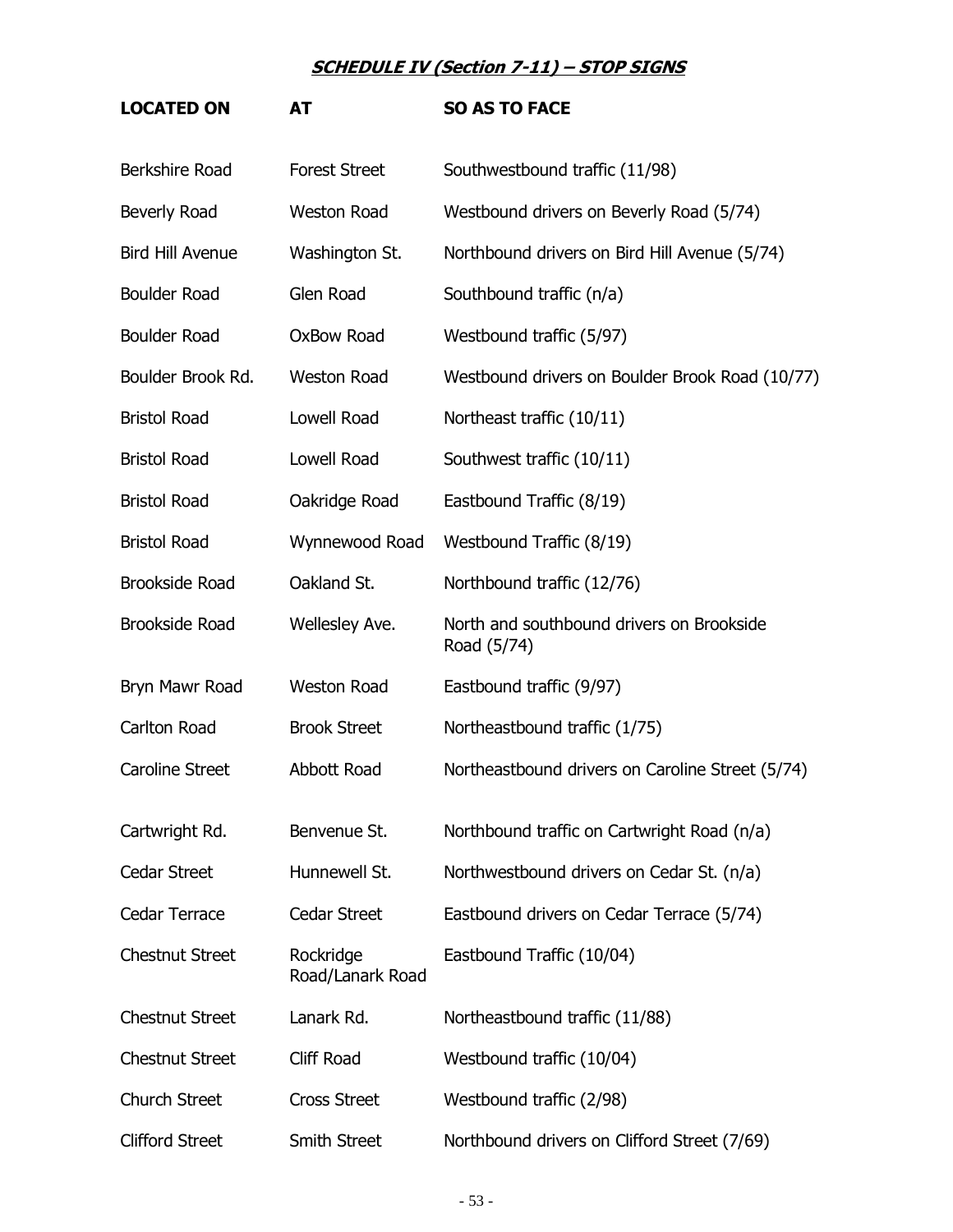## ***SCHEDULE IV (Section 7-11) – STOP SIGNS***

| LOCATED ON | AT | SO AS TO FACE |
|---|---|---|
| Berkshire Road | Forest Street | Southwestbound traffic (11/98) |
| Beverly Road | Weston Road | Westbound drivers on Beverly Road (5/74) |
| Bird Hill Avenue | Washington St. | Northbound drivers on Bird Hill Avenue (5/74) |
| Boulder Road | Glen Road | Southbound traffic (n/a) |
| Boulder Road | OxBow Road | Westbound traffic (5/97) |
| Boulder Brook Rd. | Weston Road | Westbound drivers on Boulder Brook Road (10/77) |
| Bristol Road | Lowell Road | Northeast traffic (10/11) |
| Bristol Road | Lowell Road | Southwest traffic (10/11) |
| Bristol Road | Oakridge Road | Eastbound Traffic (8/19) |
| Bristol Road | Wynnewood Road | Westbound Traffic (8/19) |
| Brookside Road | Oakland St. | Northbound traffic (12/76) |
| Brookside Road | Wellesley Ave. | North and southbound drivers on Brookside Road (5/74) |
| Bryn Mawr Road | Weston Road | Eastbound traffic (9/97) |
| Carlton Road | Brook Street | Northeastbound traffic (1/75) |
| Caroline Street | Abbott Road | Northeastbound drivers on Caroline Street (5/74) |
| Cartwright Rd. | Benvenue St. | Northbound traffic on Cartwright Road (n/a) |
| Cedar Street | Hunnewell St. | Northwestbound drivers on Cedar St. (n/a) |
| Cedar Terrace | Cedar Street | Eastbound drivers on Cedar Terrace (5/74) |
| Chestnut Street | Rockridge Road/Lanark Road | Eastbound Traffic (10/04) |
| Chestnut Street | Lanark Rd. | Northeastbound traffic (11/88) |
| Chestnut Street | Cliff Road | Westbound traffic (10/04) |
| Church Street | Cross Street | Westbound traffic (2/98) |
| Clifford Street | Smith Street | Northbound drivers on Clifford Street (7/69) |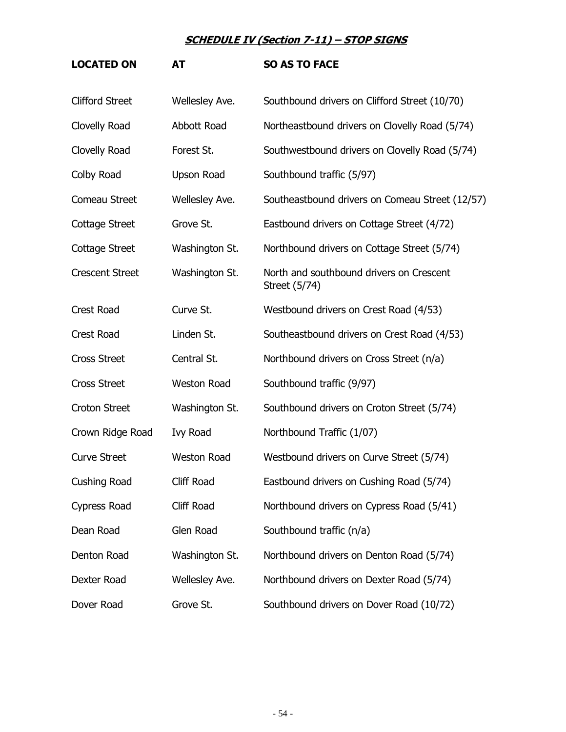## ***SCHEDULE IV (Section 7-11) – STOP SIGNS***

| LOCATED ON | AT | SO AS TO FACE |
|---|---|---|
| Clifford Street | Wellesley Ave. | Southbound drivers on Clifford Street (10/70) |
| Clovelly Road | Abbott Road | Northeastbound drivers on Clovelly Road (5/74) |
| Clovelly Road | Forest St. | Southwestbound drivers on Clovelly Road (5/74) |
| Colby Road | Upson Road | Southbound traffic (5/97) |
| Comeau Street | Wellesley Ave. | Southeastbound drivers on Comeau Street (12/57) |
| Cottage Street | Grove St. | Eastbound drivers on Cottage Street (4/72) |
| Cottage Street | Washington St. | Northbound drivers on Cottage Street (5/74) |
| Crescent Street | Washington St. | North and southbound drivers on Crescent Street (5/74) |
| Crest Road | Curve St. | Westbound drivers on Crest Road (4/53) |
| Crest Road | Linden St. | Southeastbound drivers on Crest Road (4/53) |
| Cross Street | Central St. | Northbound drivers on Cross Street (n/a) |
| Cross Street | Weston Road | Southbound traffic (9/97) |
| Croton Street | Washington St. | Southbound drivers on Croton Street (5/74) |
| Crown Ridge Road | Ivy Road | Northbound Traffic (1/07) |
| Curve Street | Weston Road | Westbound drivers on Curve Street (5/74) |
| Cushing Road | Cliff Road | Eastbound drivers on Cushing Road (5/74) |
| Cypress Road | Cliff Road | Northbound drivers on Cypress Road (5/41) |
| Dean Road | Glen Road | Southbound traffic (n/a) |
| Denton Road | Washington St. | Northbound drivers on Denton Road (5/74) |
| Dexter Road | Wellesley Ave. | Northbound drivers on Dexter Road (5/74) |
| Dover Road | Grove St. | Southbound drivers on Dover Road (10/72) |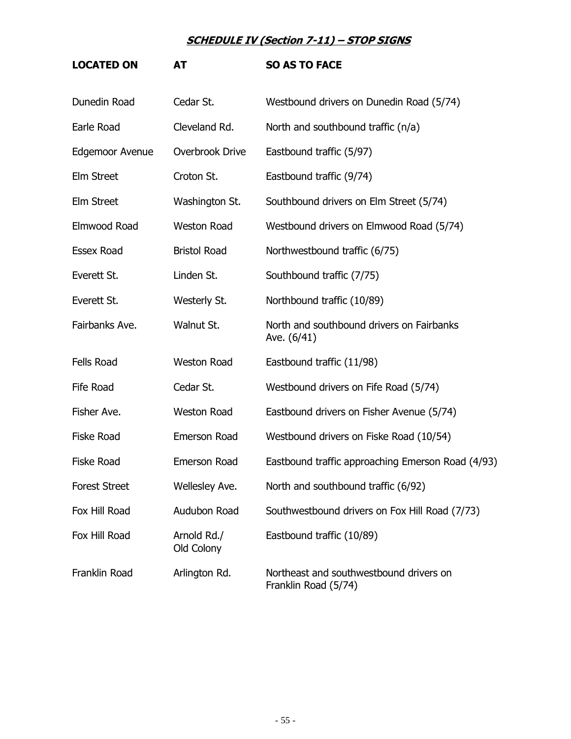***<u>SCHEDULE IV (Section 7-11) – STOP SIGNS</u>***

| LOCATED ON | AT | SO AS TO FACE |
|---|---|---|
| Dunedin Road | Cedar St. | Westbound drivers on Dunedin Road (5/74) |
| Earle Road | Cleveland Rd. | North and southbound traffic (n/a) |
| Edgemoor Avenue | Overbrook Drive | Eastbound traffic (5/97) |
| Elm Street | Croton St. | Eastbound traffic (9/74) |
| Elm Street | Washington St. | Southbound drivers on Elm Street (5/74) |
| Elmwood Road | Weston Road | Westbound drivers on Elmwood Road (5/74) |
| Essex Road | Bristol Road | Northwestbound traffic (6/75) |
| Everett St. | Linden St. | Southbound traffic (7/75) |
| Everett St. | Westerly St. | Northbound traffic (10/89) |
| Fairbanks Ave. | Walnut St. | North and southbound drivers on Fairbanks Ave. (6/41) |
| Fells Road | Weston Road | Eastbound traffic (11/98) |
| Fife Road | Cedar St. | Westbound drivers on Fife Road (5/74) |
| Fisher Ave. | Weston Road | Eastbound drivers on Fisher Avenue (5/74) |
| Fiske Road | Emerson Road | Westbound drivers on Fiske Road (10/54) |
| Fiske Road | Emerson Road | Eastbound traffic approaching Emerson Road (4/93) |
| Forest Street | Wellesley Ave. | North and southbound traffic (6/92) |
| Fox Hill Road | Audubon Road | Southwestbound drivers on Fox Hill Road (7/73) |
| Fox Hill Road | Arnold Rd./ Old Colony | Eastbound traffic (10/89) |
| Franklin Road | Arlington Rd. | Northeast and southwestbound drivers on Franklin Road (5/74) |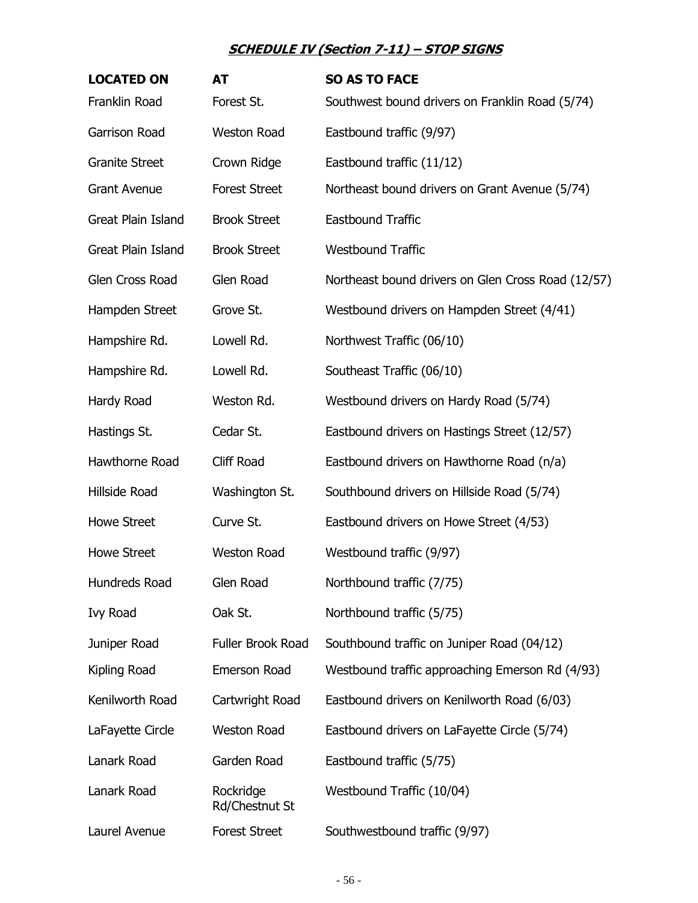## ***SCHEDULE IV (Section 7-11) – STOP SIGNS***

| LOCATED ON | AT | SO AS TO FACE |
|---|---|---|
| Franklin Road | Forest St. | Southwest bound drivers on Franklin Road (5/74) |
| Garrison Road | Weston Road | Eastbound traffic (9/97) |
| Granite Street | Crown Ridge | Eastbound traffic (11/12) |
| Grant Avenue | Forest Street | Northeast bound drivers on Grant Avenue (5/74) |
| Great Plain Island | Brook Street | Eastbound Traffic |
| Great Plain Island | Brook Street | Westbound Traffic |
| Glen Cross Road | Glen Road | Northeast bound drivers on Glen Cross Road (12/57) |
| Hampden Street | Grove St. | Westbound drivers on Hampden Street (4/41) |
| Hampshire Rd. | Lowell Rd. | Northwest Traffic (06/10) |
| Hampshire Rd. | Lowell Rd. | Southeast Traffic (06/10) |
| Hardy Road | Weston Rd. | Westbound drivers on Hardy Road (5/74) |
| Hastings St. | Cedar St. | Eastbound drivers on Hastings Street (12/57) |
| Hawthorne Road | Cliff Road | Eastbound drivers on Hawthorne Road (n/a) |
| Hillside Road | Washington St. | Southbound drivers on Hillside Road (5/74) |
| Howe Street | Curve St. | Eastbound drivers on Howe Street (4/53) |
| Howe Street | Weston Road | Westbound traffic (9/97) |
| Hundreds Road | Glen Road | Northbound traffic (7/75) |
| Ivy Road | Oak St. | Northbound traffic (5/75) |
| Juniper Road | Fuller Brook Road | Southbound traffic on Juniper Road (04/12) |
| Kipling Road | Emerson Road | Westbound traffic approaching Emerson Rd (4/93) |
| Kenilworth Road | Cartwright Road | Eastbound drivers on Kenilworth Road (6/03) |
| LaFayette Circle | Weston Road | Eastbound drivers on LaFayette Circle (5/74) |
| Lanark Road | Garden Road | Eastbound traffic (5/75) |
| Lanark Road | Rockridge Rd/Chestnut St | Westbound Traffic (10/04) |
| Laurel Avenue | Forest Street | Southwestbound traffic (9/97) |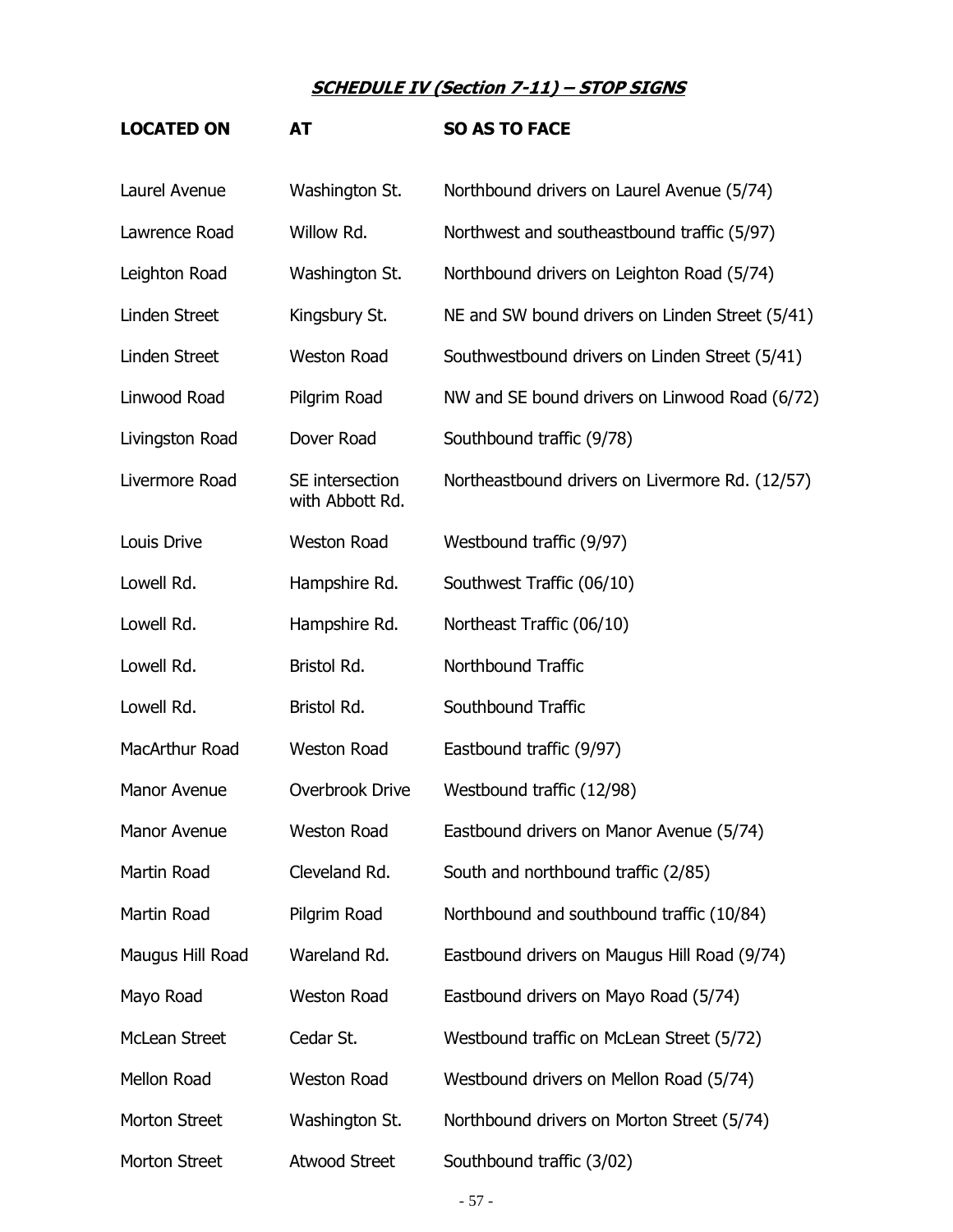## ***SCHEDULE IV (Section 7-11) – STOP SIGNS***

| LOCATED ON | AT | SO AS TO FACE |
|---|---|---|
| Laurel Avenue | Washington St. | Northbound drivers on Laurel Avenue (5/74) |
| Lawrence Road | Willow Rd. | Northwest and southeastbound traffic (5/97) |
| Leighton Road | Washington St. | Northbound drivers on Leighton Road (5/74) |
| Linden Street | Kingsbury St. | NE and SW bound drivers on Linden Street (5/41) |
| Linden Street | Weston Road | Southwestbound drivers on Linden Street (5/41) |
| Linwood Road | Pilgrim Road | NW and SE bound drivers on Linwood Road (6/72) |
| Livingston Road | Dover Road | Southbound traffic (9/78) |
| Livermore Road | SE intersection with Abbott Rd. | Northeastbound drivers on Livermore Rd. (12/57) |
| Louis Drive | Weston Road | Westbound traffic (9/97) |
| Lowell Rd. | Hampshire Rd. | Southwest Traffic (06/10) |
| Lowell Rd. | Hampshire Rd. | Northeast Traffic (06/10) |
| Lowell Rd. | Bristol Rd. | Northbound Traffic |
| Lowell Rd. | Bristol Rd. | Southbound Traffic |
| MacArthur Road | Weston Road | Eastbound traffic (9/97) |
| Manor Avenue | Overbrook Drive | Westbound traffic (12/98) |
| Manor Avenue | Weston Road | Eastbound drivers on Manor Avenue (5/74) |
| Martin Road | Cleveland Rd. | South and northbound traffic (2/85) |
| Martin Road | Pilgrim Road | Northbound and southbound traffic (10/84) |
| Maugus Hill Road | Wareland Rd. | Eastbound drivers on Maugus Hill Road (9/74) |
| Mayo Road | Weston Road | Eastbound drivers on Mayo Road (5/74) |
| McLean Street | Cedar St. | Westbound traffic on McLean Street (5/72) |
| Mellon Road | Weston Road | Westbound drivers on Mellon Road (5/74) |
| Morton Street | Washington St. | Northbound drivers on Morton Street (5/74) |
| Morton Street | Atwood Street | Southbound traffic (3/02) |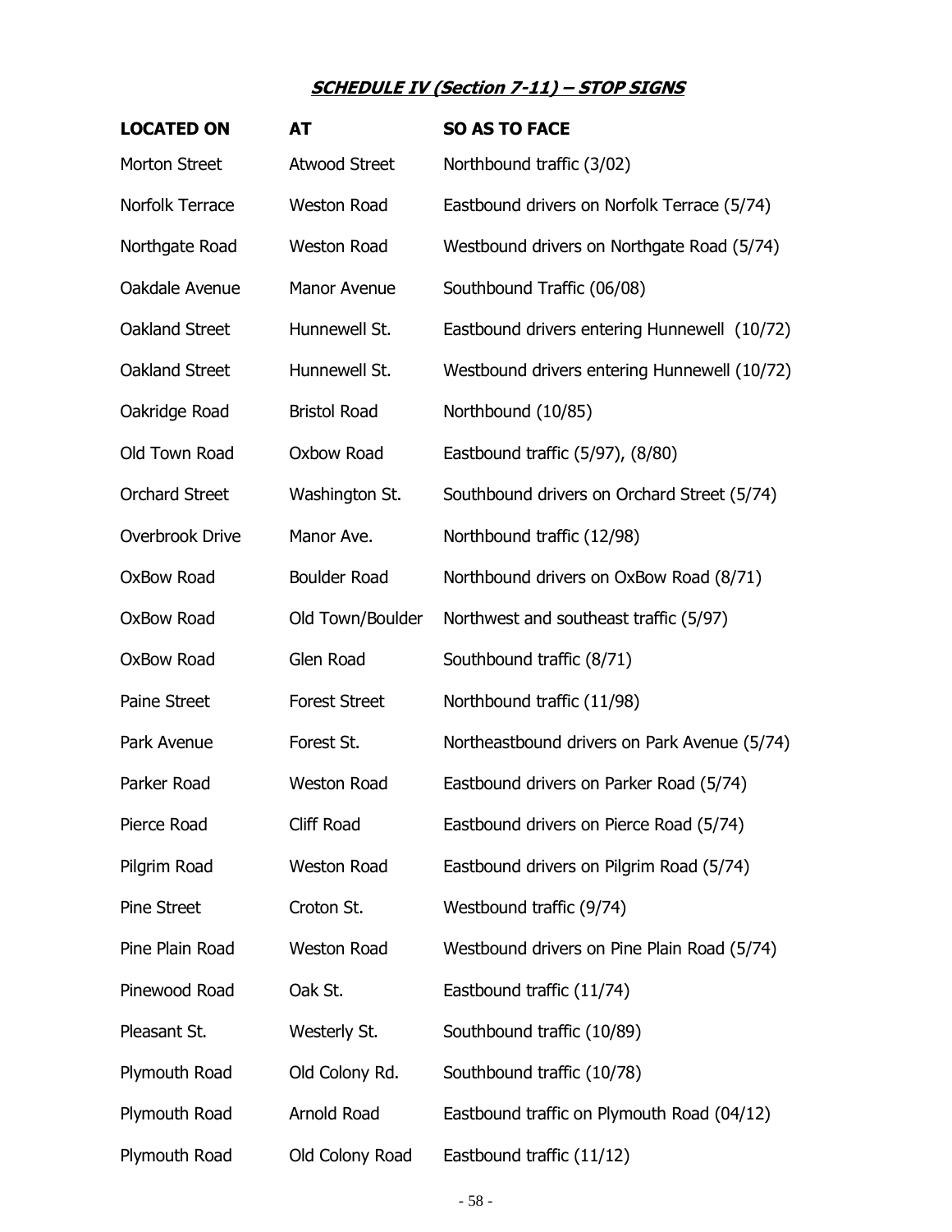***SCHEDULE IV (Section 7-11) – STOP SIGNS***

| LOCATED ON | AT | SO AS TO FACE |
|---|---|---|
| Morton Street | Atwood Street | Northbound traffic (3/02) |
| Norfolk Terrace | Weston Road | Eastbound drivers on Norfolk Terrace (5/74) |
| Northgate Road | Weston Road | Westbound drivers on Northgate Road (5/74) |
| Oakdale Avenue | Manor Avenue | Southbound Traffic (06/08) |
| Oakland Street | Hunnewell St. | Eastbound drivers entering Hunnewell (10/72) |
| Oakland Street | Hunnewell St. | Westbound drivers entering Hunnewell (10/72) |
| Oakridge Road | Bristol Road | Northbound (10/85) |
| Old Town Road | Oxbow Road | Eastbound traffic (5/97), (8/80) |
| Orchard Street | Washington St. | Southbound drivers on Orchard Street (5/74) |
| Overbrook Drive | Manor Ave. | Northbound traffic (12/98) |
| OxBow Road | Boulder Road | Northbound drivers on OxBow Road (8/71) |
| OxBow Road | Old Town/Boulder | Northwest and southeast traffic (5/97) |
| OxBow Road | Glen Road | Southbound traffic (8/71) |
| Paine Street | Forest Street | Northbound traffic (11/98) |
| Park Avenue | Forest St. | Northeastbound drivers on Park Avenue (5/74) |
| Parker Road | Weston Road | Eastbound drivers on Parker Road (5/74) |
| Pierce Road | Cliff Road | Eastbound drivers on Pierce Road (5/74) |
| Pilgrim Road | Weston Road | Eastbound drivers on Pilgrim Road (5/74) |
| Pine Street | Croton St. | Westbound traffic (9/74) |
| Pine Plain Road | Weston Road | Westbound drivers on Pine Plain Road (5/74) |
| Pinewood Road | Oak St. | Eastbound traffic (11/74) |
| Pleasant St. | Westerly St. | Southbound traffic (10/89) |
| Plymouth Road | Old Colony Rd. | Southbound traffic (10/78) |
| Plymouth Road | Arnold Road | Eastbound traffic on Plymouth Road (04/12) |
| Plymouth Road | Old Colony Road | Eastbound traffic (11/12) |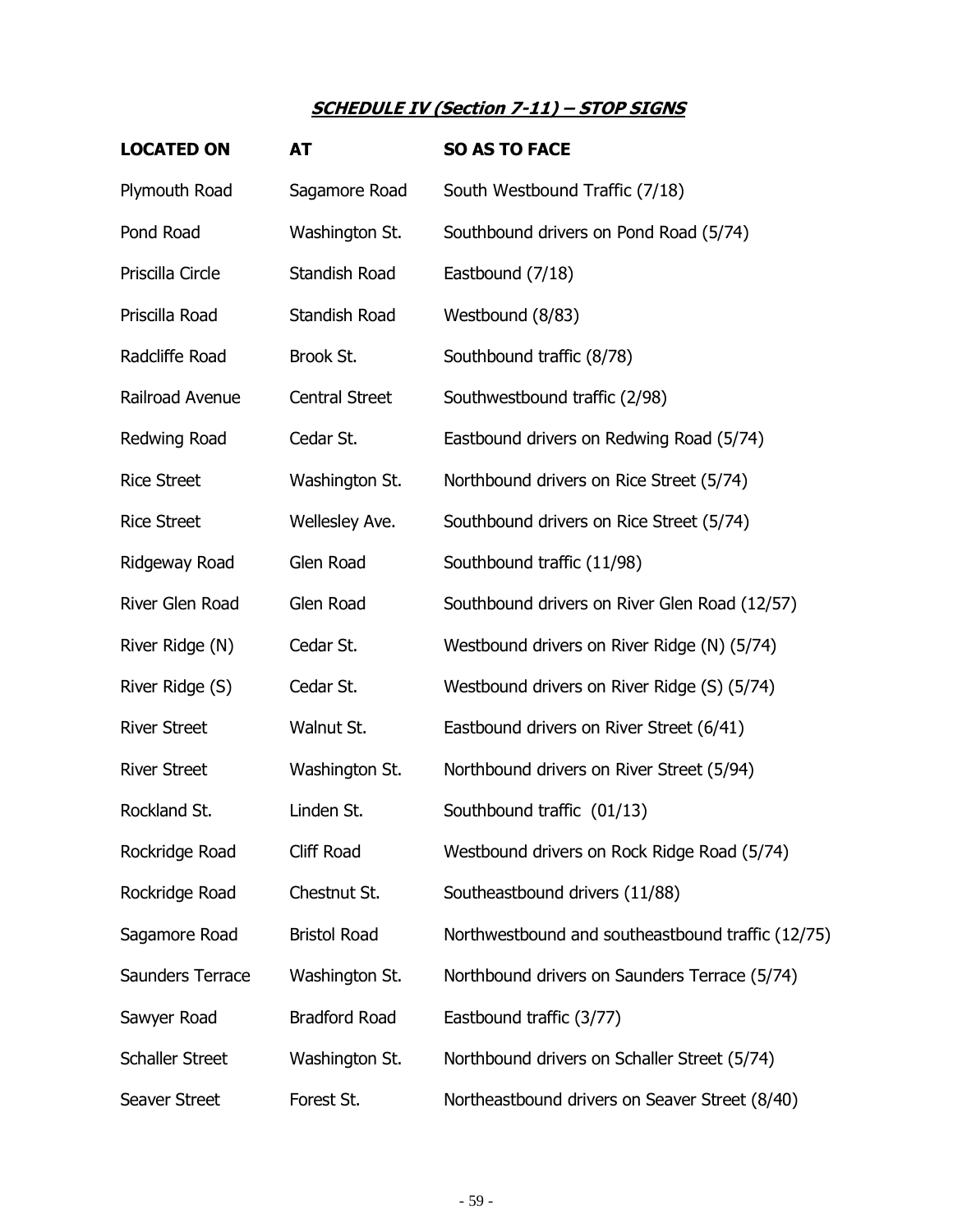## ***SCHEDULE IV (Section 7-11) – STOP SIGNS***

| LOCATED ON | AT | SO AS TO FACE |
|---|---|---|
| Plymouth Road | Sagamore Road | South Westbound Traffic (7/18) |
| Pond Road | Washington St. | Southbound drivers on Pond Road (5/74) |
| Priscilla Circle | Standish Road | Eastbound (7/18) |
| Priscilla Road | Standish Road | Westbound (8/83) |
| Radcliffe Road | Brook St. | Southbound traffic (8/78) |
| Railroad Avenue | Central Street | Southwestbound traffic (2/98) |
| Redwing Road | Cedar St. | Eastbound drivers on Redwing Road (5/74) |
| Rice Street | Washington St. | Northbound drivers on Rice Street (5/74) |
| Rice Street | Wellesley Ave. | Southbound drivers on Rice Street (5/74) |
| Ridgeway Road | Glen Road | Southbound traffic (11/98) |
| River Glen Road | Glen Road | Southbound drivers on River Glen Road (12/57) |
| River Ridge (N) | Cedar St. | Westbound drivers on River Ridge (N) (5/74) |
| River Ridge (S) | Cedar St. | Westbound drivers on River Ridge (S) (5/74) |
| River Street | Walnut St. | Eastbound drivers on River Street (6/41) |
| River Street | Washington St. | Northbound drivers on River Street (5/94) |
| Rockland St. | Linden St. | Southbound traffic (01/13) |
| Rockridge Road | Cliff Road | Westbound drivers on Rock Ridge Road (5/74) |
| Rockridge Road | Chestnut St. | Southeastbound drivers (11/88) |
| Sagamore Road | Bristol Road | Northwestbound and southeastbound traffic (12/75) |
| Saunders Terrace | Washington St. | Northbound drivers on Saunders Terrace (5/74) |
| Sawyer Road | Bradford Road | Eastbound traffic (3/77) |
| Schaller Street | Washington St. | Northbound drivers on Schaller Street (5/74) |
| Seaver Street | Forest St. | Northeastbound drivers on Seaver Street (8/40) |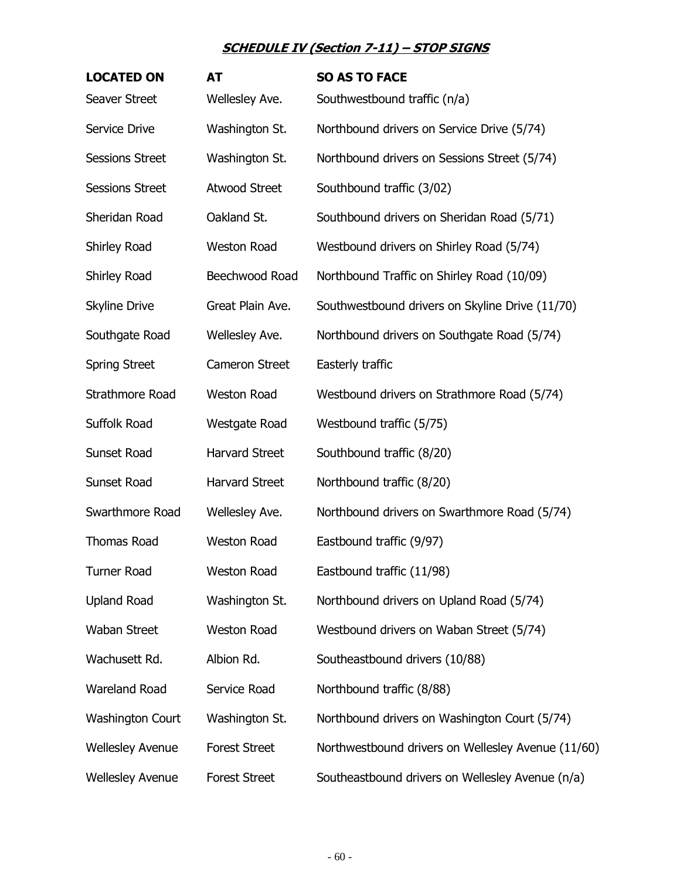## ***SCHEDULE IV (Section 7-11) – STOP SIGNS***

| LOCATED ON | AT | SO AS TO FACE |
|---|---|---|
| Seaver Street | Wellesley Ave. | Southwestbound traffic (n/a) |
| Service Drive | Washington St. | Northbound drivers on Service Drive (5/74) |
| Sessions Street | Washington St. | Northbound drivers on Sessions Street (5/74) |
| Sessions Street | Atwood Street | Southbound traffic (3/02) |
| Sheridan Road | Oakland St. | Southbound drivers on Sheridan Road (5/71) |
| Shirley Road | Weston Road | Westbound drivers on Shirley Road (5/74) |
| Shirley Road | Beechwood Road | Northbound Traffic on Shirley Road (10/09) |
| Skyline Drive | Great Plain Ave. | Southwestbound drivers on Skyline Drive (11/70) |
| Southgate Road | Wellesley Ave. | Northbound drivers on Southgate Road (5/74) |
| Spring Street | Cameron Street | Easterly traffic |
| Strathmore Road | Weston Road | Westbound drivers on Strathmore Road (5/74) |
| Suffolk Road | Westgate Road | Westbound traffic (5/75) |
| Sunset Road | Harvard Street | Southbound traffic (8/20) |
| Sunset Road | Harvard Street | Northbound traffic (8/20) |
| Swarthmore Road | Wellesley Ave. | Northbound drivers on Swarthmore Road (5/74) |
| Thomas Road | Weston Road | Eastbound traffic (9/97) |
| Turner Road | Weston Road | Eastbound traffic (11/98) |
| Upland Road | Washington St. | Northbound drivers on Upland Road (5/74) |
| Waban Street | Weston Road | Westbound drivers on Waban Street (5/74) |
| Wachusett Rd. | Albion Rd. | Southeastbound drivers (10/88) |
| Wareland Road | Service Road | Northbound traffic (8/88) |
| Washington Court | Washington St. | Northbound drivers on Washington Court (5/74) |
| Wellesley Avenue | Forest Street | Northwestbound drivers on Wellesley Avenue (11/60) |
| Wellesley Avenue | Forest Street | Southeastbound drivers on Wellesley Avenue (n/a) |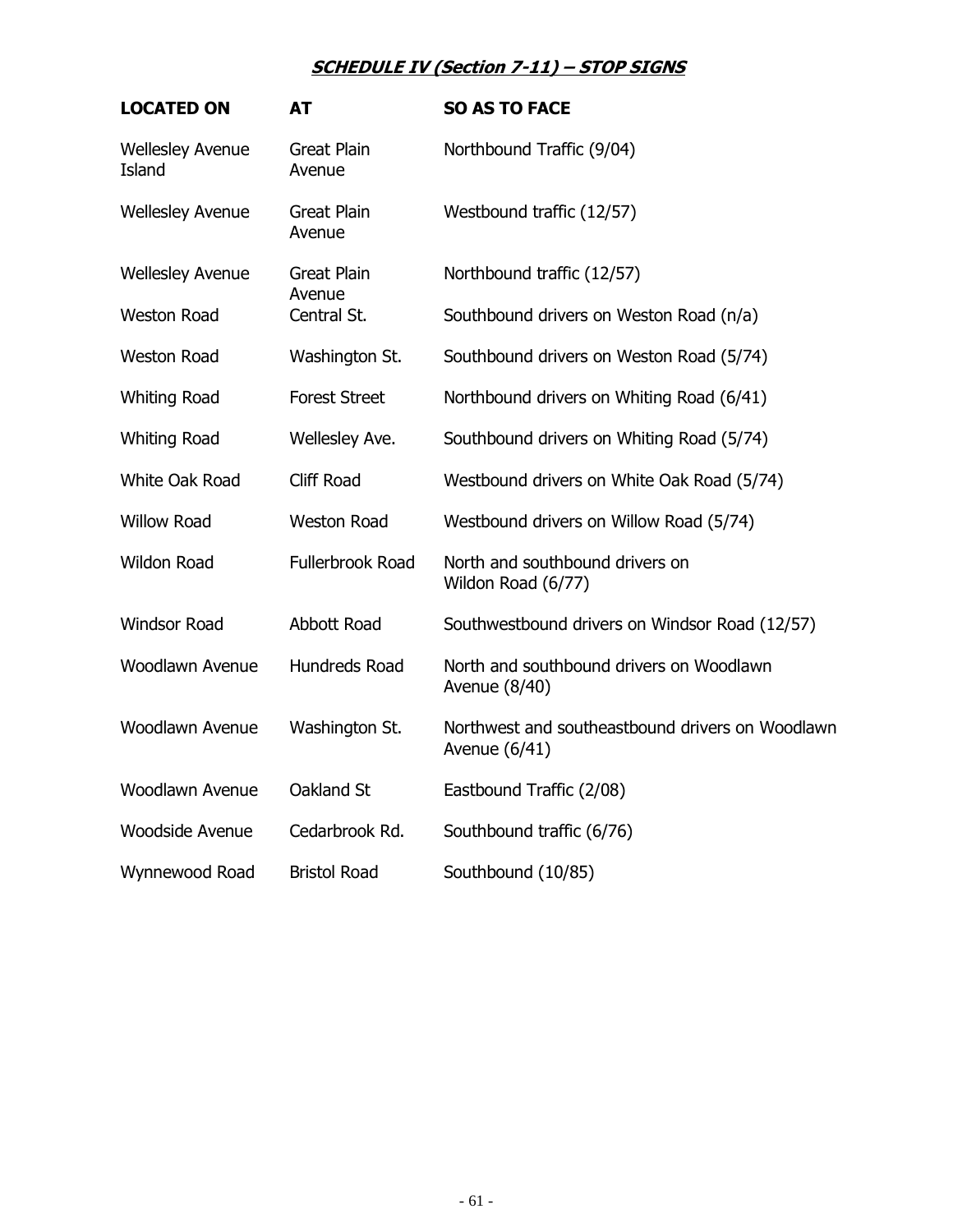## ***SCHEDULE IV (Section 7-11) – STOP SIGNS***

| LOCATED ON | AT | SO AS TO FACE |
|---|---|---|
| Wellesley Avenue Island | Great Plain Avenue | Northbound Traffic (9/04) |
| Wellesley Avenue | Great Plain Avenue | Westbound traffic (12/57) |
| Wellesley Avenue | Great Plain Avenue | Northbound traffic (12/57) |
| Weston Road | Central St. | Southbound drivers on Weston Road (n/a) |
| Weston Road | Washington St. | Southbound drivers on Weston Road (5/74) |
| Whiting Road | Forest Street | Northbound drivers on Whiting Road (6/41) |
| Whiting Road | Wellesley Ave. | Southbound drivers on Whiting Road (5/74) |
| White Oak Road | Cliff Road | Westbound drivers on White Oak Road (5/74) |
| Willow Road | Weston Road | Westbound drivers on Willow Road (5/74) |
| Wildon Road | Fullerbrook Road | North and southbound drivers on Wildon Road (6/77) |
| Windsor Road | Abbott Road | Southwestbound drivers on Windsor Road (12/57) |
| Woodlawn Avenue | Hundreds Road | North and southbound drivers on Woodlawn Avenue (8/40) |
| Woodlawn Avenue | Washington St. | Northwest and southeastbound drivers on Woodlawn Avenue (6/41) |
| Woodlawn Avenue | Oakland St | Eastbound Traffic (2/08) |
| Woodside Avenue | Cedarbrook Rd. | Southbound traffic (6/76) |
| Wynnewood Road | Bristol Road | Southbound (10/85) |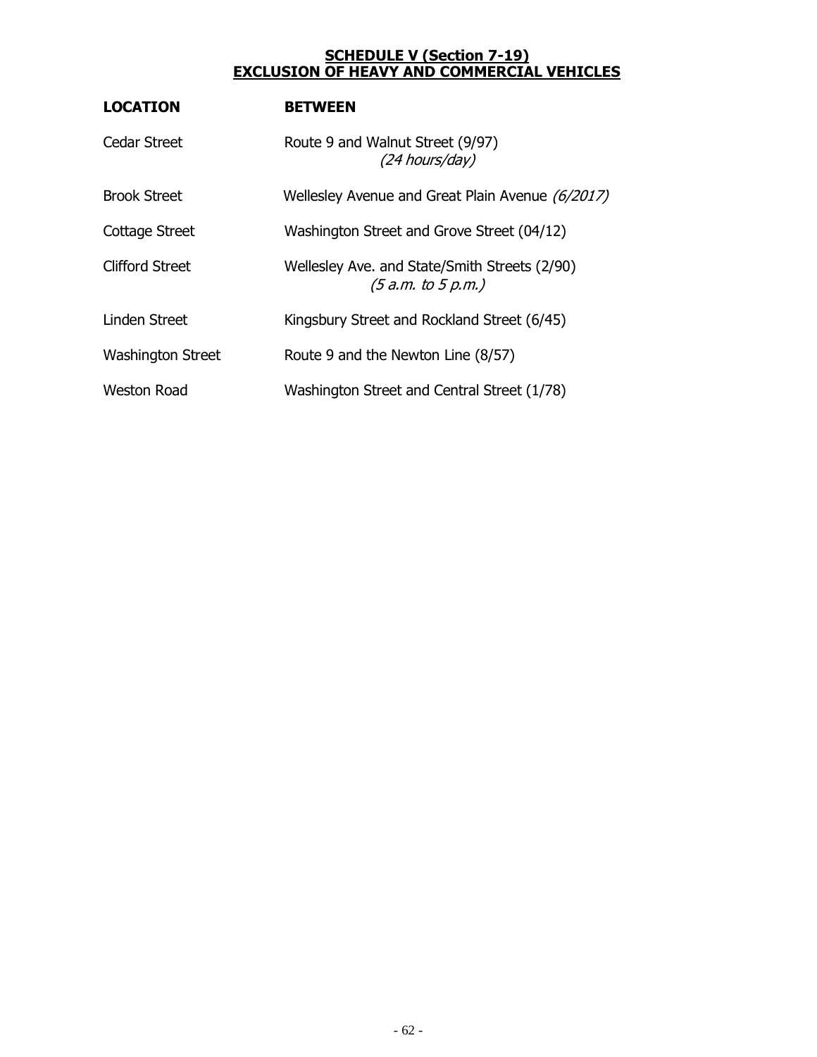## SCHEDULE V (Section 7-19)
## EXCLUSION OF HEAVY AND COMMERCIAL VEHICLES

| LOCATION | BETWEEN |
|---|---|
| Cedar Street | Route 9 and Walnut Street (9/97) *(24 hours/day)* |
| Brook Street | Wellesley Avenue and Great Plain Avenue *(6/2017)* |
| Cottage Street | Washington Street and Grove Street (04/12) |
| Clifford Street | Wellesley Ave. and State/Smith Streets (2/90) *(5 a.m. to 5 p.m.)* |
| Linden Street | Kingsbury Street and Rockland Street (6/45) |
| Washington Street | Route 9 and the Newton Line (8/57) |
| Weston Road | Washington Street and Central Street (1/78) |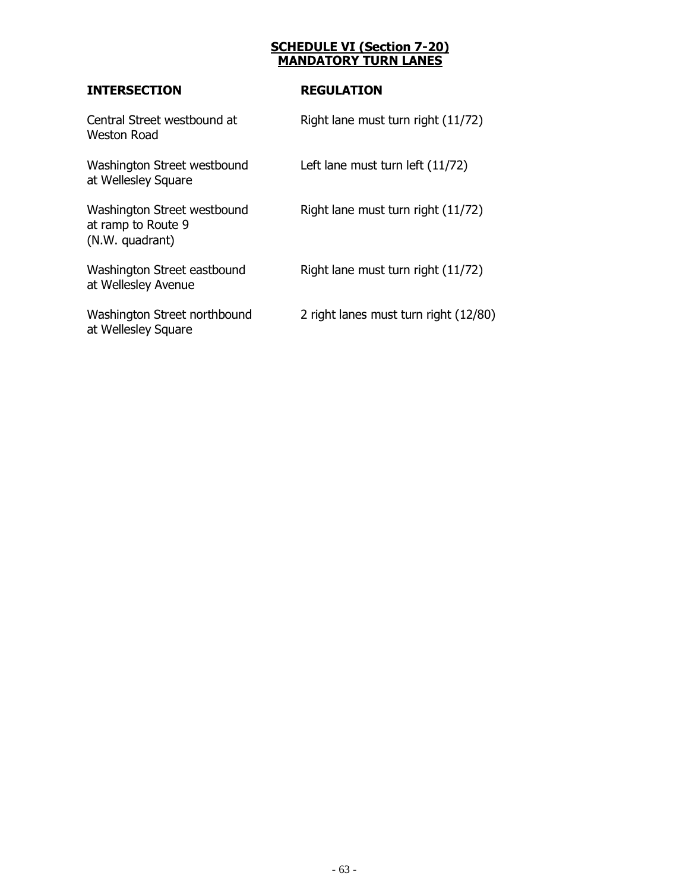**SCHEDULE VI (Section 7-20)**
**MANDATORY TURN LANES**

| INTERSECTION | REGULATION |
|---|---|
| Central Street westbound at Weston Road | Right lane must turn right (11/72) |
| Washington Street westbound at Wellesley Square | Left lane must turn left (11/72) |
| Washington Street westbound at ramp to Route 9 (N.W. quadrant) | Right lane must turn right (11/72) |
| Washington Street eastbound at Wellesley Avenue | Right lane must turn right (11/72) |
| Washington Street northbound at Wellesley Square | 2 right lanes must turn right (12/80) |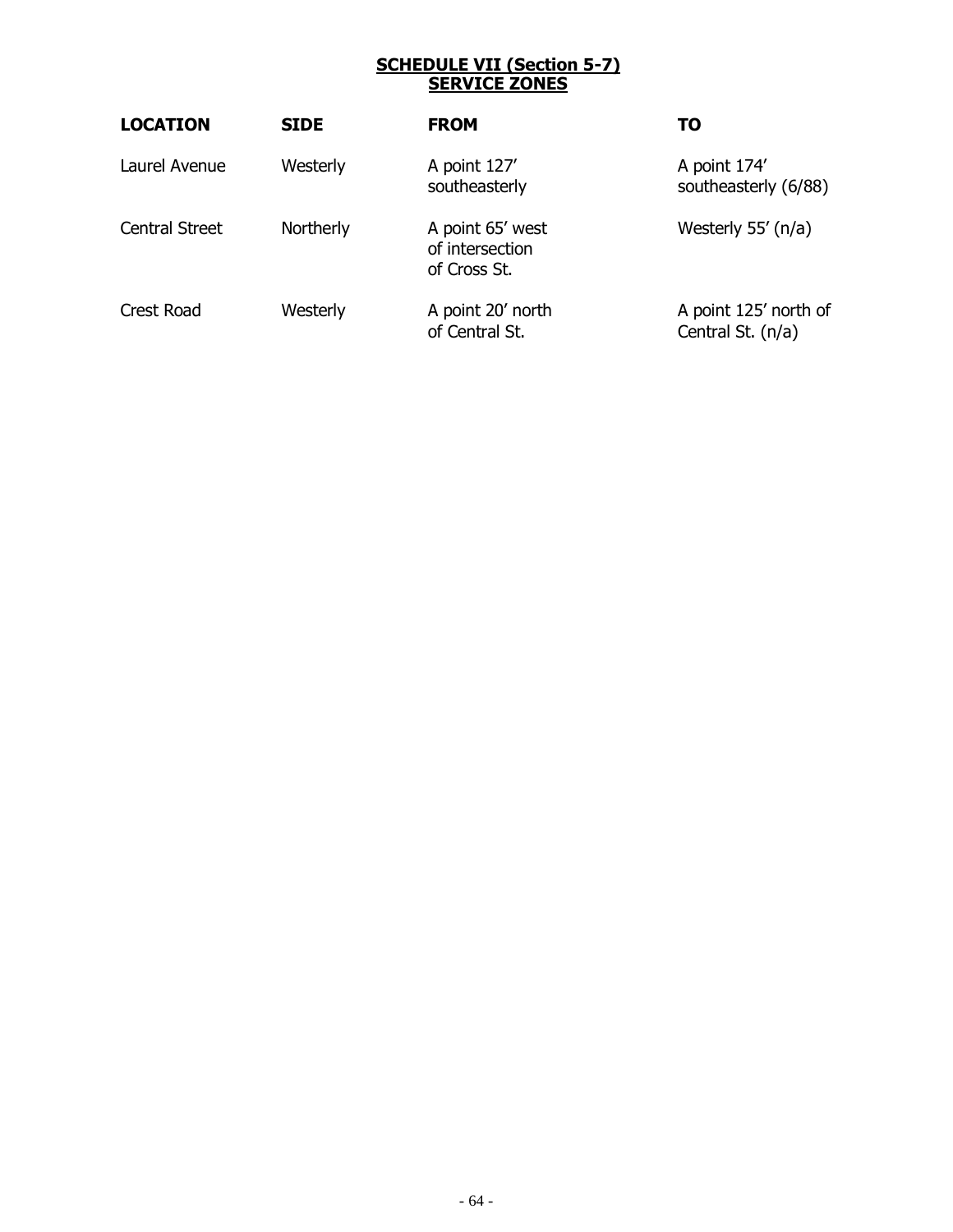**SCHEDULE VII (Section 5-7)**
**SERVICE ZONES**

| LOCATION | SIDE | FROM | TO |
|---|---|---|---|
| Laurel Avenue | Westerly | A point 127' southeasterly | A point 174' southeasterly (6/88) |
| Central Street | Northerly | A point 65' west of intersection of Cross St. | Westerly 55' (n/a) |
| Crest Road | Westerly | A point 20' north of Central St. | A point 125' north of Central St. (n/a) |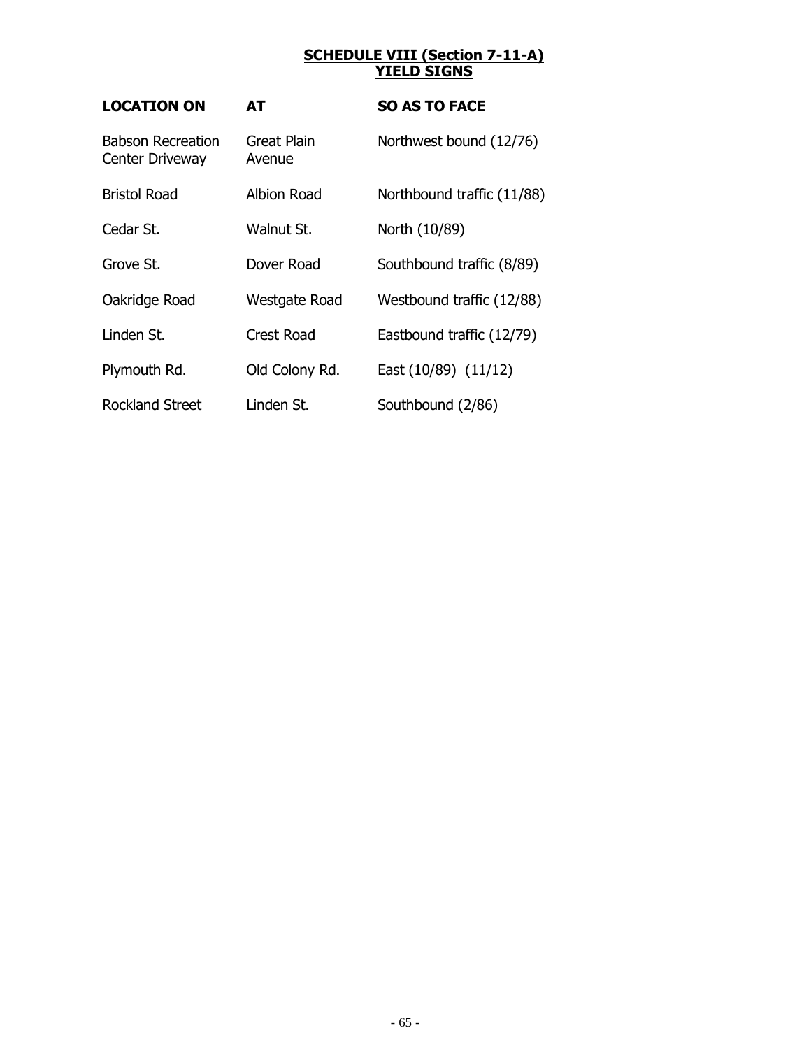**SCHEDULE VIII (Section 7-11-A)**
**YIELD SIGNS**

| LOCATION ON | AT | SO AS TO FACE |
|---|---|---|
| Babson Recreation Center Driveway | Great Plain Avenue | Northwest bound (12/76) |
| Bristol Road | Albion Road | Northbound traffic (11/88) |
| Cedar St. | Walnut St. | North (10/89) |
| Grove St. | Dover Road | Southbound traffic (8/89) |
| Oakridge Road | Westgate Road | Westbound traffic (12/88) |
| Linden St. | Crest Road | Eastbound traffic (12/79) |
| ~~Plymouth Rd.~~ | ~~Old Colony Rd.~~ | ~~East (10/89)~~ (11/12) |
| Rockland Street | Linden St. | Southbound (2/86) |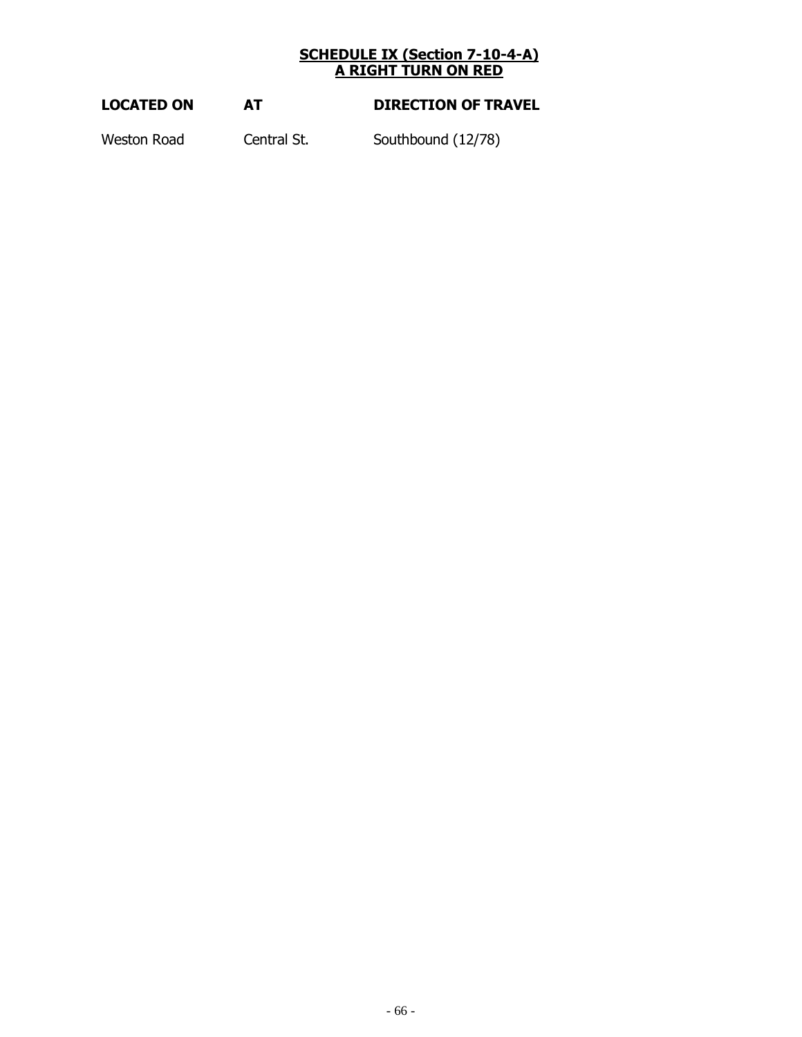**SCHEDULE IX (Section 7-10-4-A)**
**A RIGHT TURN ON RED**

| LOCATED ON | AT | DIRECTION OF TRAVEL |
| --- | --- | --- |
| Weston Road | Central St. | Southbound (12/78) |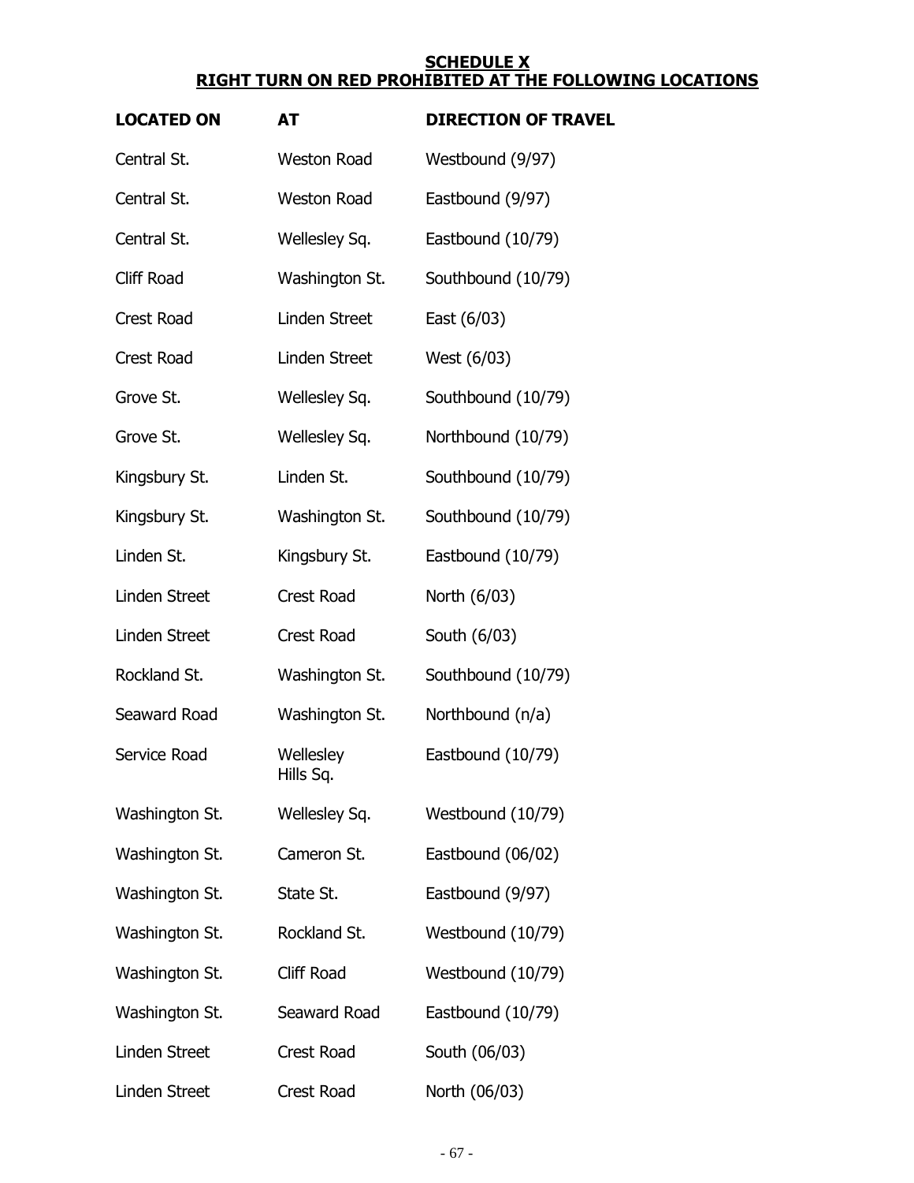## SCHEDULE X
## RIGHT TURN ON RED PROHIBITED AT THE FOLLOWING LOCATIONS

| LOCATED ON | AT | DIRECTION OF TRAVEL |
|---|---|---|
| Central St. | Weston Road | Westbound (9/97) |
| Central St. | Weston Road | Eastbound (9/97) |
| Central St. | Wellesley Sq. | Eastbound (10/79) |
| Cliff Road | Washington St. | Southbound (10/79) |
| Crest Road | Linden Street | East (6/03) |
| Crest Road | Linden Street | West (6/03) |
| Grove St. | Wellesley Sq. | Southbound (10/79) |
| Grove St. | Wellesley Sq. | Northbound (10/79) |
| Kingsbury St. | Linden St. | Southbound (10/79) |
| Kingsbury St. | Washington St. | Southbound (10/79) |
| Linden St. | Kingsbury St. | Eastbound (10/79) |
| Linden Street | Crest Road | North (6/03) |
| Linden Street | Crest Road | South (6/03) |
| Rockland St. | Washington St. | Southbound (10/79) |
| Seaward Road | Washington St. | Northbound (n/a) |
| Service Road | Wellesley Hills Sq. | Eastbound (10/79) |
| Washington St. | Wellesley Sq. | Westbound (10/79) |
| Washington St. | Cameron St. | Eastbound (06/02) |
| Washington St. | State St. | Eastbound (9/97) |
| Washington St. | Rockland St. | Westbound (10/79) |
| Washington St. | Cliff Road | Westbound (10/79) |
| Washington St. | Seaward Road | Eastbound (10/79) |
| Linden Street | Crest Road | South (06/03) |
| Linden Street | Crest Road | North (06/03) |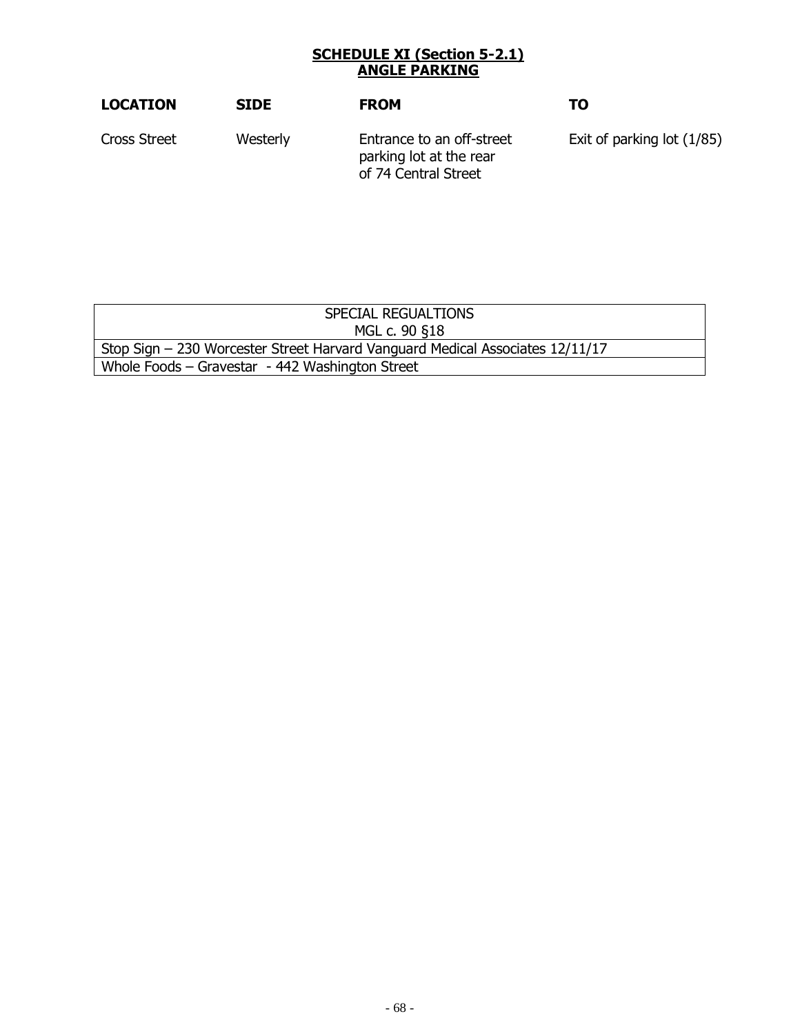**SCHEDULE XI (Section 5-2.1)**
**ANGLE PARKING**

| LOCATION | SIDE | FROM | TO |
|---|---|---|---|
| Cross Street | Westerly | Entrance to an off-street parking lot at the rear of 74 Central Street | Exit of parking lot (1/85) |

| SPECIAL REGUALTIONS<br>MGL c. 90 §18 |
|---|
| Stop Sign – 230 Worcester Street Harvard Vanguard Medical Associates 12/11/17 |
| Whole Foods – Gravestar - 442 Washington Street |